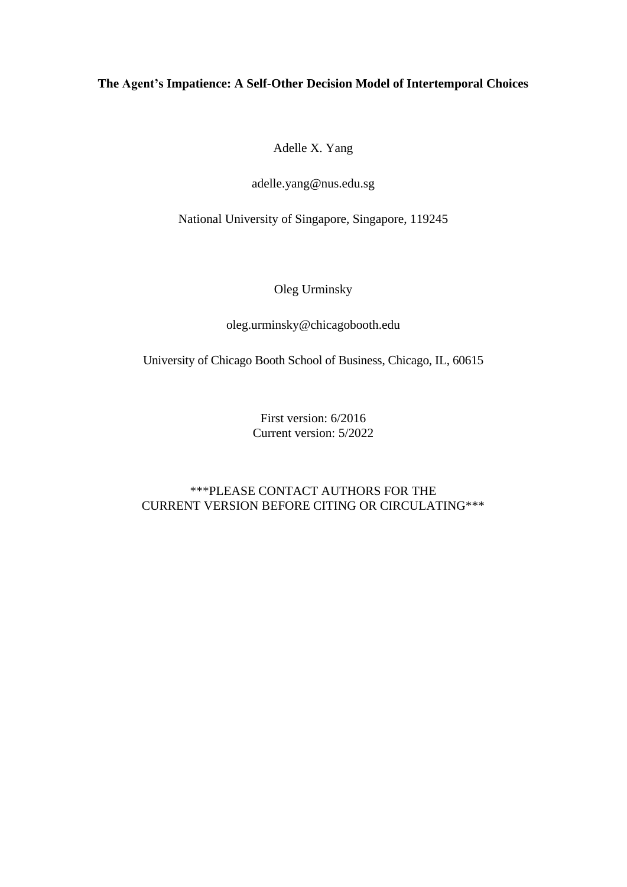**The Agent's Impatience: A Self-Other Decision Model of Intertemporal Choices**

Adelle X. Yang

adelle.yang@nus.edu.sg

National University of Singapore, Singapore, 119245

Oleg Urminsky

oleg.urminsky@chicagobooth.edu

University of Chicago Booth School of Business, Chicago, IL, 60615

First version: 6/2016
Current version: 5/2022

***PLEASE CONTACT AUTHORS FOR THE CURRENT VERSION BEFORE CITING OR CIRCULATING***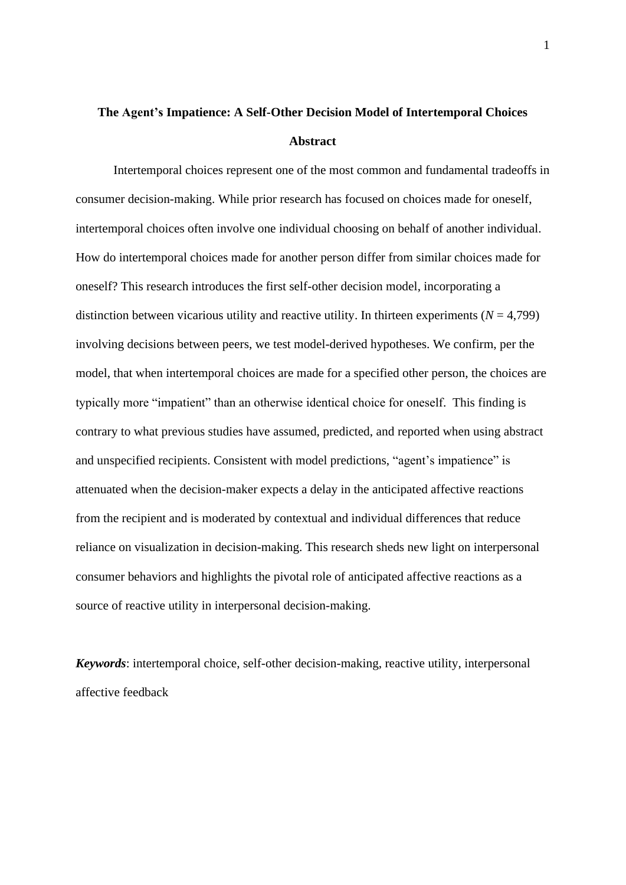# The Agent's Impatience: A Self-Other Decision Model of Intertemporal Choices

## Abstract

Intertemporal choices represent one of the most common and fundamental tradeoffs in consumer decision-making. While prior research has focused on choices made for oneself, intertemporal choices often involve one individual choosing on behalf of another individual. How do intertemporal choices made for another person differ from similar choices made for oneself? This research introduces the first self-other decision model, incorporating a distinction between vicarious utility and reactive utility. In thirteen experiments ($N$ = 4,799) involving decisions between peers, we test model-derived hypotheses. We confirm, per the model, that when intertemporal choices are made for a specified other person, the choices are typically more "impatient" than an otherwise identical choice for oneself. This finding is contrary to what previous studies have assumed, predicted, and reported when using abstract and unspecified recipients. Consistent with model predictions, "agent's impatience" is attenuated when the decision-maker expects a delay in the anticipated affective reactions from the recipient and is moderated by contextual and individual differences that reduce reliance on visualization in decision-making. This research sheds new light on interpersonal consumer behaviors and highlights the pivotal role of anticipated affective reactions as a source of reactive utility in interpersonal decision-making.

***Keywords***: intertemporal choice, self-other decision-making, reactive utility, interpersonal affective feedback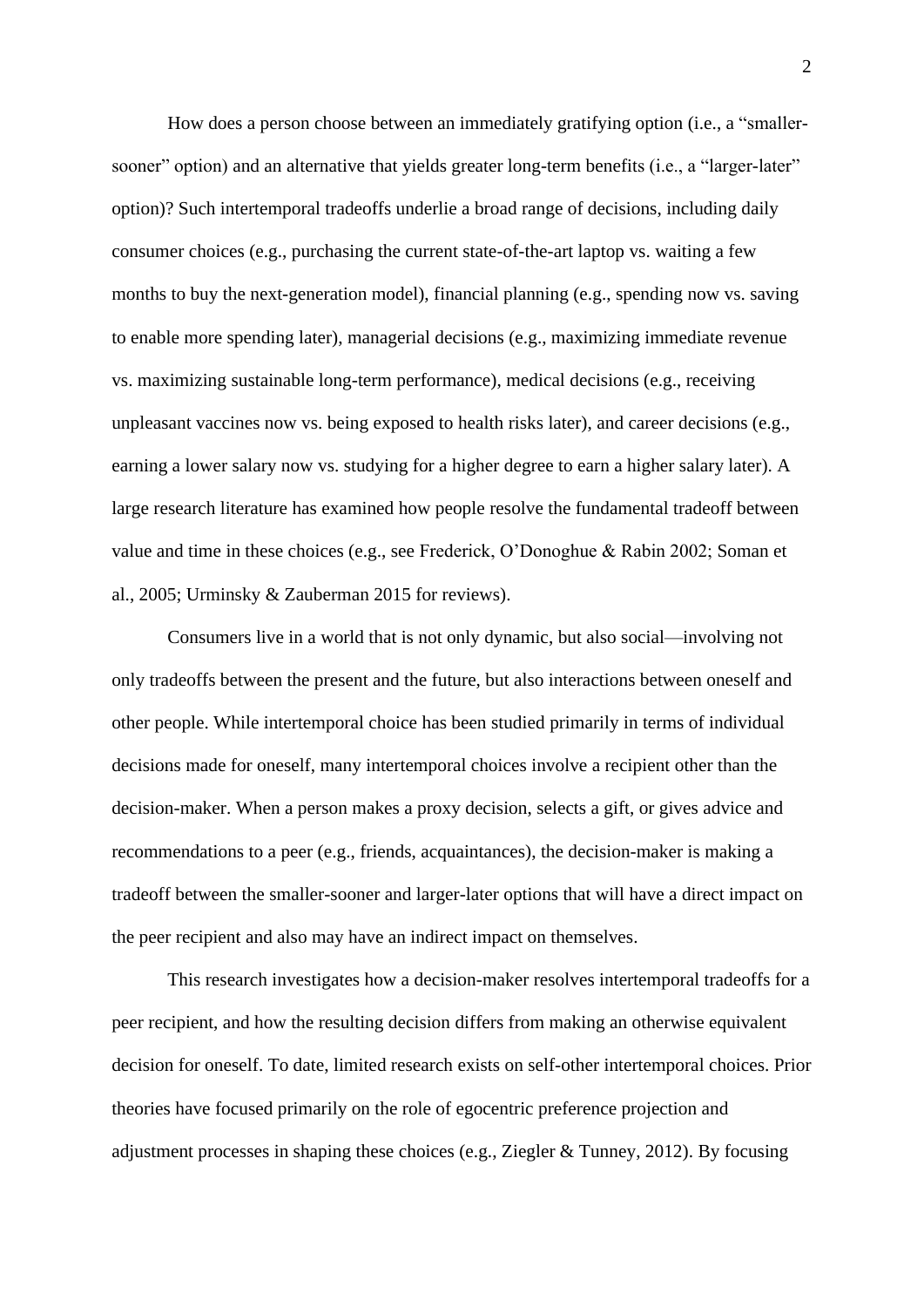How does a person choose between an immediately gratifying option (i.e., a "smaller-sooner" option) and an alternative that yields greater long-term benefits (i.e., a "larger-later" option)? Such intertemporal tradeoffs underlie a broad range of decisions, including daily consumer choices (e.g., purchasing the current state-of-the-art laptop vs. waiting a few months to buy the next-generation model), financial planning (e.g., spending now vs. saving to enable more spending later), managerial decisions (e.g., maximizing immediate revenue vs. maximizing sustainable long-term performance), medical decisions (e.g., receiving unpleasant vaccines now vs. being exposed to health risks later), and career decisions (e.g., earning a lower salary now vs. studying for a higher degree to earn a higher salary later). A large research literature has examined how people resolve the fundamental tradeoff between value and time in these choices (e.g., see Frederick, O'Donoghue & Rabin 2002; Soman et al., 2005; Urminsky & Zauberman 2015 for reviews).

Consumers live in a world that is not only dynamic, but also social—involving not only tradeoffs between the present and the future, but also interactions between oneself and other people. While intertemporal choice has been studied primarily in terms of individual decisions made for oneself, many intertemporal choices involve a recipient other than the decision-maker. When a person makes a proxy decision, selects a gift, or gives advice and recommendations to a peer (e.g., friends, acquaintances), the decision-maker is making a tradeoff between the smaller-sooner and larger-later options that will have a direct impact on the peer recipient and also may have an indirect impact on themselves.

This research investigates how a decision-maker resolves intertemporal tradeoffs for a peer recipient, and how the resulting decision differs from making an otherwise equivalent decision for oneself. To date, limited research exists on self-other intertemporal choices. Prior theories have focused primarily on the role of egocentric preference projection and adjustment processes in shaping these choices (e.g., Ziegler & Tunney, 2012). By focusing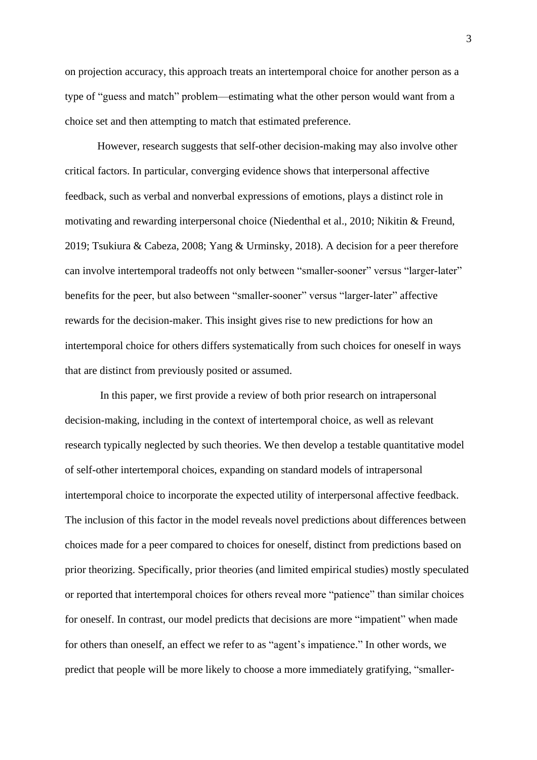on projection accuracy, this approach treats an intertemporal choice for another person as a type of "guess and match" problem—estimating what the other person would want from a choice set and then attempting to match that estimated preference.

However, research suggests that self-other decision-making may also involve other critical factors. In particular, converging evidence shows that interpersonal affective feedback, such as verbal and nonverbal expressions of emotions, plays a distinct role in motivating and rewarding interpersonal choice (Niedenthal et al., 2010; Nikitin & Freund, 2019; Tsukiura & Cabeza, 2008; Yang & Urminsky, 2018). A decision for a peer therefore can involve intertemporal tradeoffs not only between "smaller-sooner" versus "larger-later" benefits for the peer, but also between "smaller-sooner" versus "larger-later" affective rewards for the decision-maker. This insight gives rise to new predictions for how an intertemporal choice for others differs systematically from such choices for oneself in ways that are distinct from previously posited or assumed.

In this paper, we first provide a review of both prior research on intrapersonal decision-making, including in the context of intertemporal choice, as well as relevant research typically neglected by such theories. We then develop a testable quantitative model of self-other intertemporal choices, expanding on standard models of intrapersonal intertemporal choice to incorporate the expected utility of interpersonal affective feedback. The inclusion of this factor in the model reveals novel predictions about differences between choices made for a peer compared to choices for oneself, distinct from predictions based on prior theorizing. Specifically, prior theories (and limited empirical studies) mostly speculated or reported that intertemporal choices for others reveal more "patience" than similar choices for oneself. In contrast, our model predicts that decisions are more "impatient" when made for others than oneself, an effect we refer to as "agent's impatience." In other words, we predict that people will be more likely to choose a more immediately gratifying, "smaller-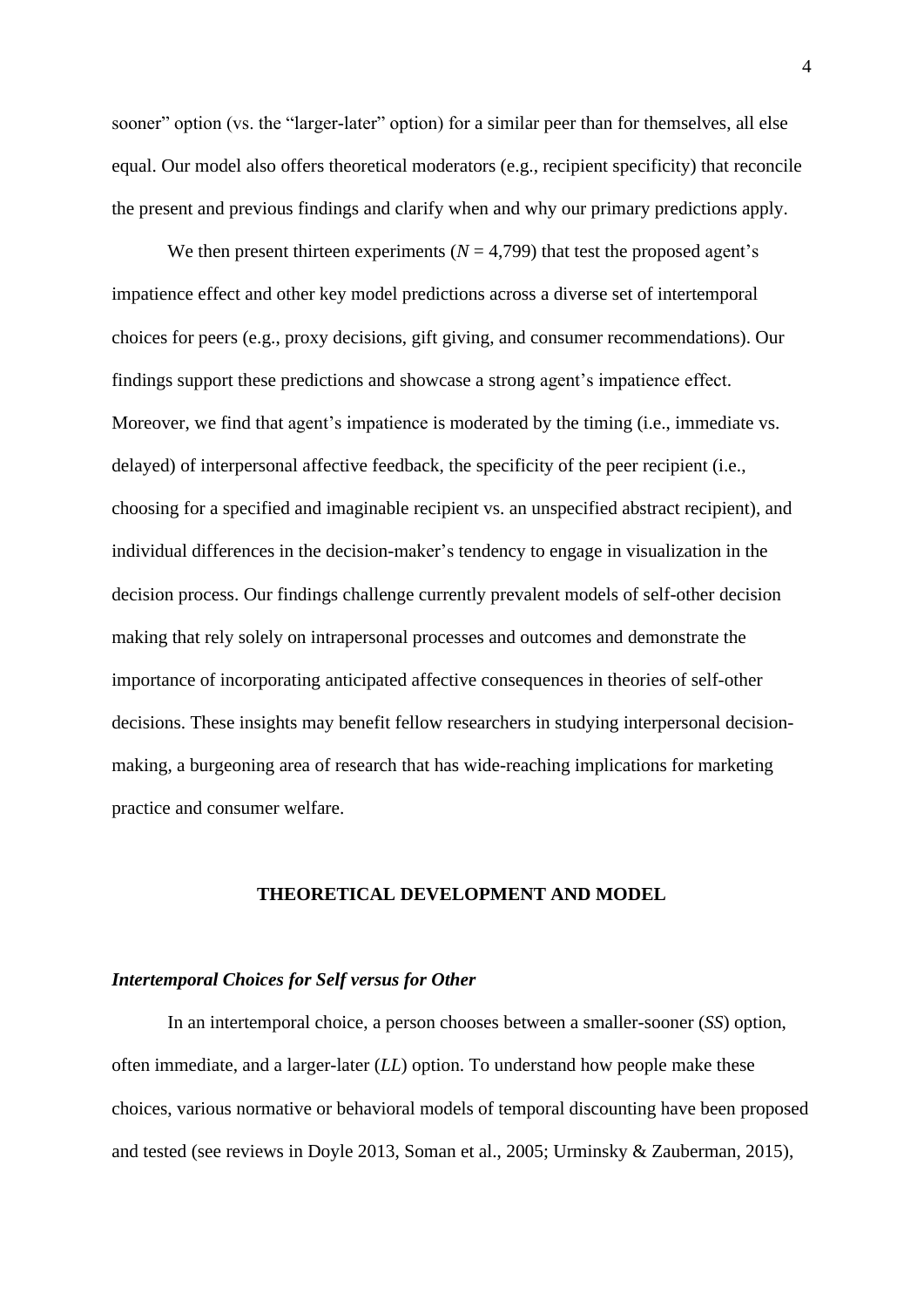sooner" option (vs. the "larger-later" option) for a similar peer than for themselves, all else equal. Our model also offers theoretical moderators (e.g., recipient specificity) that reconcile the present and previous findings and clarify when and why our primary predictions apply.

We then present thirteen experiments ($N$ = 4,799) that test the proposed agent's impatience effect and other key model predictions across a diverse set of intertemporal choices for peers (e.g., proxy decisions, gift giving, and consumer recommendations). Our findings support these predictions and showcase a strong agent's impatience effect. Moreover, we find that agent's impatience is moderated by the timing (i.e., immediate vs. delayed) of interpersonal affective feedback, the specificity of the peer recipient (i.e., choosing for a specified and imaginable recipient vs. an unspecified abstract recipient), and individual differences in the decision-maker's tendency to engage in visualization in the decision process. Our findings challenge currently prevalent models of self-other decision making that rely solely on intrapersonal processes and outcomes and demonstrate the importance of incorporating anticipated affective consequences in theories of self-other decisions. These insights may benefit fellow researchers in studying interpersonal decision-making, a burgeoning area of research that has wide-reaching implications for marketing practice and consumer welfare.

## THEORETICAL DEVELOPMENT AND MODEL

### *Intertemporal Choices for Self versus for Other*

In an intertemporal choice, a person chooses between a smaller-sooner (*SS*) option, often immediate, and a larger-later (*LL*) option. To understand how people make these choices, various normative or behavioral models of temporal discounting have been proposed and tested (see reviews in Doyle 2013, Soman et al., 2005; Urminsky & Zauberman, 2015),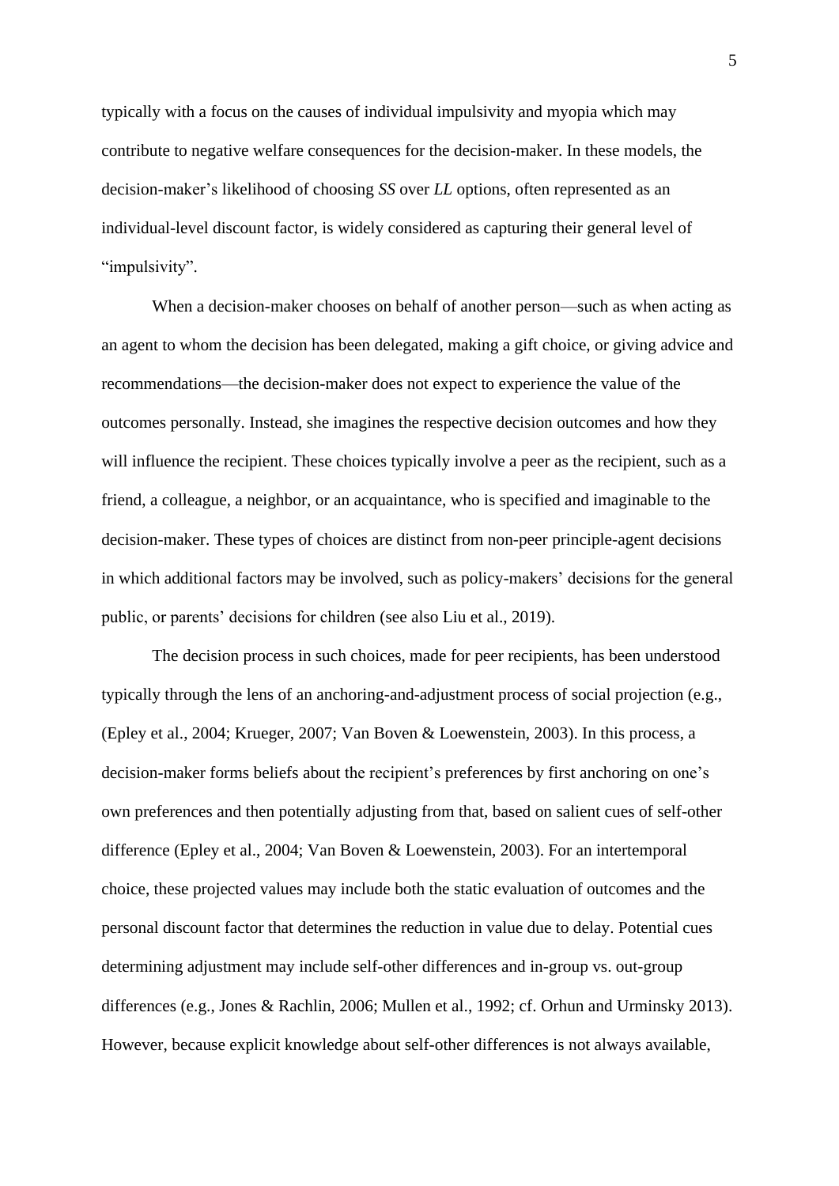typically with a focus on the causes of individual impulsivity and myopia which may contribute to negative welfare consequences for the decision-maker. In these models, the decision-maker's likelihood of choosing *SS* over *LL* options, often represented as an individual-level discount factor, is widely considered as capturing their general level of "impulsivity".

When a decision-maker chooses on behalf of another person—such as when acting as an agent to whom the decision has been delegated, making a gift choice, or giving advice and recommendations—the decision-maker does not expect to experience the value of the outcomes personally. Instead, she imagines the respective decision outcomes and how they will influence the recipient. These choices typically involve a peer as the recipient, such as a friend, a colleague, a neighbor, or an acquaintance, who is specified and imaginable to the decision-maker. These types of choices are distinct from non-peer principle-agent decisions in which additional factors may be involved, such as policy-makers' decisions for the general public, or parents' decisions for children (see also Liu et al., 2019).

The decision process in such choices, made for peer recipients, has been understood typically through the lens of an anchoring-and-adjustment process of social projection (e.g., (Epley et al., 2004; Krueger, 2007; Van Boven & Loewenstein, 2003). In this process, a decision-maker forms beliefs about the recipient's preferences by first anchoring on one's own preferences and then potentially adjusting from that, based on salient cues of self-other difference (Epley et al., 2004; Van Boven & Loewenstein, 2003). For an intertemporal choice, these projected values may include both the static evaluation of outcomes and the personal discount factor that determines the reduction in value due to delay. Potential cues determining adjustment may include self-other differences and in-group vs. out-group differences (e.g., Jones & Rachlin, 2006; Mullen et al., 1992; cf. Orhun and Urminsky 2013). However, because explicit knowledge about self-other differences is not always available,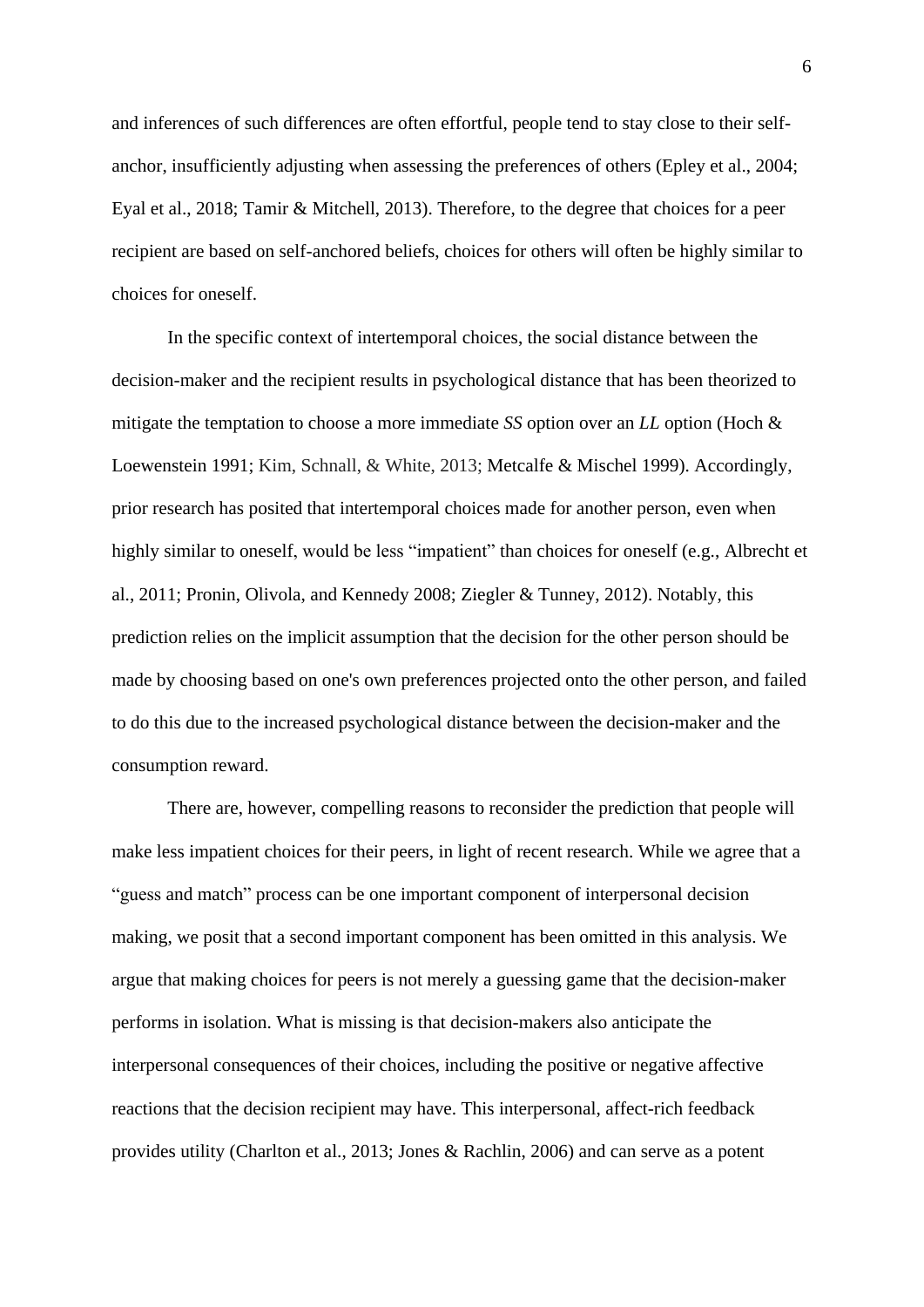and inferences of such differences are often effortful, people tend to stay close to their self-anchor, insufficiently adjusting when assessing the preferences of others (Epley et al., 2004; Eyal et al., 2018; Tamir & Mitchell, 2013). Therefore, to the degree that choices for a peer recipient are based on self-anchored beliefs, choices for others will often be highly similar to choices for oneself.

In the specific context of intertemporal choices, the social distance between the decision-maker and the recipient results in psychological distance that has been theorized to mitigate the temptation to choose a more immediate *SS* option over an *LL* option (Hoch & Loewenstein 1991; Kim, Schnall, & White, 2013; Metcalfe & Mischel 1999). Accordingly, prior research has posited that intertemporal choices made for another person, even when highly similar to oneself, would be less "impatient" than choices for oneself (e.g., Albrecht et al., 2011; Pronin, Olivola, and Kennedy 2008; Ziegler & Tunney, 2012). Notably, this prediction relies on the implicit assumption that the decision for the other person should be made by choosing based on one's own preferences projected onto the other person, and failed to do this due to the increased psychological distance between the decision-maker and the consumption reward.

There are, however, compelling reasons to reconsider the prediction that people will make less impatient choices for their peers, in light of recent research. While we agree that a "guess and match" process can be one important component of interpersonal decision making, we posit that a second important component has been omitted in this analysis. We argue that making choices for peers is not merely a guessing game that the decision-maker performs in isolation. What is missing is that decision-makers also anticipate the interpersonal consequences of their choices, including the positive or negative affective reactions that the decision recipient may have. This interpersonal, affect-rich feedback provides utility (Charlton et al., 2013; Jones & Rachlin, 2006) and can serve as a potent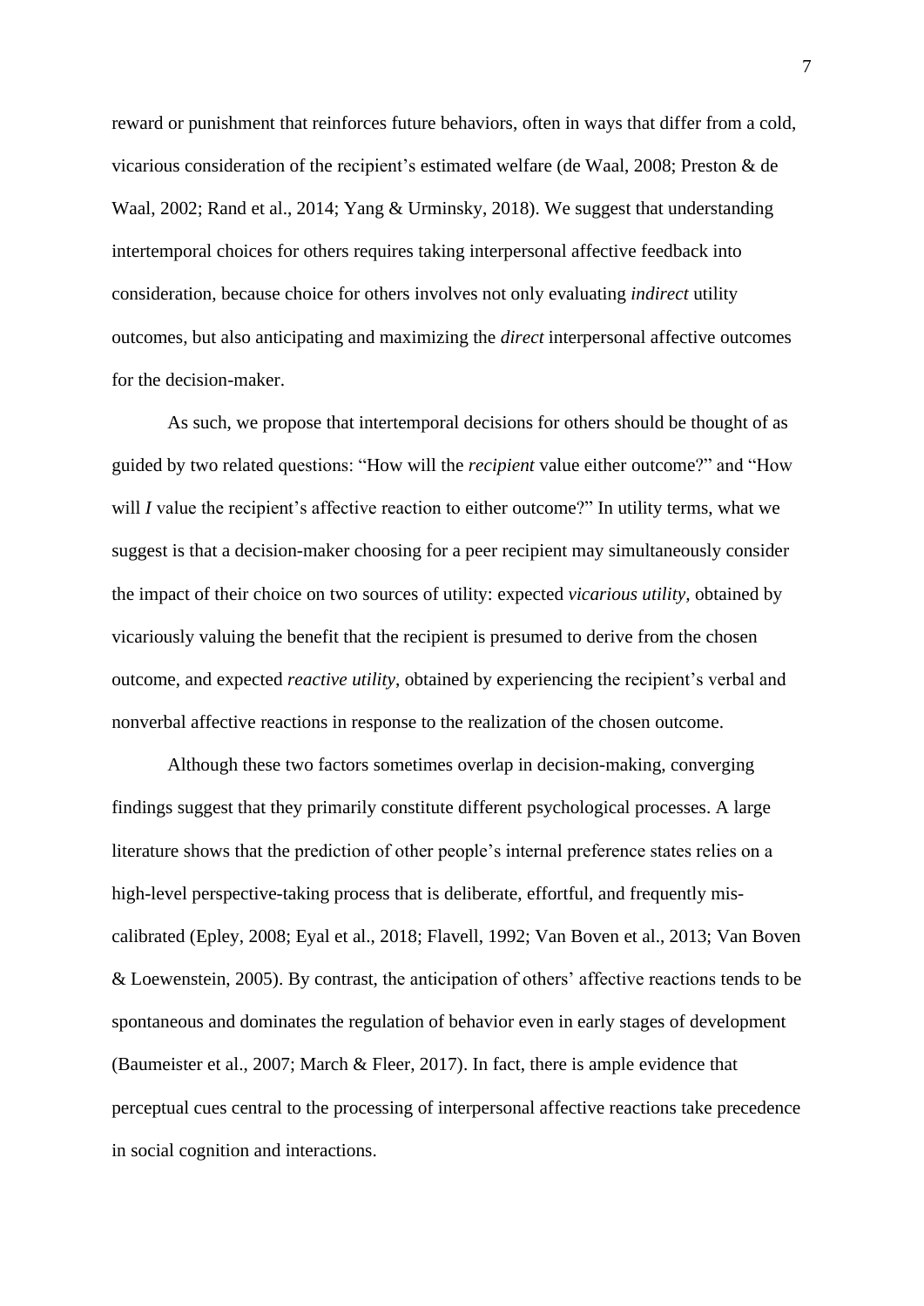reward or punishment that reinforces future behaviors, often in ways that differ from a cold, vicarious consideration of the recipient's estimated welfare (de Waal, 2008; Preston & de Waal, 2002; Rand et al., 2014; Yang & Urminsky, 2018). We suggest that understanding intertemporal choices for others requires taking interpersonal affective feedback into consideration, because choice for others involves not only evaluating *indirect* utility outcomes, but also anticipating and maximizing the *direct* interpersonal affective outcomes for the decision-maker.

As such, we propose that intertemporal decisions for others should be thought of as guided by two related questions: "How will the *recipient* value either outcome?" and "How will *I* value the recipient's affective reaction to either outcome?" In utility terms, what we suggest is that a decision-maker choosing for a peer recipient may simultaneously consider the impact of their choice on two sources of utility: expected *vicarious utility*, obtained by vicariously valuing the benefit that the recipient is presumed to derive from the chosen outcome, and expected *reactive utility*, obtained by experiencing the recipient's verbal and nonverbal affective reactions in response to the realization of the chosen outcome.

Although these two factors sometimes overlap in decision-making, converging findings suggest that they primarily constitute different psychological processes. A large literature shows that the prediction of other people's internal preference states relies on a high-level perspective-taking process that is deliberate, effortful, and frequently mis-calibrated (Epley, 2008; Eyal et al., 2018; Flavell, 1992; Van Boven et al., 2013; Van Boven & Loewenstein, 2005). By contrast, the anticipation of others' affective reactions tends to be spontaneous and dominates the regulation of behavior even in early stages of development (Baumeister et al., 2007; March & Fleer, 2017). In fact, there is ample evidence that perceptual cues central to the processing of interpersonal affective reactions take precedence in social cognition and interactions.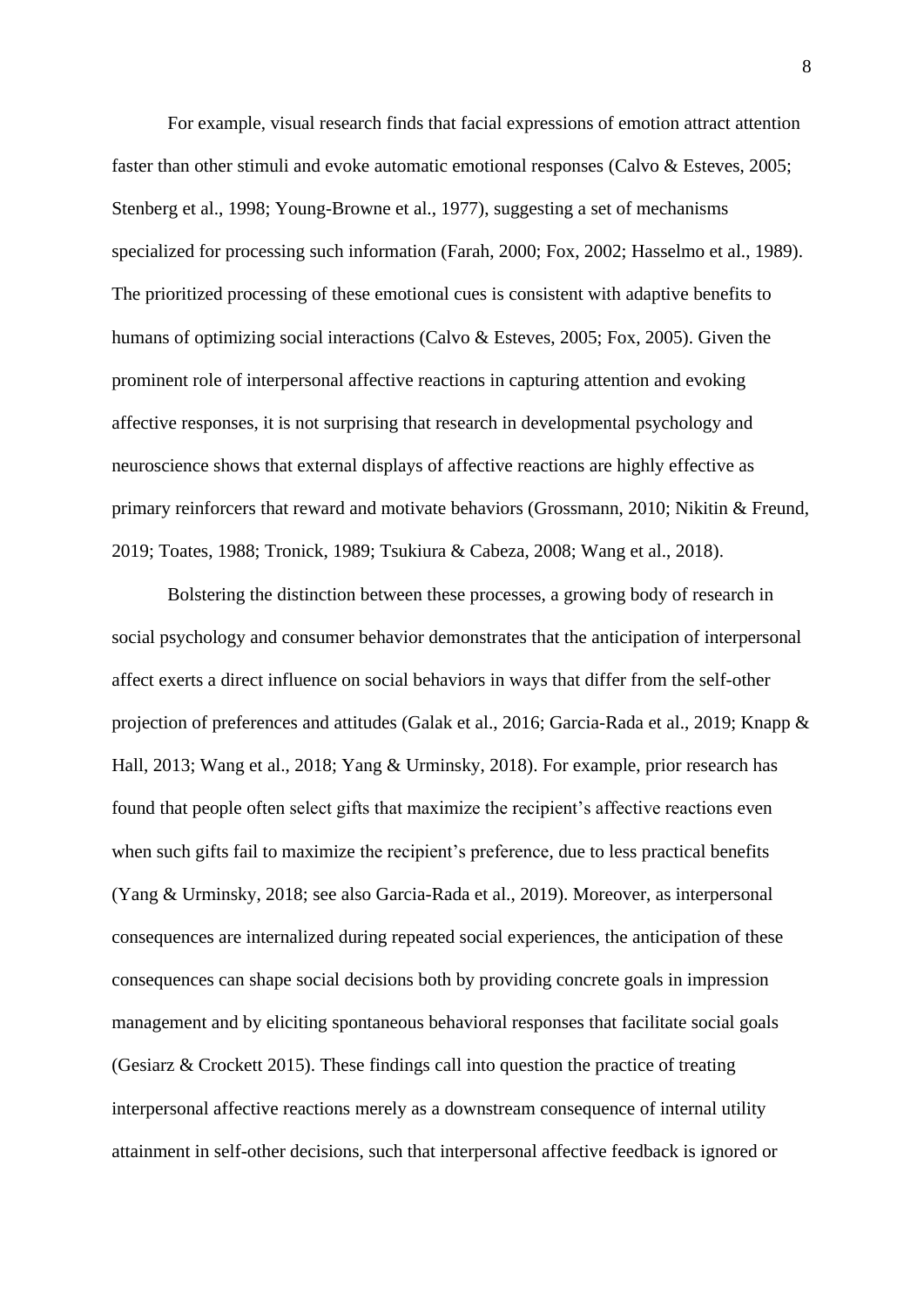For example, visual research finds that facial expressions of emotion attract attention faster than other stimuli and evoke automatic emotional responses (Calvo & Esteves, 2005; Stenberg et al., 1998; Young-Browne et al., 1977), suggesting a set of mechanisms specialized for processing such information (Farah, 2000; Fox, 2002; Hasselmo et al., 1989). The prioritized processing of these emotional cues is consistent with adaptive benefits to humans of optimizing social interactions (Calvo & Esteves, 2005; Fox, 2005). Given the prominent role of interpersonal affective reactions in capturing attention and evoking affective responses, it is not surprising that research in developmental psychology and neuroscience shows that external displays of affective reactions are highly effective as primary reinforcers that reward and motivate behaviors (Grossmann, 2010; Nikitin & Freund, 2019; Toates, 1988; Tronick, 1989; Tsukiura & Cabeza, 2008; Wang et al., 2018).

Bolstering the distinction between these processes, a growing body of research in social psychology and consumer behavior demonstrates that the anticipation of interpersonal affect exerts a direct influence on social behaviors in ways that differ from the self-other projection of preferences and attitudes (Galak et al., 2016; Garcia-Rada et al., 2019; Knapp & Hall, 2013; Wang et al., 2018; Yang & Urminsky, 2018). For example, prior research has found that people often select gifts that maximize the recipient's affective reactions even when such gifts fail to maximize the recipient's preference, due to less practical benefits (Yang & Urminsky, 2018; see also Garcia-Rada et al., 2019). Moreover, as interpersonal consequences are internalized during repeated social experiences, the anticipation of these consequences can shape social decisions both by providing concrete goals in impression management and by eliciting spontaneous behavioral responses that facilitate social goals (Gesiarz & Crockett 2015). These findings call into question the practice of treating interpersonal affective reactions merely as a downstream consequence of internal utility attainment in self-other decisions, such that interpersonal affective feedback is ignored or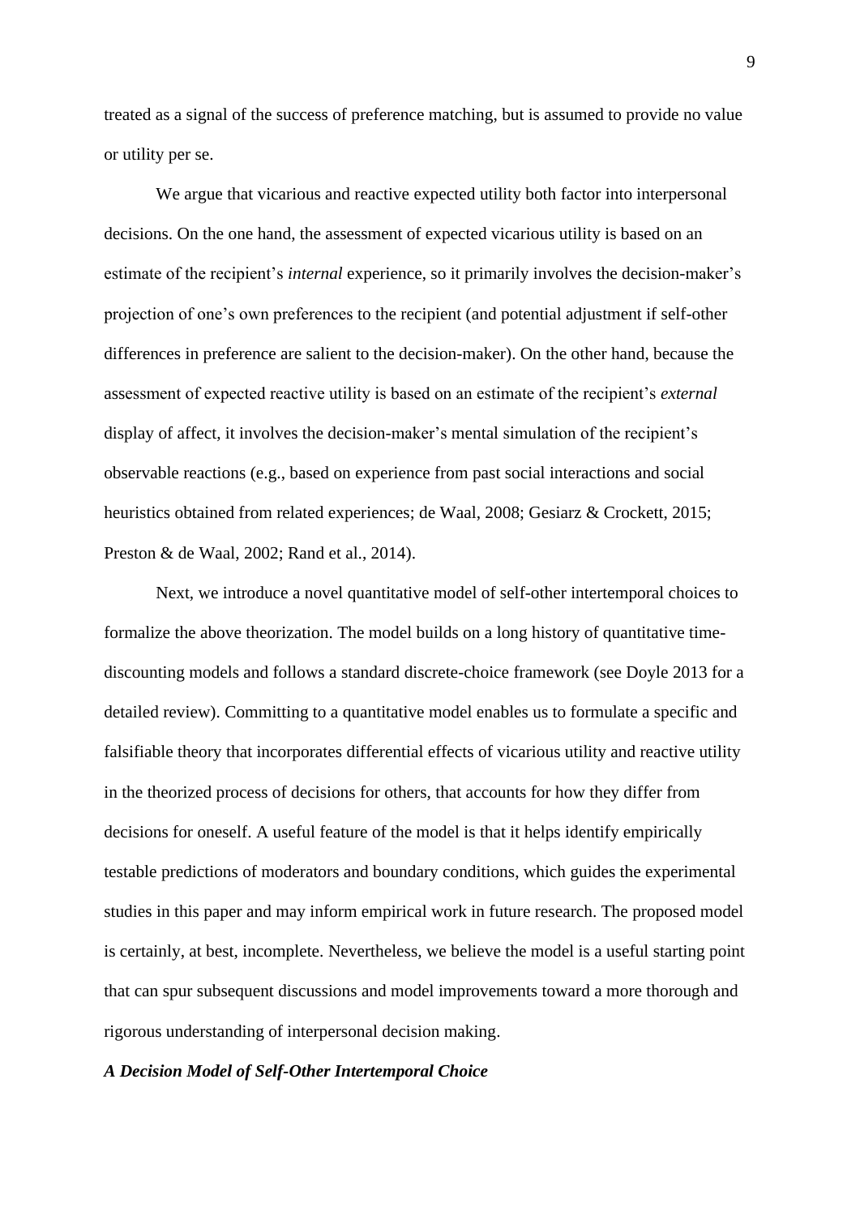treated as a signal of the success of preference matching, but is assumed to provide no value or utility per se.

We argue that vicarious and reactive expected utility both factor into interpersonal decisions. On the one hand, the assessment of expected vicarious utility is based on an estimate of the recipient's *internal* experience, so it primarily involves the decision-maker's projection of one's own preferences to the recipient (and potential adjustment if self-other differences in preference are salient to the decision-maker). On the other hand, because the assessment of expected reactive utility is based on an estimate of the recipient's *external* display of affect, it involves the decision-maker's mental simulation of the recipient's observable reactions (e.g., based on experience from past social interactions and social heuristics obtained from related experiences; de Waal, 2008; Gesiarz & Crockett, 2015; Preston & de Waal, 2002; Rand et al., 2014).

Next, we introduce a novel quantitative model of self-other intertemporal choices to formalize the above theorization. The model builds on a long history of quantitative time-discounting models and follows a standard discrete-choice framework (see Doyle 2013 for a detailed review). Committing to a quantitative model enables us to formulate a specific and falsifiable theory that incorporates differential effects of vicarious utility and reactive utility in the theorized process of decisions for others, that accounts for how they differ from decisions for oneself. A useful feature of the model is that it helps identify empirically testable predictions of moderators and boundary conditions, which guides the experimental studies in this paper and may inform empirical work in future research. The proposed model is certainly, at best, incomplete. Nevertheless, we believe the model is a useful starting point that can spur subsequent discussions and model improvements toward a more thorough and rigorous understanding of interpersonal decision making.

### *A Decision Model of Self-Other Intertemporal Choice*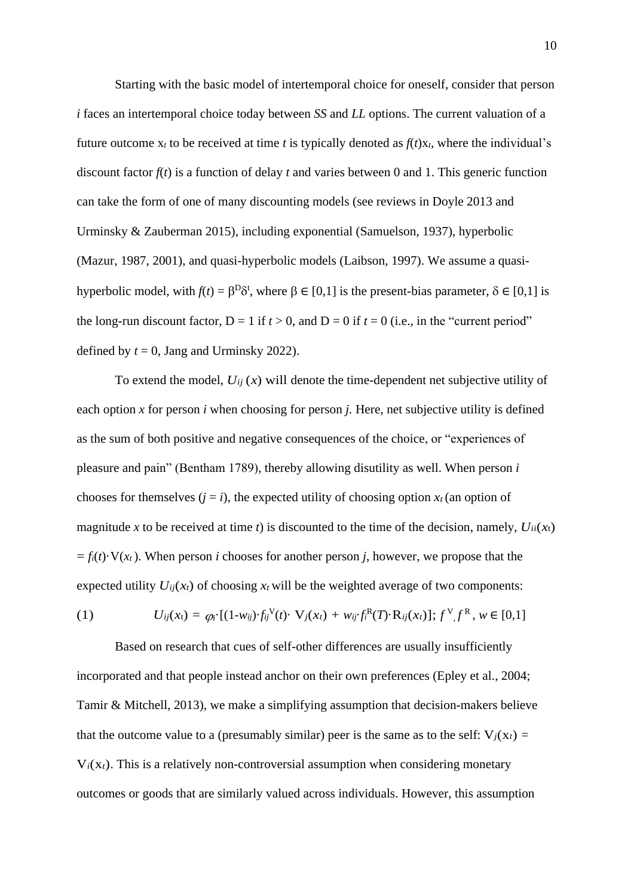Starting with the basic model of intertemporal choice for oneself, consider that person *i* faces an intertemporal choice today between *SS* and *LL* options. The current valuation of a future outcome $x_t$ to be received at time *t* is typically denoted as $f(t)x_t$, where the individual's discount factor $f(t)$ is a function of delay *t* and varies between 0 and 1. This generic function can take the form of one of many discounting models (see reviews in Doyle 2013 and Urminsky & Zauberman 2015), including exponential (Samuelson, 1937), hyperbolic (Mazur, 1987, 2001), and quasi-hyperbolic models (Laibson, 1997). We assume a quasi-hyperbolic model, with $f(t) = \beta^D\delta^t$, where $\beta \in [0,1]$ is the present-bias parameter, $\delta \in [0,1]$ is the long-run discount factor, D = 1 if $t > 0$, and D = 0 if $t = 0$ (i.e., in the "current period" defined by $t = 0$, Jang and Urminsky 2022).

To extend the model, $U_{ij}(x)$ will denote the time-dependent net subjective utility of each option *x* for person *i* when choosing for person *j*. Here, net subjective utility is defined as the sum of both positive and negative consequences of the choice, or "experiences of pleasure and pain" (Bentham 1789), thereby allowing disutility as well. When person *i* chooses for themselves ($j = i$), the expected utility of choosing option $x_t$ (an option of magnitude *x* to be received at time *t*) is discounted to the time of the decision, namely, $U_{ii}(x_t) = f_i(t)\cdot V(x_t)$. When person *i* chooses for another person *j*, however, we propose that the expected utility $U_{ij}(x_t)$ of choosing $x_t$ will be the weighted average of two components:

$$U_{ij}(x_t) = \varphi_i\cdot[(1-w_{ij})\cdot f_{ij}^V(t)\cdot V_j(x_t) + w_{ij}\cdot f_i^R(T)\cdot R_{ij}(x_t)];\ f^V, f^R, w \in [0,1] \quad (1)$$

Based on research that cues of self-other differences are usually insufficiently incorporated and that people instead anchor on their own preferences (Epley et al., 2004; Tamir & Mitchell, 2013), we make a simplifying assumption that decision-makers believe that the outcome value to a (presumably similar) peer is the same as to the self: $V_j(x_t) = V_i(x_t)$. This is a relatively non-controversial assumption when considering monetary outcomes or goods that are similarly valued across individuals. However, this assumption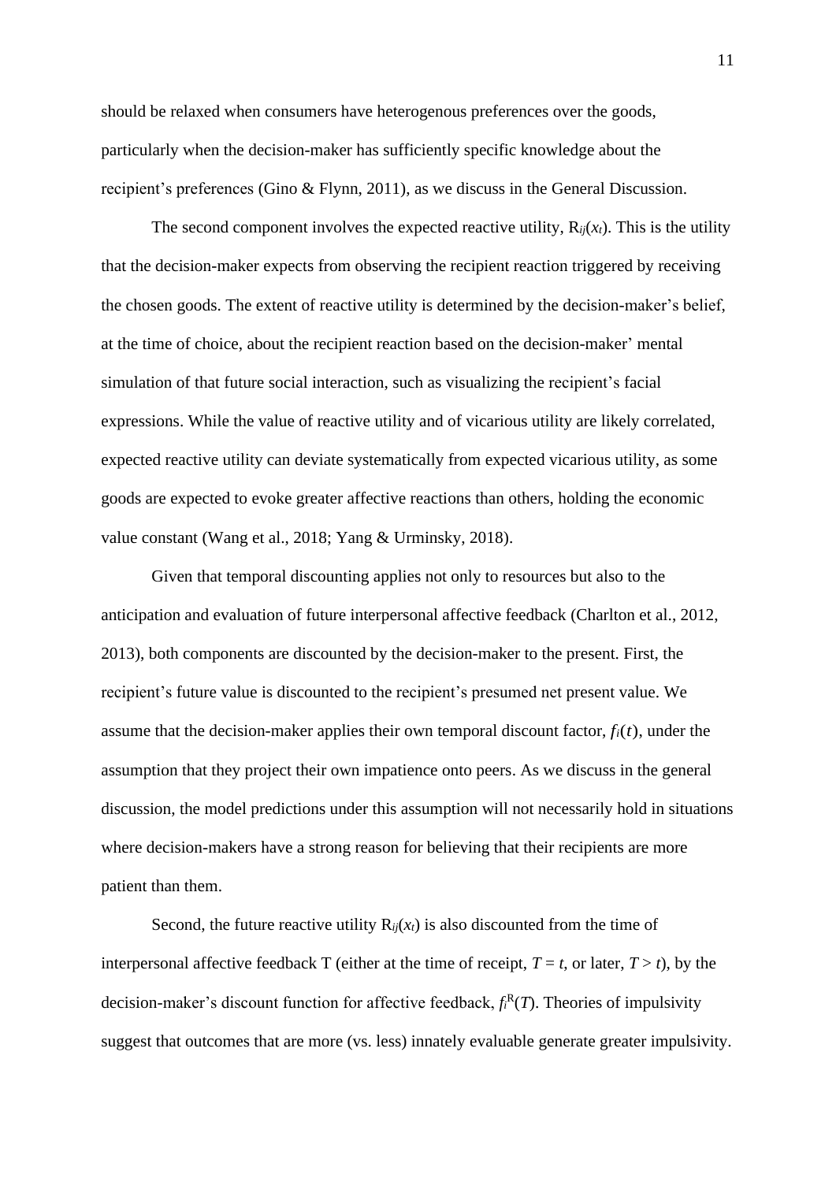should be relaxed when consumers have heterogenous preferences over the goods, particularly when the decision-maker has sufficiently specific knowledge about the recipient's preferences (Gino & Flynn, 2011), as we discuss in the General Discussion.

The second component involves the expected reactive utility, $R_{ij}(x_t)$. This is the utility that the decision-maker expects from observing the recipient reaction triggered by receiving the chosen goods. The extent of reactive utility is determined by the decision-maker's belief, at the time of choice, about the recipient reaction based on the decision-maker' mental simulation of that future social interaction, such as visualizing the recipient's facial expressions. While the value of reactive utility and of vicarious utility are likely correlated, expected reactive utility can deviate systematically from expected vicarious utility, as some goods are expected to evoke greater affective reactions than others, holding the economic value constant (Wang et al., 2018; Yang & Urminsky, 2018).

Given that temporal discounting applies not only to resources but also to the anticipation and evaluation of future interpersonal affective feedback (Charlton et al., 2012, 2013), both components are discounted by the decision-maker to the present. First, the recipient's future value is discounted to the recipient's presumed net present value. We assume that the decision-maker applies their own temporal discount factor, $f_i(t)$, under the assumption that they project their own impatience onto peers. As we discuss in the general discussion, the model predictions under this assumption will not necessarily hold in situations where decision-makers have a strong reason for believing that their recipients are more patient than them.

Second, the future reactive utility $R_{ij}(x_t)$ is also discounted from the time of interpersonal affective feedback T (either at the time of receipt, $T = t$, or later, $T > t$), by the decision-maker's discount function for affective feedback, $f_i^R(T)$. Theories of impulsivity suggest that outcomes that are more (vs. less) innately evaluable generate greater impulsivity.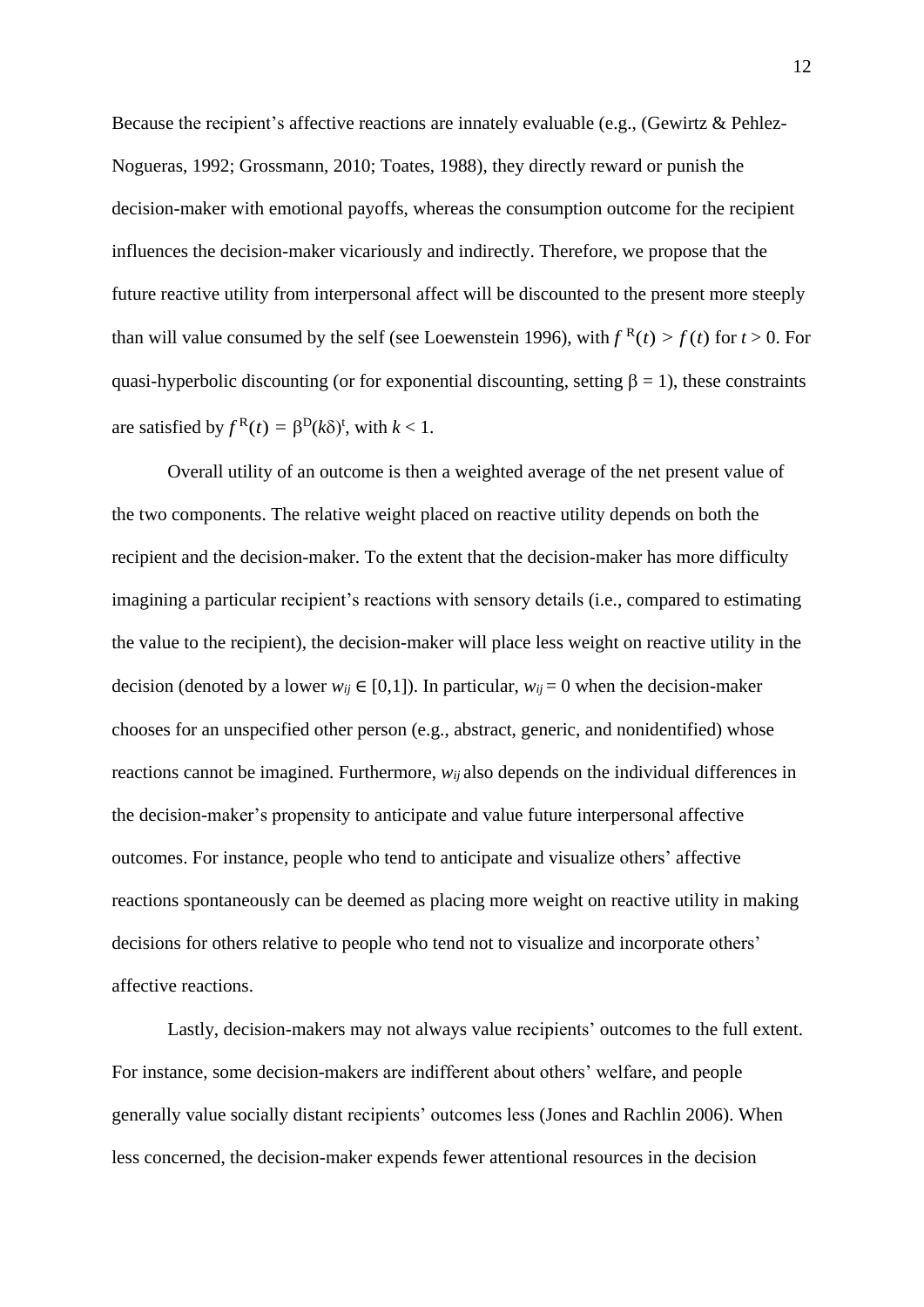Because the recipient's affective reactions are innately evaluable (e.g., (Gewirtz & Pehlez-Nogueras, 1992; Grossmann, 2010; Toates, 1988), they directly reward or punish the decision-maker with emotional payoffs, whereas the consumption outcome for the recipient influences the decision-maker vicariously and indirectly. Therefore, we propose that the future reactive utility from interpersonal affect will be discounted to the present more steeply than will value consumed by the self (see Loewenstein 1996), with $f^{R}(t) > f(t)$ for $t > 0$. For quasi-hyperbolic discounting (or for exponential discounting, setting $\beta = 1$), these constraints are satisfied by $f^{R}(t) = \beta^{D}(k\delta)^{t}$, with $k < 1$.

Overall utility of an outcome is then a weighted average of the net present value of the two components. The relative weight placed on reactive utility depends on both the recipient and the decision-maker. To the extent that the decision-maker has more difficulty imagining a particular recipient's reactions with sensory details (i.e., compared to estimating the value to the recipient), the decision-maker will place less weight on reactive utility in the decision (denoted by a lower $w_{ij} \in [0,1]$). In particular, $w_{ij} = 0$ when the decision-maker chooses for an unspecified other person (e.g., abstract, generic, and nonidentified) whose reactions cannot be imagined. Furthermore, $w_{ij}$ also depends on the individual differences in the decision-maker's propensity to anticipate and value future interpersonal affective outcomes. For instance, people who tend to anticipate and visualize others' affective reactions spontaneously can be deemed as placing more weight on reactive utility in making decisions for others relative to people who tend not to visualize and incorporate others' affective reactions.

Lastly, decision-makers may not always value recipients' outcomes to the full extent. For instance, some decision-makers are indifferent about others' welfare, and people generally value socially distant recipients' outcomes less (Jones and Rachlin 2006). When less concerned, the decision-maker expends fewer attentional resources in the decision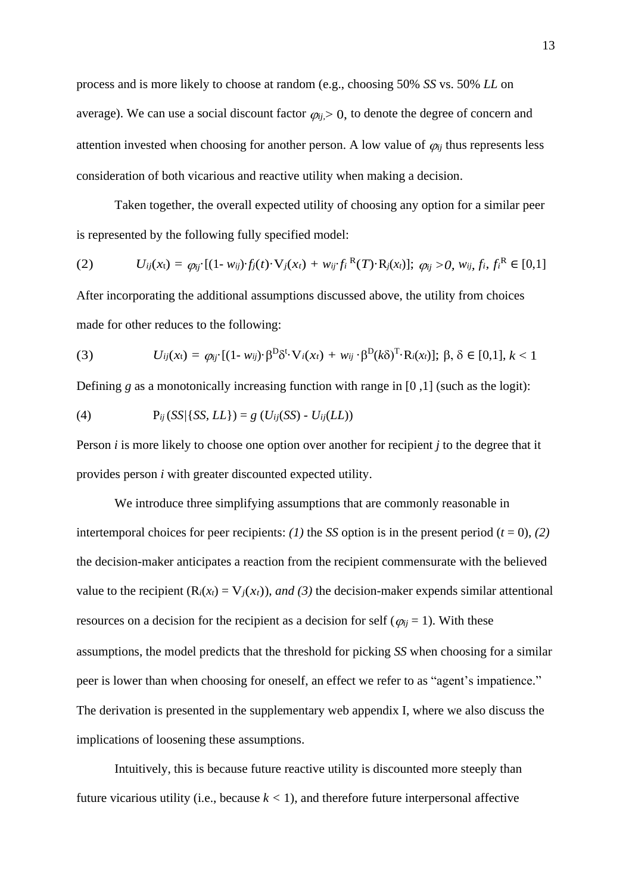process and is more likely to choose at random (e.g., choosing 50% *SS* vs. 50% *LL* on average). We can use a social discount factor $\varphi_{ij} > 0$, to denote the degree of concern and attention invested when choosing for another person. A low value of $\varphi_{ij}$ thus represents less consideration of both vicarious and reactive utility when making a decision.

Taken together, the overall expected utility of choosing any option for a similar peer is represented by the following fully specified model:

$$(2) \qquad U_{ij}(x_t) = \varphi_{ij} \cdot [(1 - w_{ij}) \cdot f_j(t) \cdot V_j(x_t) + w_{ij} \cdot f_i^{\,R}(T) \cdot R_j(x_t)];\ \varphi_{ij} > 0,\ w_{ij}, f_i, f_i^R \in [0,1]$$

After incorporating the additional assumptions discussed above, the utility from choices made for other reduces to the following:

$$(3) \qquad U_{ij}(x_t) = \varphi_{ij} \cdot [(1 - w_{ij}) \cdot \beta^D \delta^t \cdot V_i(x_t) + w_{ij} \cdot \beta^D (k\delta)^T \cdot R_i(x_t)];\ \beta, \delta \in [0,1],\ k < 1$$

Defining *g* as a monotonically increasing function with range in [0 ,1] (such as the logit):

$$(4) \qquad P_{ij}(SS|\{SS, LL\}) = g\,(U_{ij}(SS) - U_{ij}(LL))$$

Person *i* is more likely to choose one option over another for recipient *j* to the degree that it provides person *i* with greater discounted expected utility.

We introduce three simplifying assumptions that are commonly reasonable in intertemporal choices for peer recipients: *(1)* the *SS* option is in the present period ($t = 0$), *(2)* the decision-maker anticipates a reaction from the recipient commensurate with the believed value to the recipient ($R_i(x_t) = V_j(x_t)$), *and (3)* the decision-maker expends similar attentional resources on a decision for the recipient as a decision for self ($\varphi_{ij} = 1$). With these assumptions, the model predicts that the threshold for picking *SS* when choosing for a similar peer is lower than when choosing for oneself, an effect we refer to as "agent's impatience." The derivation is presented in the supplementary web appendix I, where we also discuss the implications of loosening these assumptions.

Intuitively, this is because future reactive utility is discounted more steeply than future vicarious utility (i.e., because $k < 1$), and therefore future interpersonal affective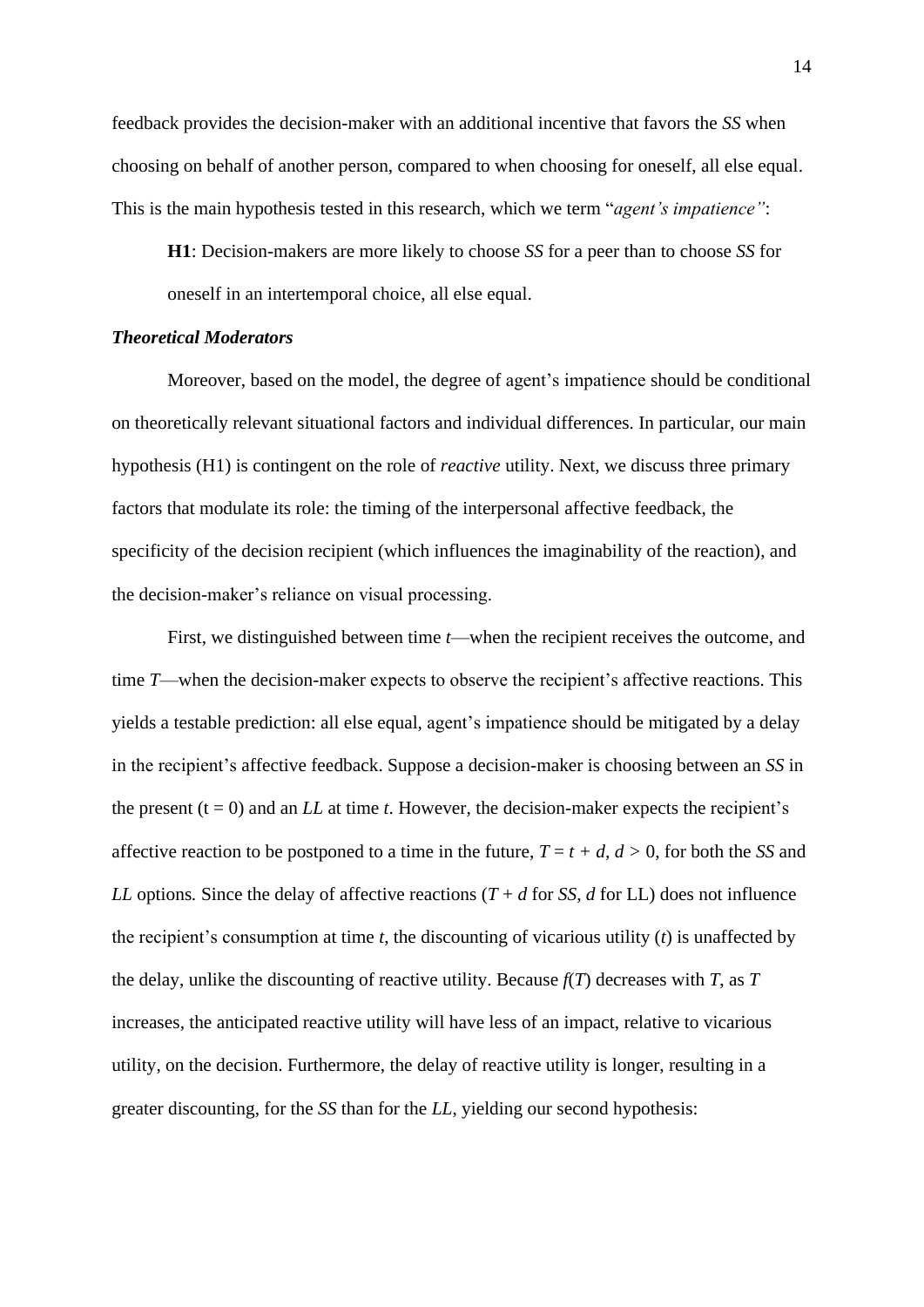feedback provides the decision-maker with an additional incentive that favors the *SS* when choosing on behalf of another person, compared to when choosing for oneself, all else equal. This is the main hypothesis tested in this research, which we term "*agent's impatience"*:

> **H1**: Decision-makers are more likely to choose *SS* for a peer than to choose *SS* for oneself in an intertemporal choice, all else equal.

### *Theoretical Moderators*

Moreover, based on the model, the degree of agent's impatience should be conditional on theoretically relevant situational factors and individual differences. In particular, our main hypothesis (H1) is contingent on the role of *reactive* utility. Next, we discuss three primary factors that modulate its role: the timing of the interpersonal affective feedback, the specificity of the decision recipient (which influences the imaginability of the reaction), and the decision-maker's reliance on visual processing.

First, we distinguished between time $t$—when the recipient receives the outcome, and time $T$—when the decision-maker expects to observe the recipient's affective reactions. This yields a testable prediction: all else equal, agent's impatience should be mitigated by a delay in the recipient's affective feedback. Suppose a decision-maker is choosing between an *SS* in the present ($t = 0$) and an *LL* at time $t$. However, the decision-maker expects the recipient's affective reaction to be postponed to a time in the future, $T = t + d$, $d > 0$, for both the *SS* and *LL* options. Since the delay of affective reactions ($T + d$ for *SS*, $d$ for LL) does not influence the recipient's consumption at time $t$, the discounting of vicarious utility ($t$) is unaffected by the delay, unlike the discounting of reactive utility. Because $f(T)$ decreases with $T$, as $T$ increases, the anticipated reactive utility will have less of an impact, relative to vicarious utility, on the decision. Furthermore, the delay of reactive utility is longer, resulting in a greater discounting, for the *SS* than for the *LL*, yielding our second hypothesis: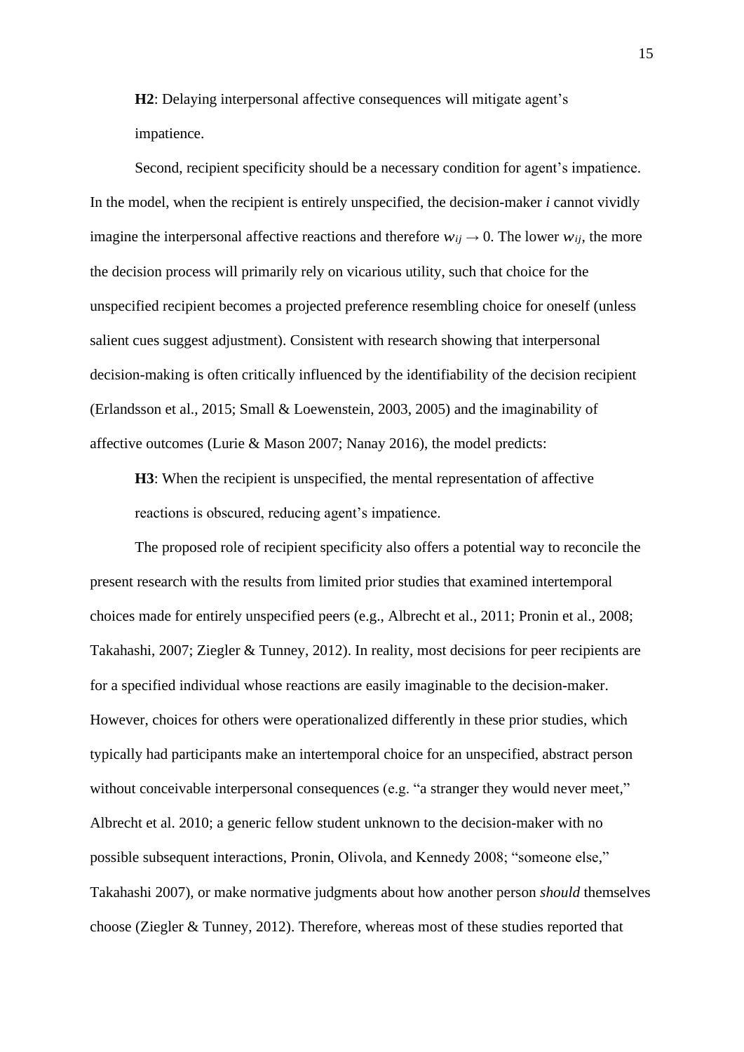**H2**: Delaying interpersonal affective consequences will mitigate agent's impatience.

Second, recipient specificity should be a necessary condition for agent's impatience. In the model, when the recipient is entirely unspecified, the decision-maker *i* cannot vividly imagine the interpersonal affective reactions and therefore $w_{ij} \rightarrow 0$. The lower $w_{ij}$, the more the decision process will primarily rely on vicarious utility, such that choice for the unspecified recipient becomes a projected preference resembling choice for oneself (unless salient cues suggest adjustment). Consistent with research showing that interpersonal decision-making is often critically influenced by the identifiability of the decision recipient (Erlandsson et al., 2015; Small & Loewenstein, 2003, 2005) and the imaginability of affective outcomes (Lurie & Mason 2007; Nanay 2016), the model predicts:

**H3**: When the recipient is unspecified, the mental representation of affective reactions is obscured, reducing agent's impatience.

The proposed role of recipient specificity also offers a potential way to reconcile the present research with the results from limited prior studies that examined intertemporal choices made for entirely unspecified peers (e.g., Albrecht et al., 2011; Pronin et al., 2008; Takahashi, 2007; Ziegler & Tunney, 2012). In reality, most decisions for peer recipients are for a specified individual whose reactions are easily imaginable to the decision-maker. However, choices for others were operationalized differently in these prior studies, which typically had participants make an intertemporal choice for an unspecified, abstract person without conceivable interpersonal consequences (e.g. "a stranger they would never meet," Albrecht et al. 2010; a generic fellow student unknown to the decision-maker with no possible subsequent interactions, Pronin, Olivola, and Kennedy 2008; "someone else," Takahashi 2007), or make normative judgments about how another person *should* themselves choose (Ziegler & Tunney, 2012). Therefore, whereas most of these studies reported that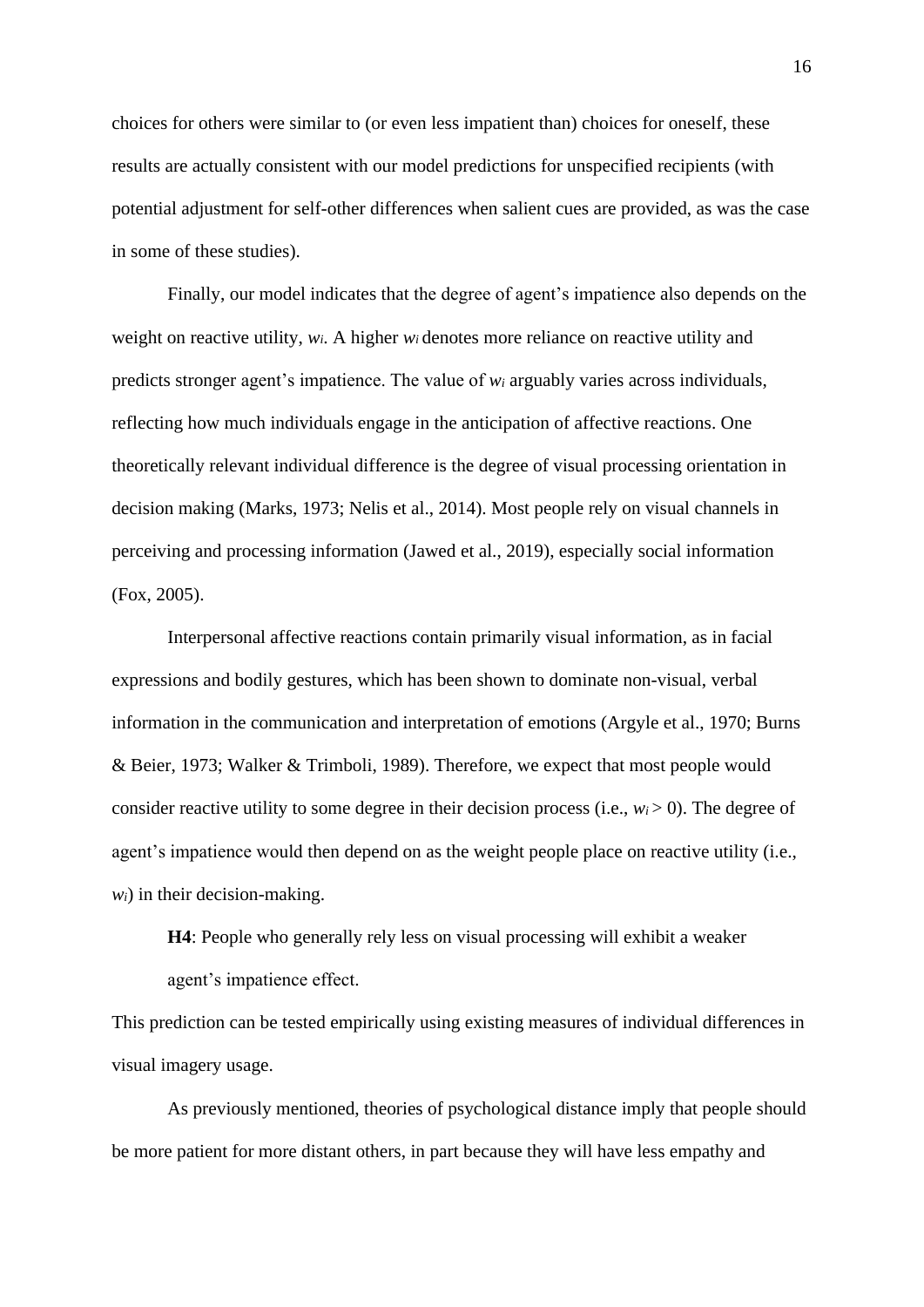choices for others were similar to (or even less impatient than) choices for oneself, these results are actually consistent with our model predictions for unspecified recipients (with potential adjustment for self-other differences when salient cues are provided, as was the case in some of these studies).

Finally, our model indicates that the degree of agent's impatience also depends on the weight on reactive utility, $w_i$. A higher $w_i$ denotes more reliance on reactive utility and predicts stronger agent's impatience. The value of $w_i$ arguably varies across individuals, reflecting how much individuals engage in the anticipation of affective reactions. One theoretically relevant individual difference is the degree of visual processing orientation in decision making (Marks, 1973; Nelis et al., 2014). Most people rely on visual channels in perceiving and processing information (Jawed et al., 2019), especially social information (Fox, 2005).

Interpersonal affective reactions contain primarily visual information, as in facial expressions and bodily gestures, which has been shown to dominate non-visual, verbal information in the communication and interpretation of emotions (Argyle et al., 1970; Burns & Beier, 1973; Walker & Trimboli, 1989). Therefore, we expect that most people would consider reactive utility to some degree in their decision process (i.e., $w_i > 0$). The degree of agent's impatience would then depend on as the weight people place on reactive utility (i.e., $w_i$) in their decision-making.

**H4**: People who generally rely less on visual processing will exhibit a weaker agent's impatience effect.

This prediction can be tested empirically using existing measures of individual differences in visual imagery usage.

As previously mentioned, theories of psychological distance imply that people should be more patient for more distant others, in part because they will have less empathy and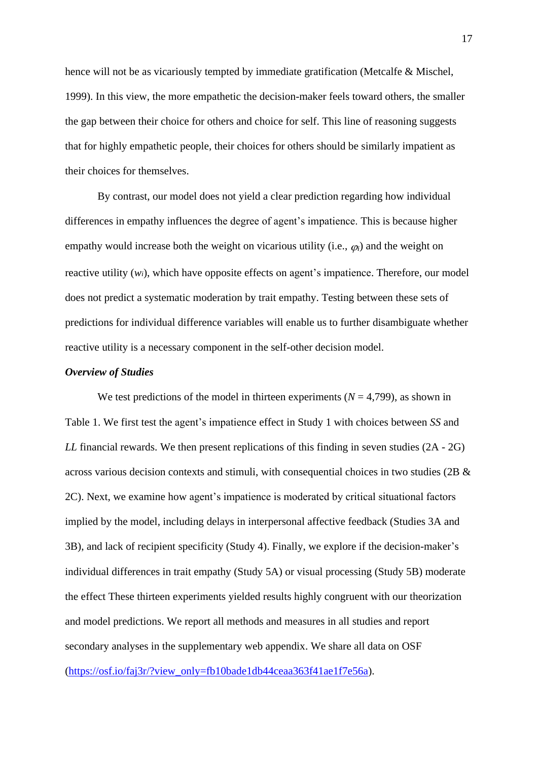hence will not be as vicariously tempted by immediate gratification (Metcalfe & Mischel, 1999). In this view, the more empathetic the decision-maker feels toward others, the smaller the gap between their choice for others and choice for self. This line of reasoning suggests that for highly empathetic people, their choices for others should be similarly impatient as their choices for themselves.

By contrast, our model does not yield a clear prediction regarding how individual differences in empathy influences the degree of agent's impatience. This is because higher empathy would increase both the weight on vicarious utility (i.e., $\varphi_i$) and the weight on reactive utility ($w_i$), which have opposite effects on agent's impatience. Therefore, our model does not predict a systematic moderation by trait empathy. Testing between these sets of predictions for individual difference variables will enable us to further disambiguate whether reactive utility is a necessary component in the self-other decision model.

***Overview of Studies***

We test predictions of the model in thirteen experiments ($N$ = 4,799), as shown in Table 1. We first test the agent's impatience effect in Study 1 with choices between *SS* and *LL* financial rewards. We then present replications of this finding in seven studies (2A - 2G) across various decision contexts and stimuli, with consequential choices in two studies (2B & 2C). Next, we examine how agent's impatience is moderated by critical situational factors implied by the model, including delays in interpersonal affective feedback (Studies 3A and 3B), and lack of recipient specificity (Study 4). Finally, we explore if the decision-maker's individual differences in trait empathy (Study 5A) or visual processing (Study 5B) moderate the effect These thirteen experiments yielded results highly congruent with our theorization and model predictions. We report all methods and measures in all studies and report secondary analyses in the supplementary web appendix. We share all data on OSF (https://osf.io/faj3r/?view_only=fb10bade1db44ceaa363f41ae1f7e56a).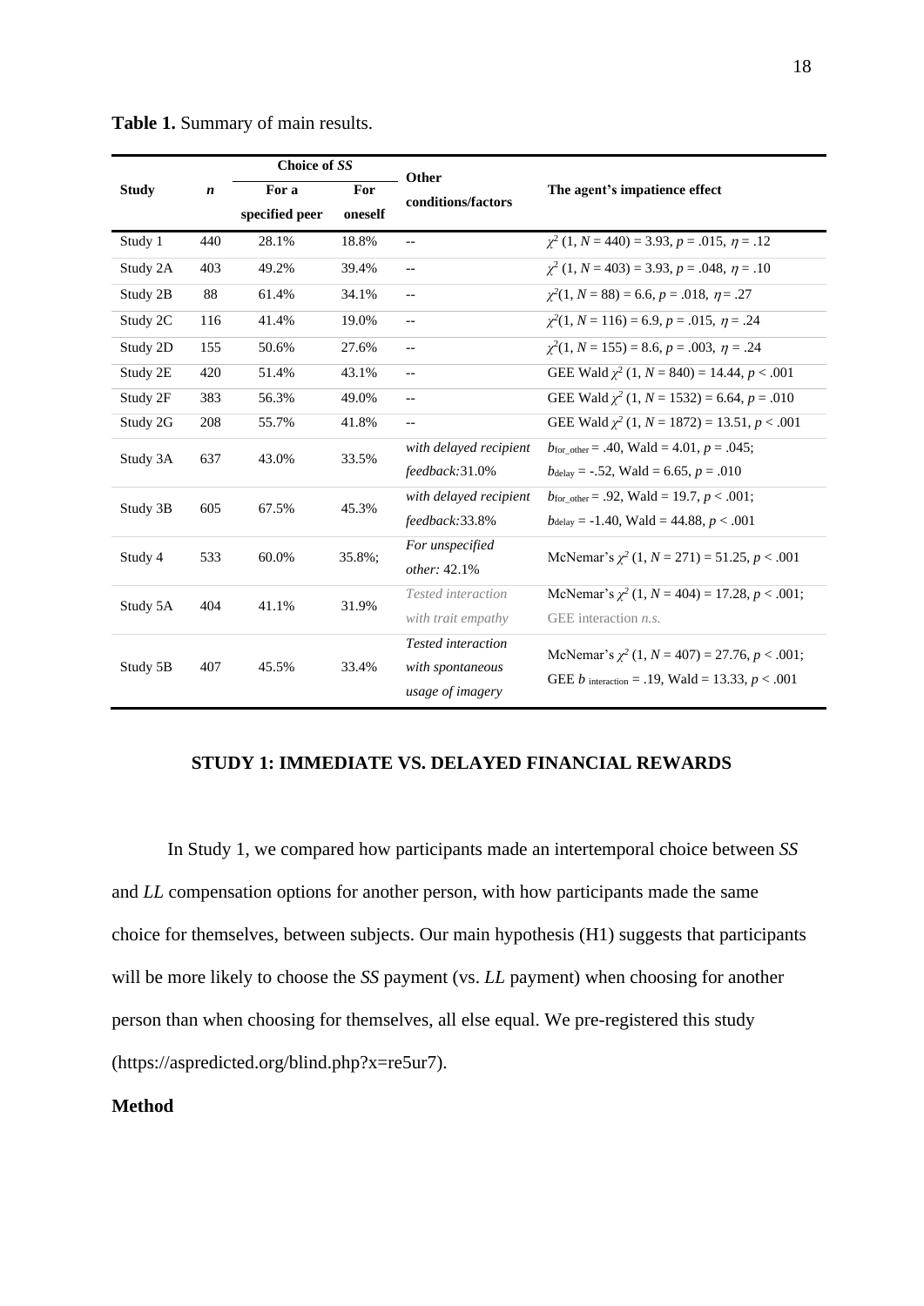**Table 1.** Summary of main results.

| Study | $n$ | Choice of *SS* | | Other conditions/factors | The agent's impatience effect |
|---|---|---|---|---|---|
| | | For a specified peer | For oneself | | |
| Study 1 | 440 | 28.1% | 18.8% | -- | $\chi^2$ (1, $N$ = 440) = 3.93, $p$ = .015, $\eta$ = .12 |
| Study 2A | 403 | 49.2% | 39.4% | -- | $\chi^2$ (1, $N$ = 403) = 3.93, $p$ = .048, $\eta$ = .10 |
| Study 2B | 88 | 61.4% | 34.1% | -- | $\chi^2$(1, $N$ = 88) = 6.6, $p$ = .018, $\eta$ = .27 |
| Study 2C | 116 | 41.4% | 19.0% | -- | $\chi^2$(1, $N$ = 116) = 6.9, $p$ = .015, $\eta$ = .24 |
| Study 2D | 155 | 50.6% | 27.6% | -- | $\chi^2$(1, $N$ = 155) = 8.6, $p$ = .003, $\eta$ = .24 |
| Study 2E | 420 | 51.4% | 43.1% | -- | GEE Wald $\chi^2$ (1, $N$ = 840) = 14.44, $p$ < .001 |
| Study 2F | 383 | 56.3% | 49.0% | -- | GEE Wald $\chi^2$ (1, $N$ = 1532) = 6.64, $p$ = .010 |
| Study 2G | 208 | 55.7% | 41.8% | -- | GEE Wald $\chi^2$ (1, $N$ = 1872) = 13.51, $p$ < .001 |
| Study 3A | 637 | 43.0% | 33.5% | *with delayed recipient feedback:*31.0% | $b_{\text{for\_other}}$ = .40, Wald = 4.01, $p$ = .045; $b_{\text{delay}}$ = -.52, Wald = 6.65, $p$ = .010 |
| Study 3B | 605 | 67.5% | 45.3% | *with delayed recipient feedback:*33.8% | $b_{\text{for\_other}}$ = .92, Wald = 19.7, $p$ < .001; $b_{\text{delay}}$ = -1.40, Wald = 44.88, $p$ < .001 |
| Study 4 | 533 | 60.0% | 35.8%; | *For unspecified other:* 42.1% | McNemar's $\chi^2$ (1, $N$ = 271) = 51.25, $p$ < .001 |
| Study 5A | 404 | 41.1% | 31.9% | *Tested interaction with trait empathy* | McNemar's $\chi^2$ (1, $N$ = 404) = 17.28, $p$ < .001; GEE interaction *n.s.* |
| Study 5B | 407 | 45.5% | 33.4% | *Tested interaction with spontaneous usage of imagery* | McNemar's $\chi^2$ (1, $N$ = 407) = 27.76, $p$ < .001; GEE $b$ $_{\text{interaction}}$ = .19, Wald = 13.33, $p$ < .001 |

## STUDY 1: IMMEDIATE VS. DELAYED FINANCIAL REWARDS

In Study 1, we compared how participants made an intertemporal choice between *SS* and *LL* compensation options for another person, with how participants made the same choice for themselves, between subjects. Our main hypothesis (H1) suggests that participants will be more likely to choose the *SS* payment (vs. *LL* payment) when choosing for another person than when choosing for themselves, all else equal. We pre-registered this study (https://aspredicted.org/blind.php?x=re5ur7).

### Method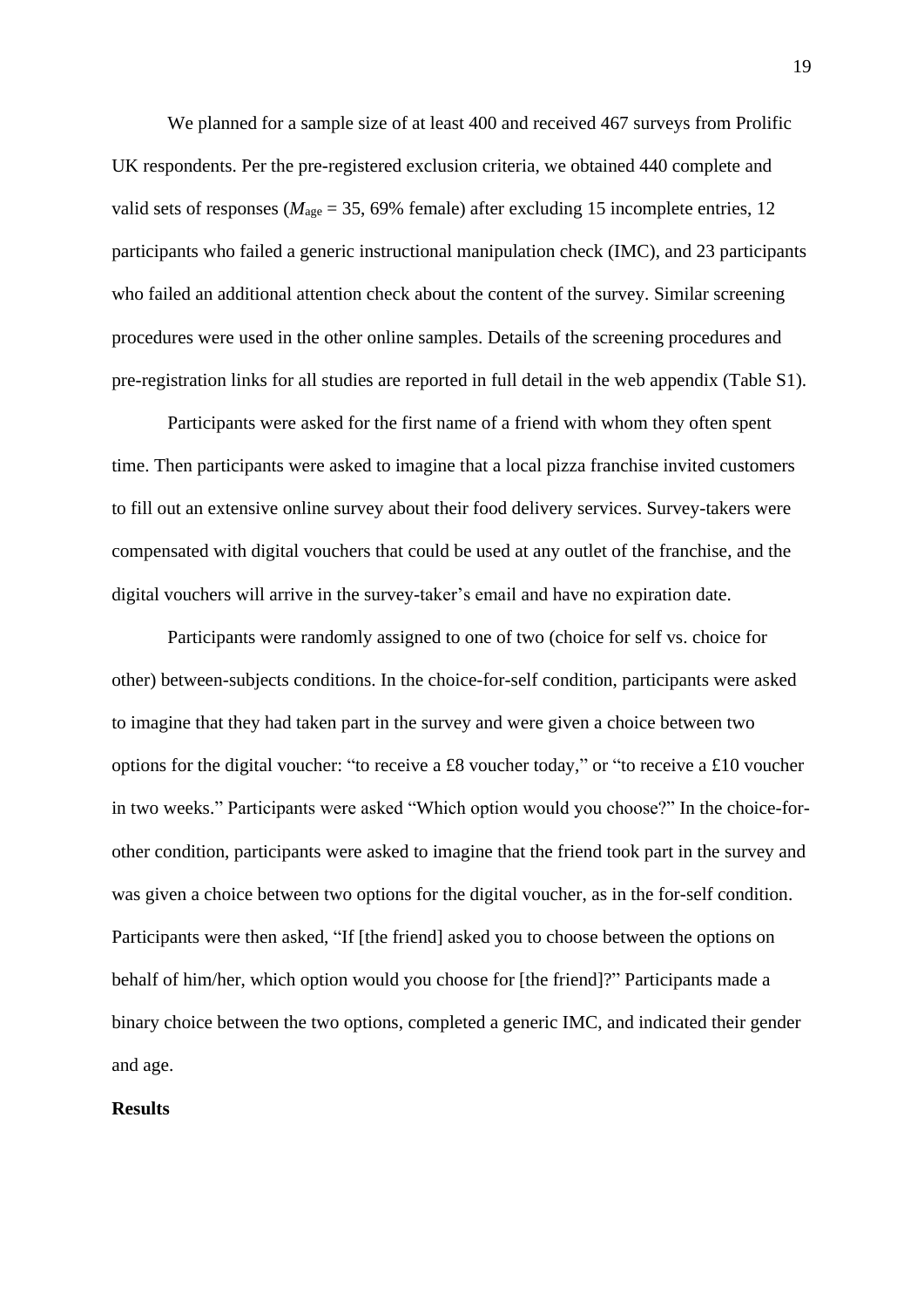We planned for a sample size of at least 400 and received 467 surveys from Prolific UK respondents. Per the pre-registered exclusion criteria, we obtained 440 complete and valid sets of responses ($M_{age}$ = 35, 69% female) after excluding 15 incomplete entries, 12 participants who failed a generic instructional manipulation check (IMC), and 23 participants who failed an additional attention check about the content of the survey. Similar screening procedures were used in the other online samples. Details of the screening procedures and pre-registration links for all studies are reported in full detail in the web appendix (Table S1).

Participants were asked for the first name of a friend with whom they often spent time. Then participants were asked to imagine that a local pizza franchise invited customers to fill out an extensive online survey about their food delivery services. Survey-takers were compensated with digital vouchers that could be used at any outlet of the franchise, and the digital vouchers will arrive in the survey-taker's email and have no expiration date.

Participants were randomly assigned to one of two (choice for self vs. choice for other) between-subjects conditions. In the choice-for-self condition, participants were asked to imagine that they had taken part in the survey and were given a choice between two options for the digital voucher: "to receive a £8 voucher today," or "to receive a £10 voucher in two weeks." Participants were asked "Which option would you choose?" In the choice-for-other condition, participants were asked to imagine that the friend took part in the survey and was given a choice between two options for the digital voucher, as in the for-self condition. Participants were then asked, "If [the friend] asked you to choose between the options on behalf of him/her, which option would you choose for [the friend]?" Participants made a binary choice between the two options, completed a generic IMC, and indicated their gender and age.

**Results**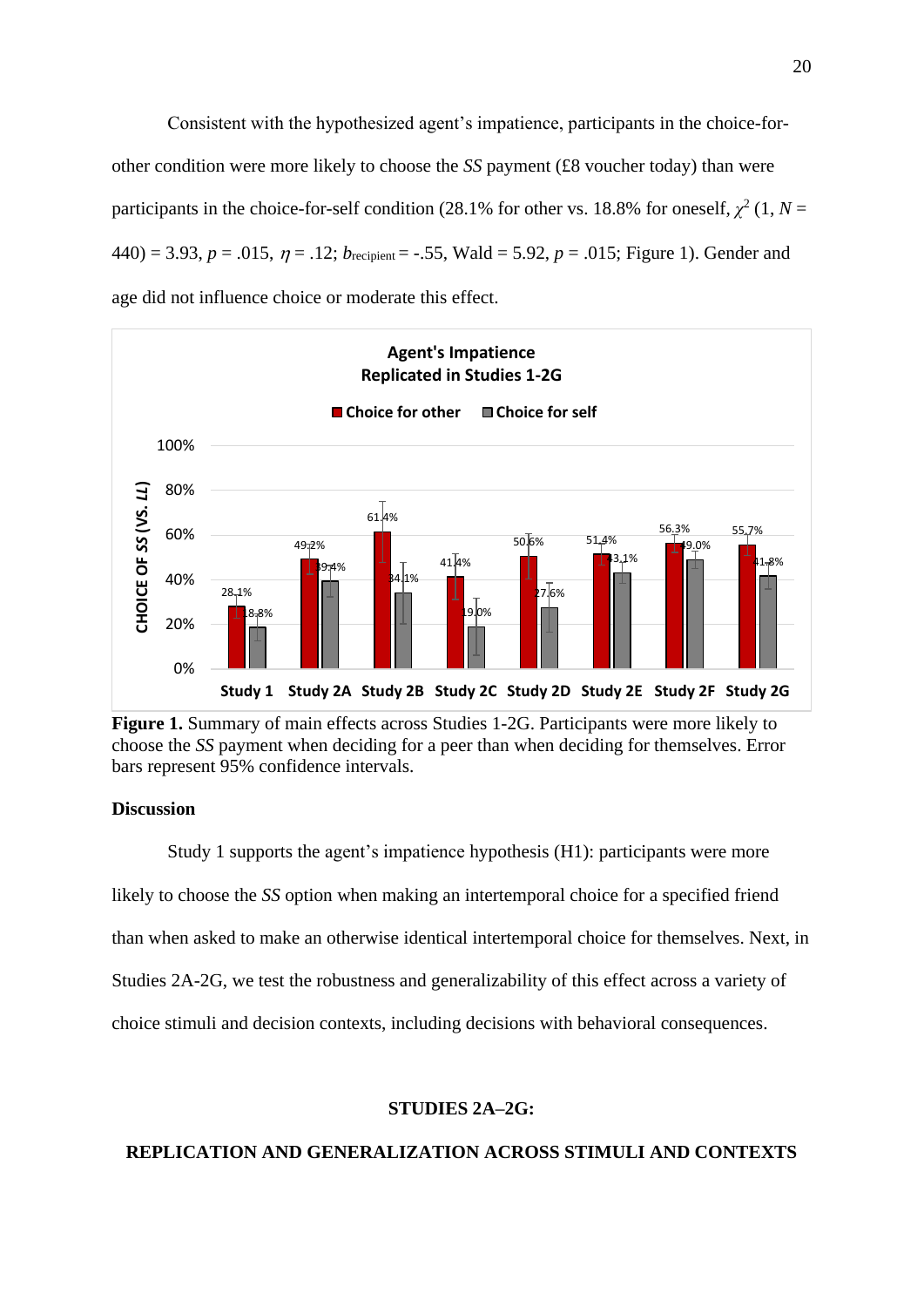Consistent with the hypothesized agent's impatience, participants in the choice-for-other condition were more likely to choose the *SS* payment (£8 voucher today) than were participants in the choice-for-self condition (28.1% for other vs. 18.8% for oneself, $\chi^2$ (1, $N$ = 440) = 3.93, $p$ = .015, $\eta$ = .12; $b_{\text{recipient}}$ = -.55, Wald = 5.92, $p$ = .015; Figure 1). Gender and age did not influence choice or moderate this effect.

**Figure 1.** Summary of main effects across Studies 1-2G. Participants were more likely to choose the *SS* payment when deciding for a peer than when deciding for themselves. Error bars represent 95% confidence intervals.

**Discussion**

Study 1 supports the agent's impatience hypothesis (H1): participants were more likely to choose the *SS* option when making an intertemporal choice for a specified friend than when asked to make an otherwise identical intertemporal choice for themselves. Next, in Studies 2A-2G, we test the robustness and generalizability of this effect across a variety of choice stimuli and decision contexts, including decisions with behavioral consequences.

## STUDIES 2A–2G:

## REPLICATION AND GENERALIZATION ACROSS STIMULI AND CONTEXTS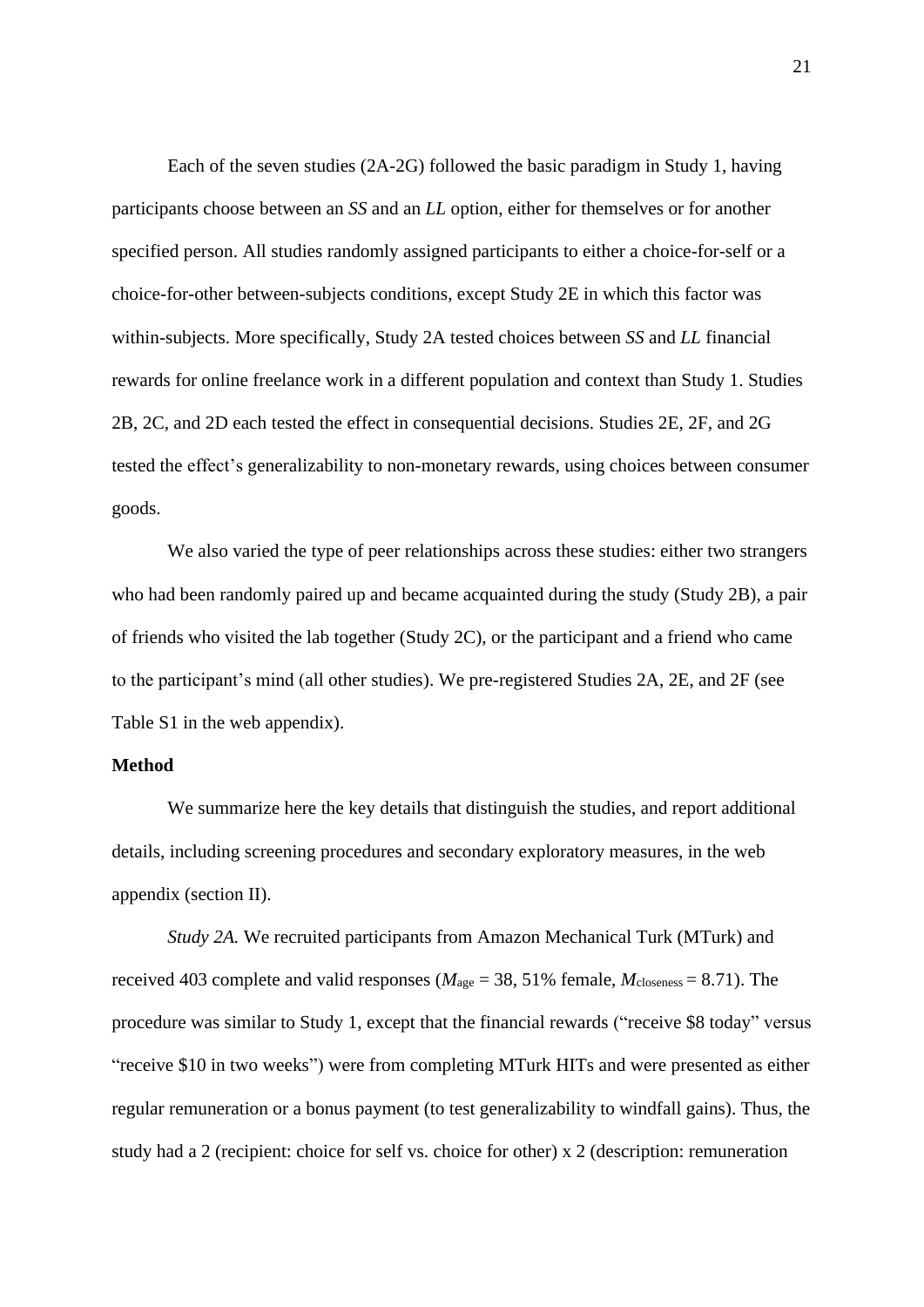Each of the seven studies (2A-2G) followed the basic paradigm in Study 1, having participants choose between an *SS* and an *LL* option, either for themselves or for another specified person. All studies randomly assigned participants to either a choice-for-self or a choice-for-other between-subjects conditions, except Study 2E in which this factor was within-subjects. More specifically, Study 2A tested choices between *SS* and *LL* financial rewards for online freelance work in a different population and context than Study 1. Studies 2B, 2C, and 2D each tested the effect in consequential decisions. Studies 2E, 2F, and 2G tested the effect's generalizability to non-monetary rewards, using choices between consumer goods.

We also varied the type of peer relationships across these studies: either two strangers who had been randomly paired up and became acquainted during the study (Study 2B), a pair of friends who visited the lab together (Study 2C), or the participant and a friend who came to the participant's mind (all other studies). We pre-registered Studies 2A, 2E, and 2F (see Table S1 in the web appendix).

**Method**

We summarize here the key details that distinguish the studies, and report additional details, including screening procedures and secondary exploratory measures, in the web appendix (section II).

*Study 2A.* We recruited participants from Amazon Mechanical Turk (MTurk) and received 403 complete and valid responses ($M_{\text{age}}$ = 38, 51% female, $M_{\text{closeness}}$ = 8.71). The procedure was similar to Study 1, except that the financial rewards ("receive $8 today" versus "receive $10 in two weeks") were from completing MTurk HITs and were presented as either regular remuneration or a bonus payment (to test generalizability to windfall gains). Thus, the study had a 2 (recipient: choice for self vs. choice for other) x 2 (description: remuneration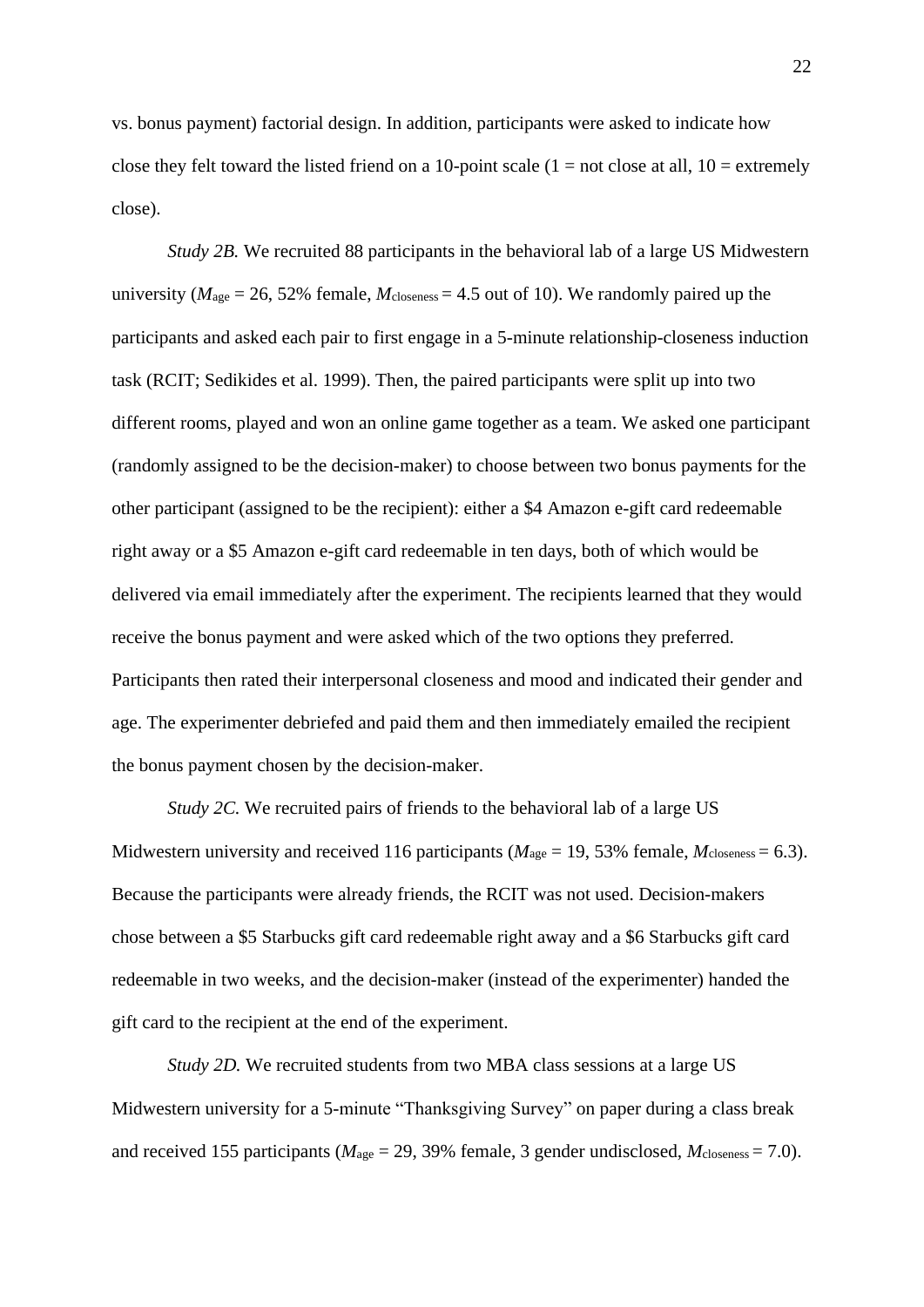vs. bonus payment) factorial design. In addition, participants were asked to indicate how close they felt toward the listed friend on a 10-point scale (1 = not close at all, 10 = extremely close).

*Study 2B.* We recruited 88 participants in the behavioral lab of a large US Midwestern university ($M_{\text{age}}$ = 26, 52% female, $M_{\text{closeness}}$ = 4.5 out of 10). We randomly paired up the participants and asked each pair to first engage in a 5-minute relationship-closeness induction task (RCIT; Sedikides et al. 1999). Then, the paired participants were split up into two different rooms, played and won an online game together as a team. We asked one participant (randomly assigned to be the decision-maker) to choose between two bonus payments for the other participant (assigned to be the recipient): either a $4 Amazon e-gift card redeemable right away or a $5 Amazon e-gift card redeemable in ten days, both of which would be delivered via email immediately after the experiment. The recipients learned that they would receive the bonus payment and were asked which of the two options they preferred. Participants then rated their interpersonal closeness and mood and indicated their gender and age. The experimenter debriefed and paid them and then immediately emailed the recipient the bonus payment chosen by the decision-maker.

*Study 2C.* We recruited pairs of friends to the behavioral lab of a large US Midwestern university and received 116 participants ($M_{\text{age}}$ = 19, 53% female, $M_{\text{closeness}}$ = 6.3). Because the participants were already friends, the RCIT was not used. Decision-makers chose between a $5 Starbucks gift card redeemable right away and a $6 Starbucks gift card redeemable in two weeks, and the decision-maker (instead of the experimenter) handed the gift card to the recipient at the end of the experiment.

*Study 2D.* We recruited students from two MBA class sessions at a large US Midwestern university for a 5-minute "Thanksgiving Survey" on paper during a class break and received 155 participants ($M_{\text{age}}$ = 29, 39% female, 3 gender undisclosed, $M_{\text{closeness}}$ = 7.0).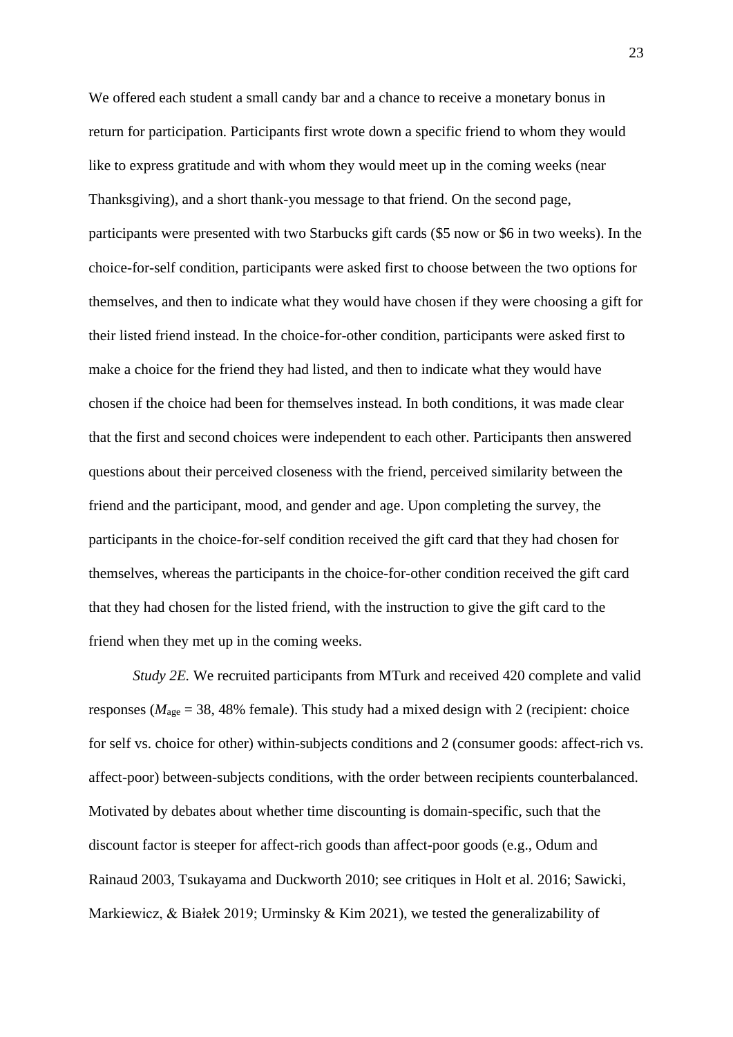We offered each student a small candy bar and a chance to receive a monetary bonus in return for participation. Participants first wrote down a specific friend to whom they would like to express gratitude and with whom they would meet up in the coming weeks (near Thanksgiving), and a short thank-you message to that friend. On the second page, participants were presented with two Starbucks gift cards ($5 now or $6 in two weeks). In the choice-for-self condition, participants were asked first to choose between the two options for themselves, and then to indicate what they would have chosen if they were choosing a gift for their listed friend instead. In the choice-for-other condition, participants were asked first to make a choice for the friend they had listed, and then to indicate what they would have chosen if the choice had been for themselves instead. In both conditions, it was made clear that the first and second choices were independent to each other. Participants then answered questions about their perceived closeness with the friend, perceived similarity between the friend and the participant, mood, and gender and age. Upon completing the survey, the participants in the choice-for-self condition received the gift card that they had chosen for themselves, whereas the participants in the choice-for-other condition received the gift card that they had chosen for the listed friend, with the instruction to give the gift card to the friend when they met up in the coming weeks.

*Study 2E.* We recruited participants from MTurk and received 420 complete and valid responses ($M_{\text{age}}$ = 38, 48% female). This study had a mixed design with 2 (recipient: choice for self vs. choice for other) within-subjects conditions and 2 (consumer goods: affect-rich vs. affect-poor) between-subjects conditions, with the order between recipients counterbalanced. Motivated by debates about whether time discounting is domain-specific, such that the discount factor is steeper for affect-rich goods than affect-poor goods (e.g., Odum and Rainaud 2003, Tsukayama and Duckworth 2010; see critiques in Holt et al. 2016; Sawicki, Markiewicz, & Białek 2019; Urminsky & Kim 2021), we tested the generalizability of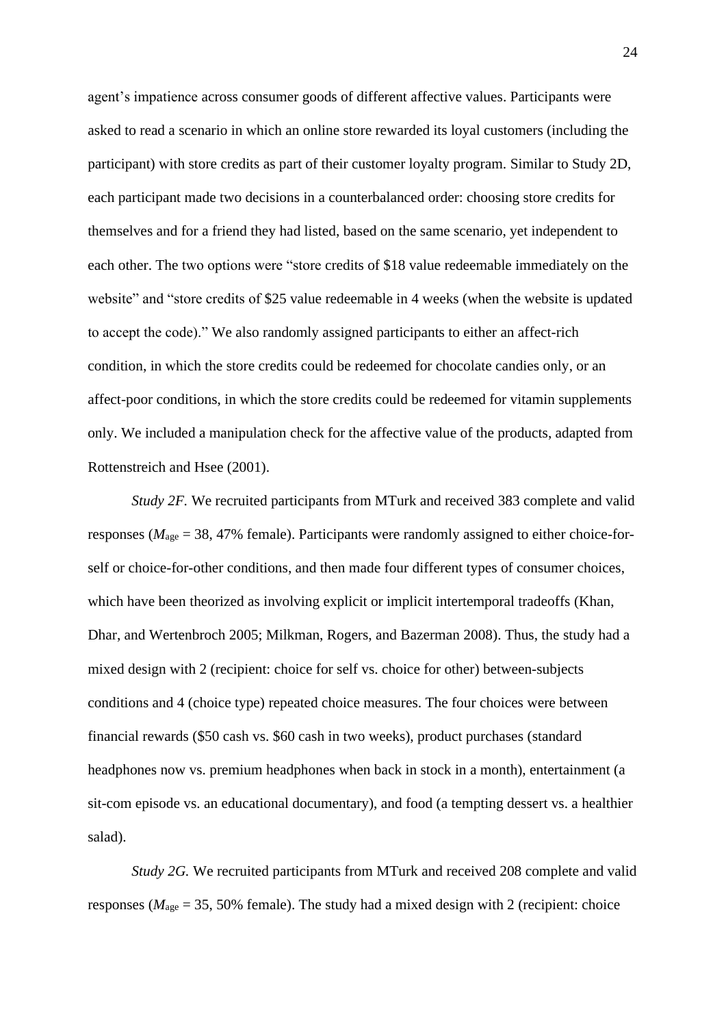agent's impatience across consumer goods of different affective values. Participants were asked to read a scenario in which an online store rewarded its loyal customers (including the participant) with store credits as part of their customer loyalty program. Similar to Study 2D, each participant made two decisions in a counterbalanced order: choosing store credits for themselves and for a friend they had listed, based on the same scenario, yet independent to each other. The two options were "store credits of \$18 value redeemable immediately on the website" and "store credits of \$25 value redeemable in 4 weeks (when the website is updated to accept the code)." We also randomly assigned participants to either an affect-rich condition, in which the store credits could be redeemed for chocolate candies only, or an affect-poor conditions, in which the store credits could be redeemed for vitamin supplements only. We included a manipulation check for the affective value of the products, adapted from Rottenstreich and Hsee (2001).

*Study 2F.* We recruited participants from MTurk and received 383 complete and valid responses ($M_{\text{age}}$ = 38, 47% female). Participants were randomly assigned to either choice-for-self or choice-for-other conditions, and then made four different types of consumer choices, which have been theorized as involving explicit or implicit intertemporal tradeoffs (Khan, Dhar, and Wertenbroch 2005; Milkman, Rogers, and Bazerman 2008). Thus, the study had a mixed design with 2 (recipient: choice for self vs. choice for other) between-subjects conditions and 4 (choice type) repeated choice measures. The four choices were between financial rewards (\$50 cash vs. \$60 cash in two weeks), product purchases (standard headphones now vs. premium headphones when back in stock in a month), entertainment (a sit-com episode vs. an educational documentary), and food (a tempting dessert vs. a healthier salad).

*Study 2G.* We recruited participants from MTurk and received 208 complete and valid responses ($M_{\text{age}}$ = 35, 50% female). The study had a mixed design with 2 (recipient: choice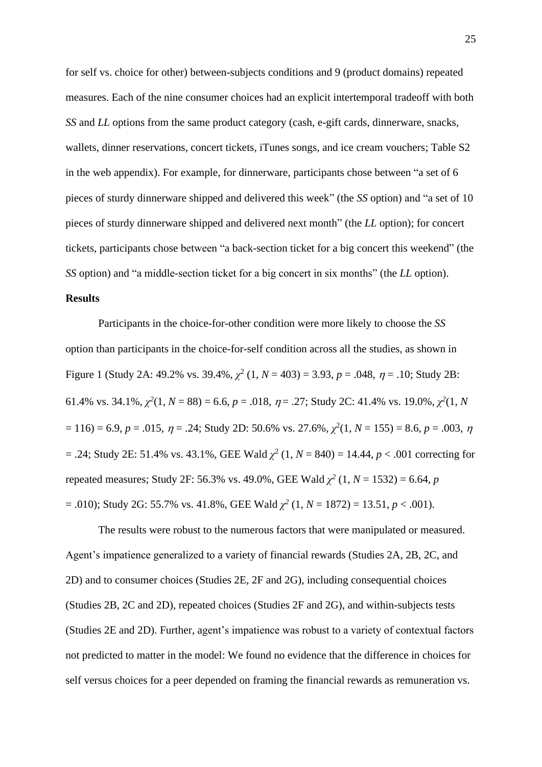for self vs. choice for other) between-subjects conditions and 9 (product domains) repeated measures. Each of the nine consumer choices had an explicit intertemporal tradeoff with both *SS* and *LL* options from the same product category (cash, e-gift cards, dinnerware, snacks, wallets, dinner reservations, concert tickets, iTunes songs, and ice cream vouchers; Table S2 in the web appendix). For example, for dinnerware, participants chose between "a set of 6 pieces of sturdy dinnerware shipped and delivered this week" (the *SS* option) and "a set of 10 pieces of sturdy dinnerware shipped and delivered next month" (the *LL* option); for concert tickets, participants chose between "a back-section ticket for a big concert this weekend" (the *SS* option) and "a middle-section ticket for a big concert in six months" (the *LL* option).

**Results**

Participants in the choice-for-other condition were more likely to choose the *SS* option than participants in the choice-for-self condition across all the studies, as shown in Figure 1 (Study 2A: 49.2% vs. 39.4%, $\chi^2$ (1, $N$ = 403) = 3.93, $p$ = .048, $\eta$ = .10; Study 2B: 61.4% vs. 34.1%, $\chi^2$(1, $N$ = 88) = 6.6, $p$ = .018, $\eta$ = .27; Study 2C: 41.4% vs. 19.0%, $\chi^2$(1, $N$ = 116) = 6.9, $p$ = .015, $\eta$ = .24; Study 2D: 50.6% vs. 27.6%, $\chi^2$(1, $N$ = 155) = 8.6, $p$ = .003, $\eta$ = .24; Study 2E: 51.4% vs. 43.1%, GEE Wald $\chi^2$ (1, $N$ = 840) = 14.44, $p$ < .001 correcting for repeated measures; Study 2F: 56.3% vs. 49.0%, GEE Wald $\chi^2$ (1, $N$ = 1532) = 6.64, $p$ = .010); Study 2G: 55.7% vs. 41.8%, GEE Wald $\chi^2$ (1, $N$ = 1872) = 13.51, $p$ < .001).

The results were robust to the numerous factors that were manipulated or measured. Agent's impatience generalized to a variety of financial rewards (Studies 2A, 2B, 2C, and 2D) and to consumer choices (Studies 2E, 2F and 2G), including consequential choices (Studies 2B, 2C and 2D), repeated choices (Studies 2F and 2G), and within-subjects tests (Studies 2E and 2D). Further, agent's impatience was robust to a variety of contextual factors not predicted to matter in the model: We found no evidence that the difference in choices for self versus choices for a peer depended on framing the financial rewards as remuneration vs.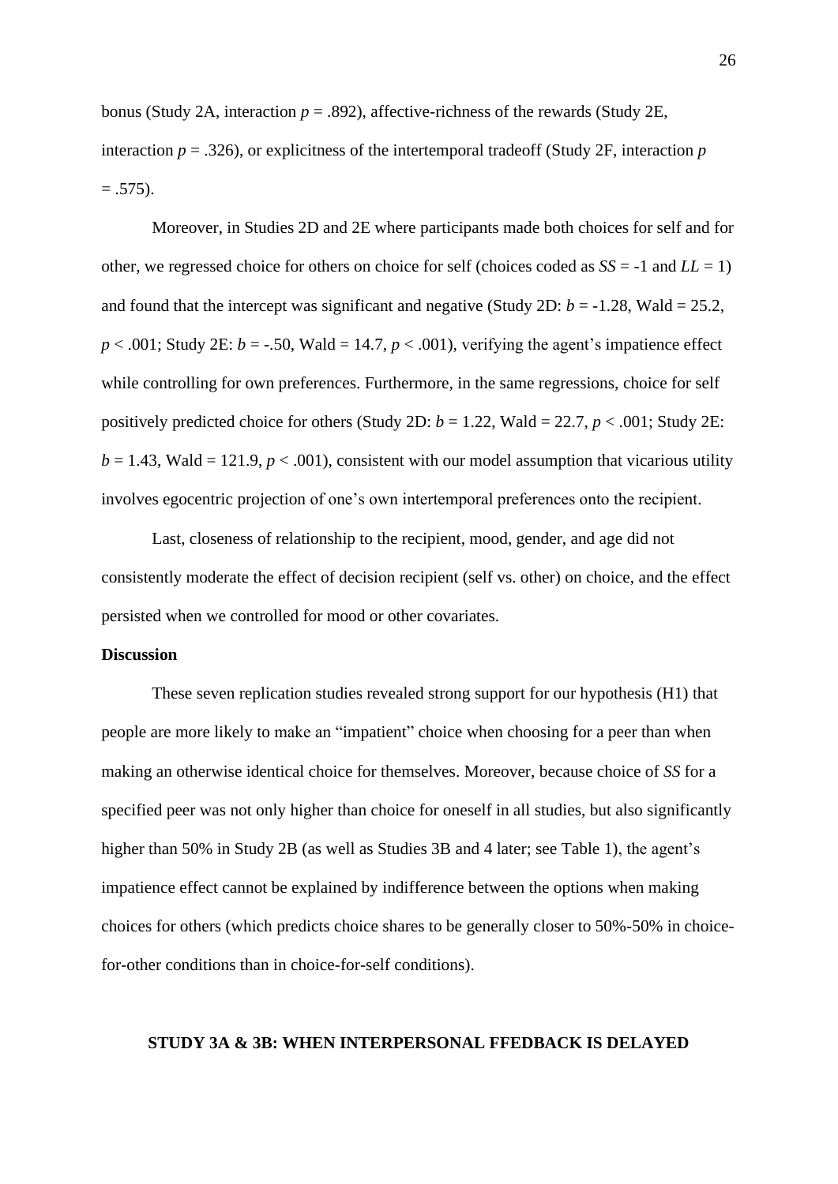bonus (Study 2A, interaction $p = .892$), affective-richness of the rewards (Study 2E, interaction $p = .326$), or explicitness of the intertemporal tradeoff (Study 2F, interaction $p = .575$).

Moreover, in Studies 2D and 2E where participants made both choices for self and for other, we regressed choice for others on choice for self (choices coded as *SS* = -1 and *LL* = 1) and found that the intercept was significant and negative (Study 2D: $b = -1.28$, Wald = 25.2, $p < .001$; Study 2E: $b = -.50$, Wald = 14.7, $p < .001$), verifying the agent's impatience effect while controlling for own preferences. Furthermore, in the same regressions, choice for self positively predicted choice for others (Study 2D: $b = 1.22$, Wald = 22.7, $p < .001$; Study 2E: $b = 1.43$, Wald = 121.9, $p < .001$), consistent with our model assumption that vicarious utility involves egocentric projection of one's own intertemporal preferences onto the recipient.

Last, closeness of relationship to the recipient, mood, gender, and age did not consistently moderate the effect of decision recipient (self vs. other) on choice, and the effect persisted when we controlled for mood or other covariates.

**Discussion**

These seven replication studies revealed strong support for our hypothesis (H1) that people are more likely to make an "impatient" choice when choosing for a peer than when making an otherwise identical choice for themselves. Moreover, because choice of *SS* for a specified peer was not only higher than choice for oneself in all studies, but also significantly higher than 50% in Study 2B (as well as Studies 3B and 4 later; see Table 1), the agent's impatience effect cannot be explained by indifference between the options when making choices for others (which predicts choice shares to be generally closer to 50%-50% in choice-for-other conditions than in choice-for-self conditions).

## STUDY 3A & 3B: WHEN INTERPERSONAL FFEDBACK IS DELAYED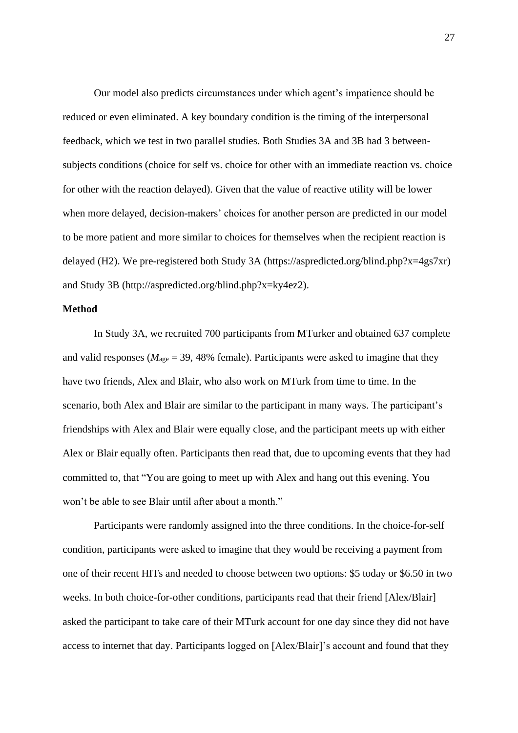Our model also predicts circumstances under which agent's impatience should be reduced or even eliminated. A key boundary condition is the timing of the interpersonal feedback, which we test in two parallel studies. Both Studies 3A and 3B had 3 between-subjects conditions (choice for self vs. choice for other with an immediate reaction vs. choice for other with the reaction delayed). Given that the value of reactive utility will be lower when more delayed, decision-makers' choices for another person are predicted in our model to be more patient and more similar to choices for themselves when the recipient reaction is delayed (H2). We pre-registered both Study 3A (https://aspredicted.org/blind.php?x=4gs7xr) and Study 3B (http://aspredicted.org/blind.php?x=ky4ez2).

**Method**

In Study 3A, we recruited 700 participants from MTurker and obtained 637 complete and valid responses ($M_{age}$ = 39, 48% female). Participants were asked to imagine that they have two friends, Alex and Blair, who also work on MTurk from time to time. In the scenario, both Alex and Blair are similar to the participant in many ways. The participant's friendships with Alex and Blair were equally close, and the participant meets up with either Alex or Blair equally often. Participants then read that, due to upcoming events that they had committed to, that "You are going to meet up with Alex and hang out this evening. You won't be able to see Blair until after about a month."

Participants were randomly assigned into the three conditions. In the choice-for-self condition, participants were asked to imagine that they would be receiving a payment from one of their recent HITs and needed to choose between two options: $5 today or $6.50 in two weeks. In both choice-for-other conditions, participants read that their friend [Alex/Blair] asked the participant to take care of their MTurk account for one day since they did not have access to internet that day. Participants logged on [Alex/Blair]'s account and found that they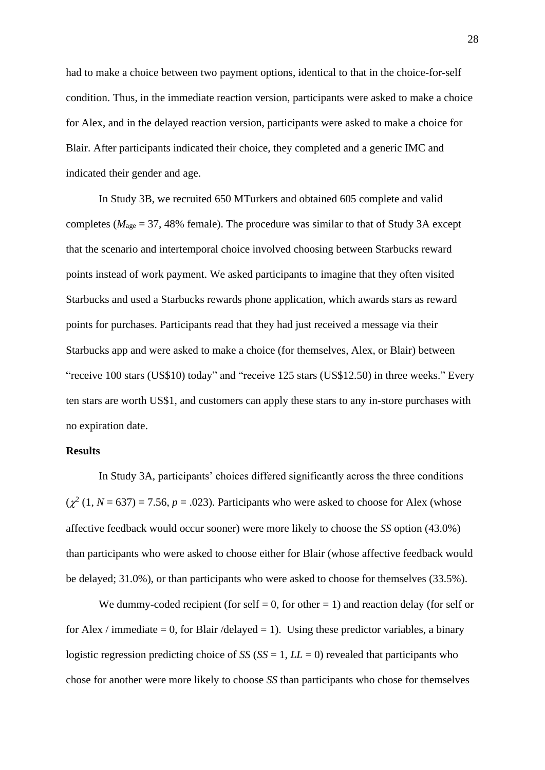had to make a choice between two payment options, identical to that in the choice-for-self condition. Thus, in the immediate reaction version, participants were asked to make a choice for Alex, and in the delayed reaction version, participants were asked to make a choice for Blair. After participants indicated their choice, they completed and a generic IMC and indicated their gender and age.

In Study 3B, we recruited 650 MTurkers and obtained 605 complete and valid completes ($M_{\text{age}}$ = 37, 48% female). The procedure was similar to that of Study 3A except that the scenario and intertemporal choice involved choosing between Starbucks reward points instead of work payment. We asked participants to imagine that they often visited Starbucks and used a Starbucks rewards phone application, which awards stars as reward points for purchases. Participants read that they had just received a message via their Starbucks app and were asked to make a choice (for themselves, Alex, or Blair) between "receive 100 stars (US$10) today" and "receive 125 stars (US$12.50) in three weeks." Every ten stars are worth US$1, and customers can apply these stars to any in-store purchases with no expiration date.

**Results**

In Study 3A, participants' choices differed significantly across the three conditions ($\chi^2$ (1, $N$ = 637) = 7.56, $p$ = .023). Participants who were asked to choose for Alex (whose affective feedback would occur sooner) were more likely to choose the *SS* option (43.0%) than participants who were asked to choose either for Blair (whose affective feedback would be delayed; 31.0%), or than participants who were asked to choose for themselves (33.5%).

We dummy-coded recipient (for self = 0, for other = 1) and reaction delay (for self or for Alex / immediate = 0, for Blair /delayed = 1). Using these predictor variables, a binary logistic regression predicting choice of *SS* (*SS* = 1, *LL* = 0) revealed that participants who chose for another were more likely to choose *SS* than participants who chose for themselves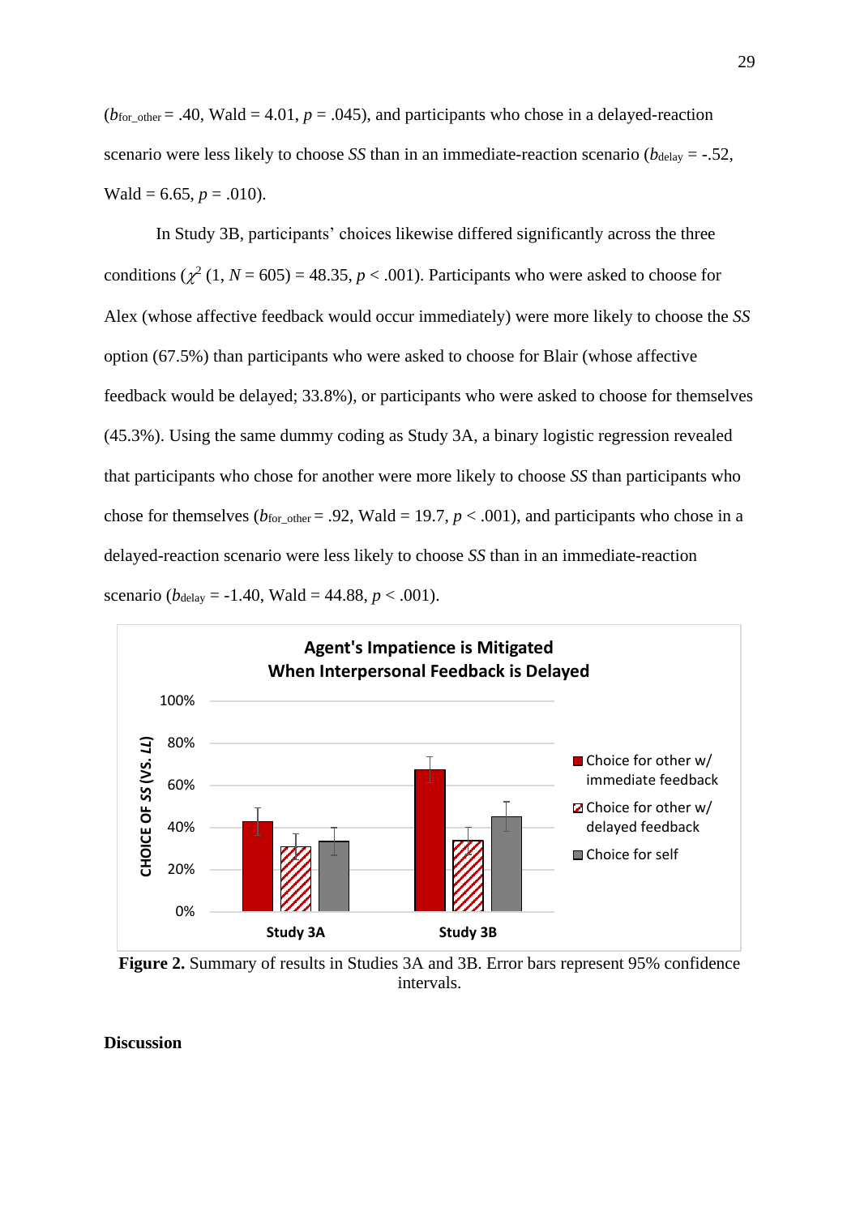($b_{for\_other}$ = .40, Wald = 4.01, $p$ = .045), and participants who chose in a delayed-reaction scenario were less likely to choose *SS* than in an immediate-reaction scenario ($b_{delay}$ = -.52, Wald = 6.65, $p$ = .010).

In Study 3B, participants' choices likewise differed significantly across the three conditions ($\chi^2$ (1, $N$ = 605) = 48.35, $p$ < .001). Participants who were asked to choose for Alex (whose affective feedback would occur immediately) were more likely to choose the *SS* option (67.5%) than participants who were asked to choose for Blair (whose affective feedback would be delayed; 33.8%), or participants who were asked to choose for themselves (45.3%). Using the same dummy coding as Study 3A, a binary logistic regression revealed that participants who chose for another were more likely to choose *SS* than participants who chose for themselves ($b_{for\_other}$ = .92, Wald = 19.7, $p$ < .001), and participants who chose in a delayed-reaction scenario were less likely to choose *SS* than in an immediate-reaction scenario ($b_{delay}$ = -1.40, Wald = 44.88, $p$ < .001).

**Figure 2.** Summary of results in Studies 3A and 3B. Error bars represent 95% confidence intervals.

**Discussion**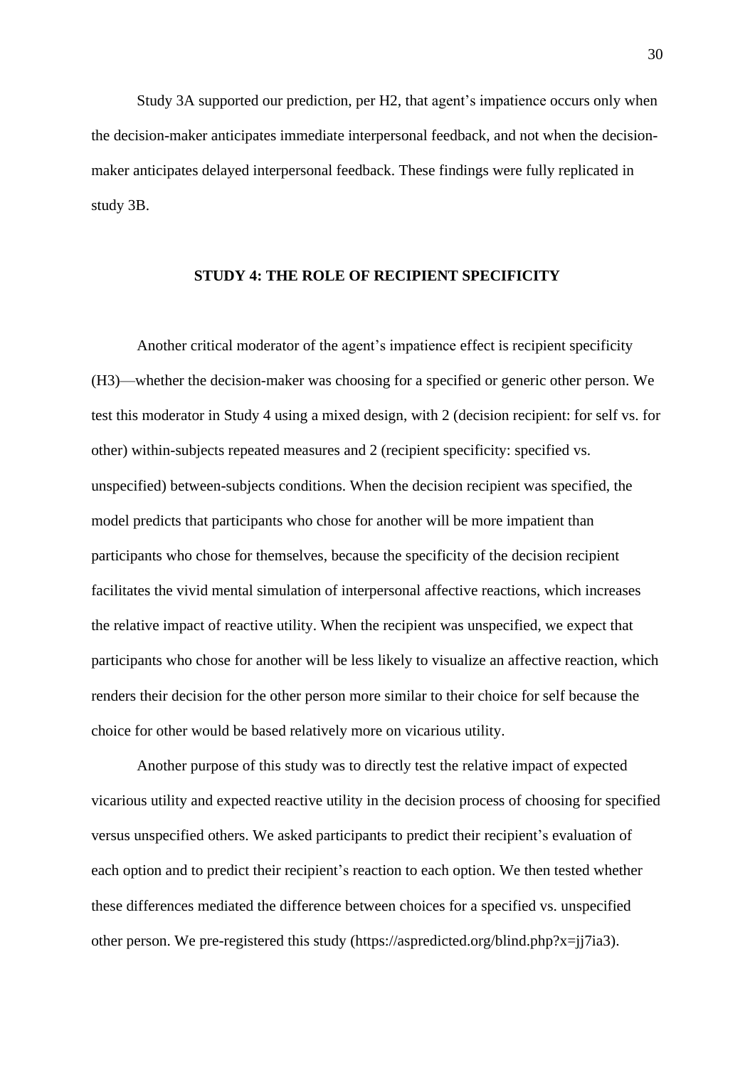Study 3A supported our prediction, per H2, that agent's impatience occurs only when the decision-maker anticipates immediate interpersonal feedback, and not when the decision-maker anticipates delayed interpersonal feedback. These findings were fully replicated in study 3B.

## STUDY 4: THE ROLE OF RECIPIENT SPECIFICITY

Another critical moderator of the agent's impatience effect is recipient specificity (H3)—whether the decision-maker was choosing for a specified or generic other person. We test this moderator in Study 4 using a mixed design, with 2 (decision recipient: for self vs. for other) within-subjects repeated measures and 2 (recipient specificity: specified vs. unspecified) between-subjects conditions. When the decision recipient was specified, the model predicts that participants who chose for another will be more impatient than participants who chose for themselves, because the specificity of the decision recipient facilitates the vivid mental simulation of interpersonal affective reactions, which increases the relative impact of reactive utility. When the recipient was unspecified, we expect that participants who chose for another will be less likely to visualize an affective reaction, which renders their decision for the other person more similar to their choice for self because the choice for other would be based relatively more on vicarious utility.

Another purpose of this study was to directly test the relative impact of expected vicarious utility and expected reactive utility in the decision process of choosing for specified versus unspecified others. We asked participants to predict their recipient's evaluation of each option and to predict their recipient's reaction to each option. We then tested whether these differences mediated the difference between choices for a specified vs. unspecified other person. We pre-registered this study (https://aspredicted.org/blind.php?x=jj7ia3).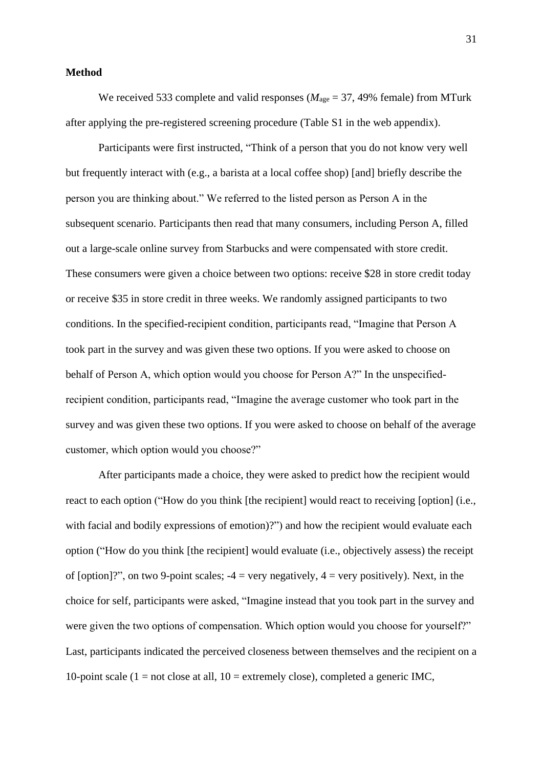**Method**

We received 533 complete and valid responses ($M_{age}$ = 37, 49% female) from MTurk after applying the pre-registered screening procedure (Table S1 in the web appendix).

Participants were first instructed, "Think of a person that you do not know very well but frequently interact with (e.g., a barista at a local coffee shop) [and] briefly describe the person you are thinking about." We referred to the listed person as Person A in the subsequent scenario. Participants then read that many consumers, including Person A, filled out a large-scale online survey from Starbucks and were compensated with store credit. These consumers were given a choice between two options: receive $28 in store credit today or receive $35 in store credit in three weeks. We randomly assigned participants to two conditions. In the specified-recipient condition, participants read, "Imagine that Person A took part in the survey and was given these two options. If you were asked to choose on behalf of Person A, which option would you choose for Person A?" In the unspecified-recipient condition, participants read, "Imagine the average customer who took part in the survey and was given these two options. If you were asked to choose on behalf of the average customer, which option would you choose?"

After participants made a choice, they were asked to predict how the recipient would react to each option ("How do you think [the recipient] would react to receiving [option] (i.e., with facial and bodily expressions of emotion)?") and how the recipient would evaluate each option ("How do you think [the recipient] would evaluate (i.e., objectively assess) the receipt of [option]?", on two 9-point scales; -4 = very negatively, 4 = very positively). Next, in the choice for self, participants were asked, "Imagine instead that you took part in the survey and were given the two options of compensation. Which option would you choose for yourself?" Last, participants indicated the perceived closeness between themselves and the recipient on a 10-point scale (1 = not close at all, 10 = extremely close), completed a generic IMC,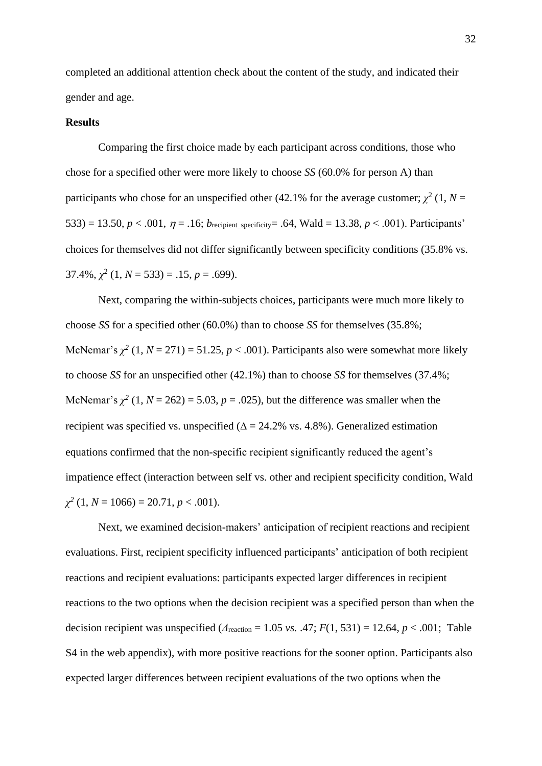completed an additional attention check about the content of the study, and indicated their gender and age.

**Results**

Comparing the first choice made by each participant across conditions, those who chose for a specified other were more likely to choose *SS* (60.0% for person A) than participants who chose for an unspecified other (42.1% for the average customer; $\chi^2$ (1, $N$ = 533) = 13.50, $p$ < .001, $\eta$ = .16; $b_{\text{recipient\_specificity}}$= .64, Wald = 13.38, $p$ < .001). Participants' choices for themselves did not differ significantly between specificity conditions (35.8% vs. 37.4%, $\chi^2$ (1, $N$ = 533) = .15, $p$ = .699).

Next, comparing the within-subjects choices, participants were much more likely to choose *SS* for a specified other (60.0%) than to choose *SS* for themselves (35.8%; McNemar's $\chi^2$ (1, $N$ = 271) = 51.25, $p$ < .001). Participants also were somewhat more likely to choose *SS* for an unspecified other (42.1%) than to choose *SS* for themselves (37.4%; McNemar's $\chi^2$ (1, $N$ = 262) = 5.03, $p$ = .025), but the difference was smaller when the recipient was specified vs. unspecified ($\Delta$ = 24.2% vs. 4.8%). Generalized estimation equations confirmed that the non-specific recipient significantly reduced the agent's impatience effect (interaction between self vs. other and recipient specificity condition, Wald $\chi^2$ (1, $N$ = 1066) = 20.71, $p$ < .001).

Next, we examined decision-makers' anticipation of recipient reactions and recipient evaluations. First, recipient specificity influenced participants' anticipation of both recipient reactions and recipient evaluations: participants expected larger differences in recipient reactions to the two options when the decision recipient was a specified person than when the decision recipient was unspecified ($\Delta_{\text{reaction}}$ = 1.05 *vs.* .47; $F$(1, 531) = 12.64, $p$ < .001; Table S4 in the web appendix), with more positive reactions for the sooner option. Participants also expected larger differences between recipient evaluations of the two options when the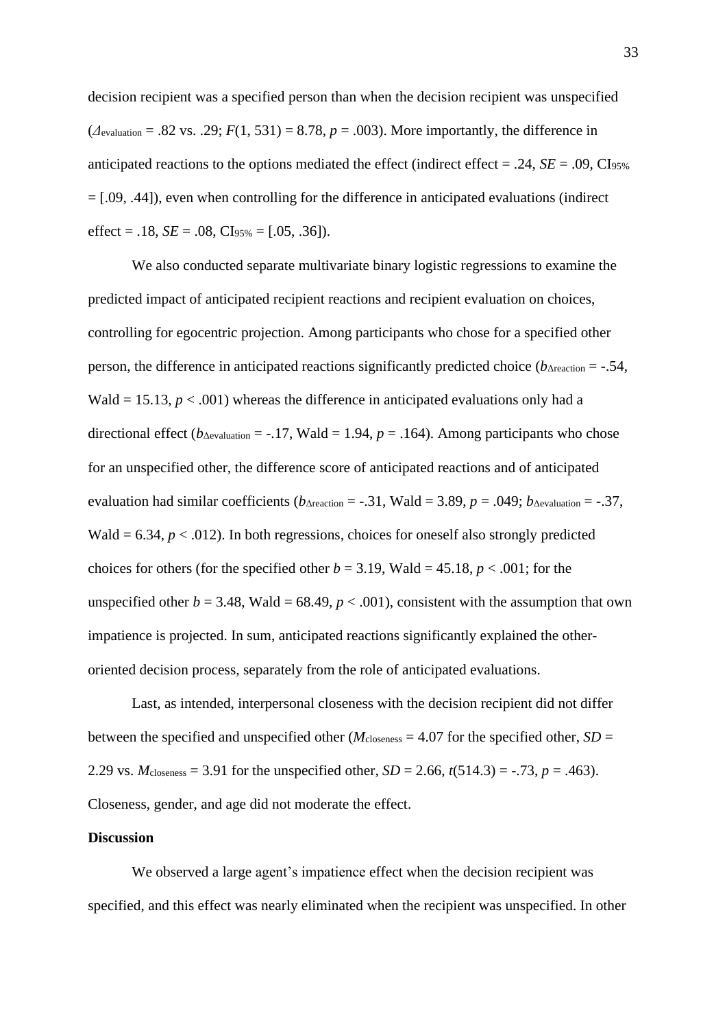decision recipient was a specified person than when the decision recipient was unspecified ($\Delta_{evaluation}$ = .82 vs. .29; $F(1, 531) = 8.78$, $p = .003$). More importantly, the difference in anticipated reactions to the options mediated the effect (indirect effect = .24, $SE$ = .09, $CI_{95\%}$ = [.09, .44]), even when controlling for the difference in anticipated evaluations (indirect effect = .18, $SE$ = .08, $CI_{95\%}$ = [.05, .36]).

We also conducted separate multivariate binary logistic regressions to examine the predicted impact of anticipated recipient reactions and recipient evaluation on choices, controlling for egocentric projection. Among participants who chose for a specified other person, the difference in anticipated reactions significantly predicted choice ($b_{\Delta reaction} = -.54$, Wald = 15.13, $p < .001$) whereas the difference in anticipated evaluations only had a directional effect ($b_{\Delta evaluation} = -.17$, Wald = 1.94, $p = .164$). Among participants who chose for an unspecified other, the difference score of anticipated reactions and of anticipated evaluation had similar coefficients ($b_{\Delta reaction} = -.31$, Wald = 3.89, $p = .049$; $b_{\Delta evaluation} = -.37$, Wald = 6.34, $p < .012$). In both regressions, choices for oneself also strongly predicted choices for others (for the specified other $b = 3.19$, Wald = 45.18, $p < .001$; for the unspecified other $b = 3.48$, Wald = 68.49, $p < .001$), consistent with the assumption that own impatience is projected. In sum, anticipated reactions significantly explained the other-oriented decision process, separately from the role of anticipated evaluations.

Last, as intended, interpersonal closeness with the decision recipient did not differ between the specified and unspecified other ($M_{closeness} = 4.07$ for the specified other, $SD$ = 2.29 vs. $M_{closeness} = 3.91$ for the unspecified other, $SD$ = 2.66, $t(514.3) = -.73$, $p = .463$). Closeness, gender, and age did not moderate the effect.

**Discussion**

We observed a large agent's impatience effect when the decision recipient was specified, and this effect was nearly eliminated when the recipient was unspecified. In other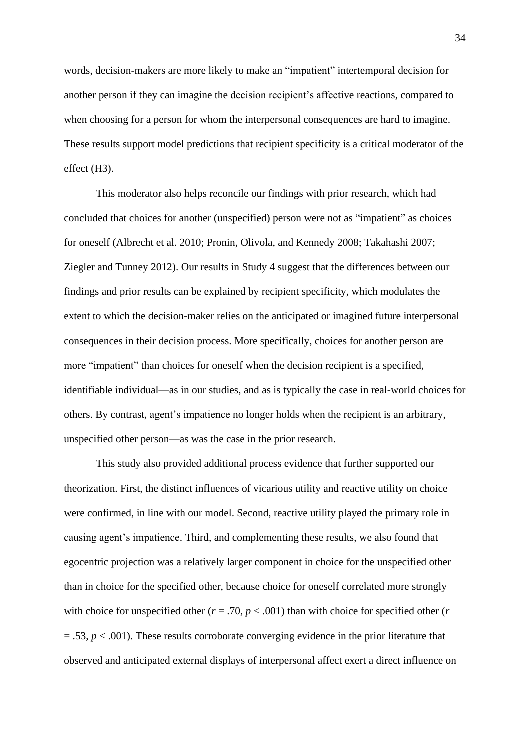words, decision-makers are more likely to make an "impatient" intertemporal decision for another person if they can imagine the decision recipient's affective reactions, compared to when choosing for a person for whom the interpersonal consequences are hard to imagine. These results support model predictions that recipient specificity is a critical moderator of the effect (H3).

This moderator also helps reconcile our findings with prior research, which had concluded that choices for another (unspecified) person were not as "impatient" as choices for oneself (Albrecht et al. 2010; Pronin, Olivola, and Kennedy 2008; Takahashi 2007; Ziegler and Tunney 2012). Our results in Study 4 suggest that the differences between our findings and prior results can be explained by recipient specificity, which modulates the extent to which the decision-maker relies on the anticipated or imagined future interpersonal consequences in their decision process. More specifically, choices for another person are more "impatient" than choices for oneself when the decision recipient is a specified, identifiable individual—as in our studies, and as is typically the case in real-world choices for others. By contrast, agent's impatience no longer holds when the recipient is an arbitrary, unspecified other person—as was the case in the prior research.

This study also provided additional process evidence that further supported our theorization. First, the distinct influences of vicarious utility and reactive utility on choice were confirmed, in line with our model. Second, reactive utility played the primary role in causing agent's impatience. Third, and complementing these results, we also found that egocentric projection was a relatively larger component in choice for the unspecified other than in choice for the specified other, because choice for oneself correlated more strongly with choice for unspecified other ($r = .70$, $p < .001$) than with choice for specified other ($r = .53$, $p < .001$). These results corroborate converging evidence in the prior literature that observed and anticipated external displays of interpersonal affect exert a direct influence on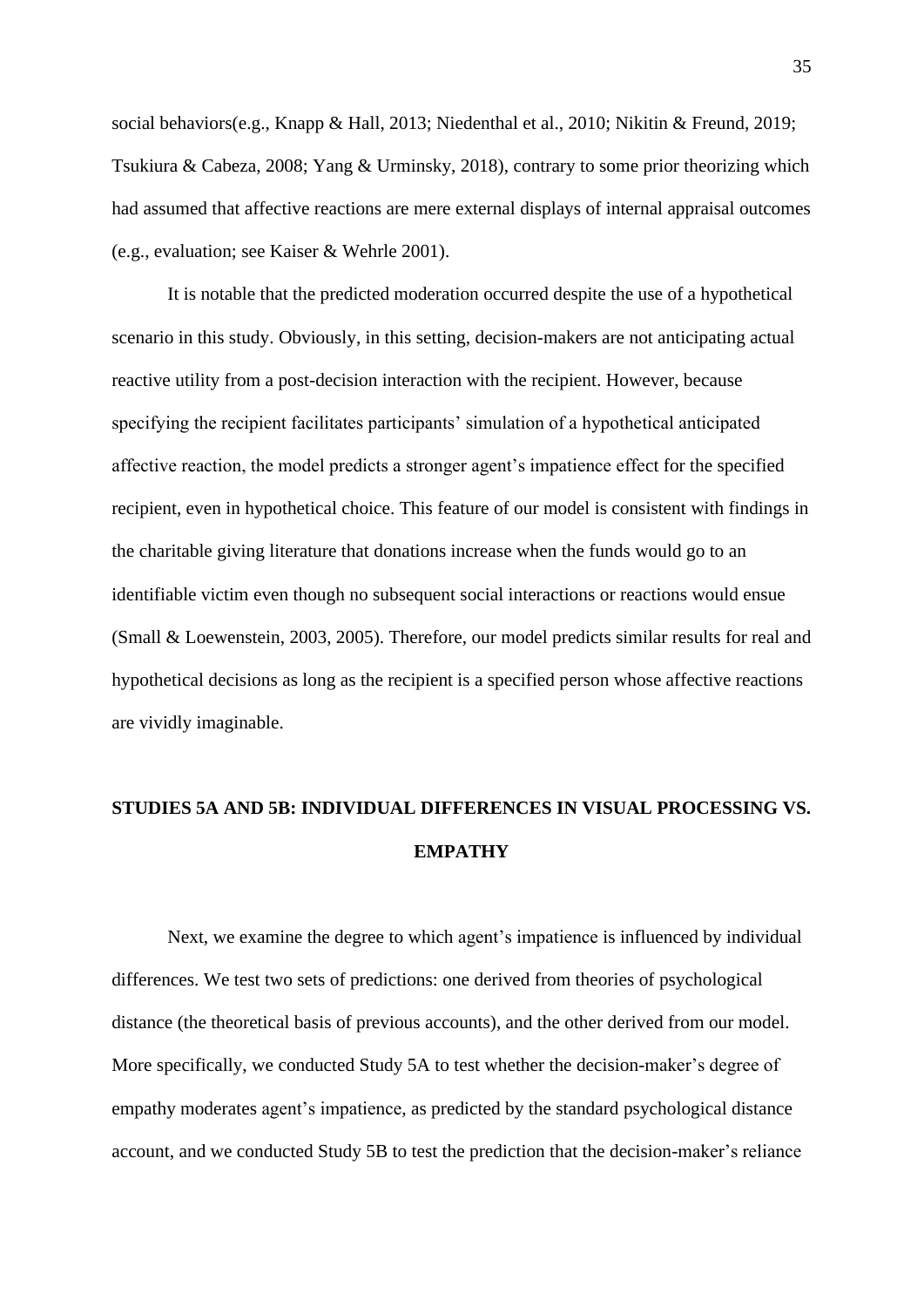social behaviors(e.g., Knapp & Hall, 2013; Niedenthal et al., 2010; Nikitin & Freund, 2019; Tsukiura & Cabeza, 2008; Yang & Urminsky, 2018), contrary to some prior theorizing which had assumed that affective reactions are mere external displays of internal appraisal outcomes (e.g., evaluation; see Kaiser & Wehrle 2001).

It is notable that the predicted moderation occurred despite the use of a hypothetical scenario in this study. Obviously, in this setting, decision-makers are not anticipating actual reactive utility from a post-decision interaction with the recipient. However, because specifying the recipient facilitates participants' simulation of a hypothetical anticipated affective reaction, the model predicts a stronger agent's impatience effect for the specified recipient, even in hypothetical choice. This feature of our model is consistent with findings in the charitable giving literature that donations increase when the funds would go to an identifiable victim even though no subsequent social interactions or reactions would ensue (Small & Loewenstein, 2003, 2005). Therefore, our model predicts similar results for real and hypothetical decisions as long as the recipient is a specified person whose affective reactions are vividly imaginable.

## STUDIES 5A AND 5B: INDIVIDUAL DIFFERENCES IN VISUAL PROCESSING VS. EMPATHY

Next, we examine the degree to which agent's impatience is influenced by individual differences. We test two sets of predictions: one derived from theories of psychological distance (the theoretical basis of previous accounts), and the other derived from our model. More specifically, we conducted Study 5A to test whether the decision-maker's degree of empathy moderates agent's impatience, as predicted by the standard psychological distance account, and we conducted Study 5B to test the prediction that the decision-maker's reliance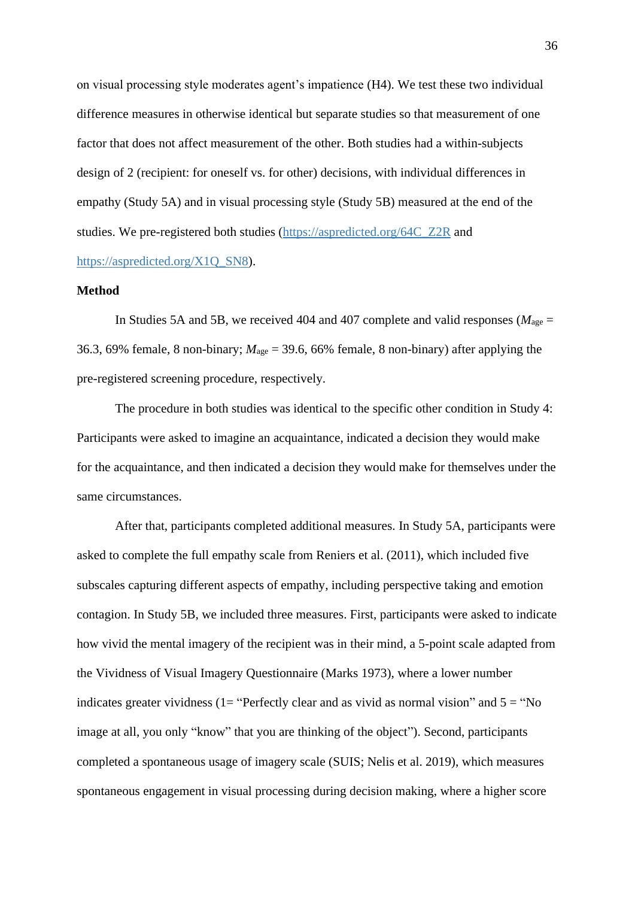on visual processing style moderates agent's impatience (H4). We test these two individual difference measures in otherwise identical but separate studies so that measurement of one factor that does not affect measurement of the other. Both studies had a within-subjects design of 2 (recipient: for oneself vs. for other) decisions, with individual differences in empathy (Study 5A) and in visual processing style (Study 5B) measured at the end of the studies. We pre-registered both studies (https://aspredicted.org/64C_Z2R and https://aspredicted.org/X1Q_SN8).

**Method**

In Studies 5A and 5B, we received 404 and 407 complete and valid responses ($M_{age}$ = 36.3, 69% female, 8 non-binary; $M_{age}$ = 39.6, 66% female, 8 non-binary) after applying the pre-registered screening procedure, respectively.

The procedure in both studies was identical to the specific other condition in Study 4: Participants were asked to imagine an acquaintance, indicated a decision they would make for the acquaintance, and then indicated a decision they would make for themselves under the same circumstances.

After that, participants completed additional measures. In Study 5A, participants were asked to complete the full empathy scale from Reniers et al. (2011), which included five subscales capturing different aspects of empathy, including perspective taking and emotion contagion. In Study 5B, we included three measures. First, participants were asked to indicate how vivid the mental imagery of the recipient was in their mind, a 5-point scale adapted from the Vividness of Visual Imagery Questionnaire (Marks 1973), where a lower number indicates greater vividness (1= "Perfectly clear and as vivid as normal vision" and 5 = "No image at all, you only "know" that you are thinking of the object"). Second, participants completed a spontaneous usage of imagery scale (SUIS; Nelis et al. 2019), which measures spontaneous engagement in visual processing during decision making, where a higher score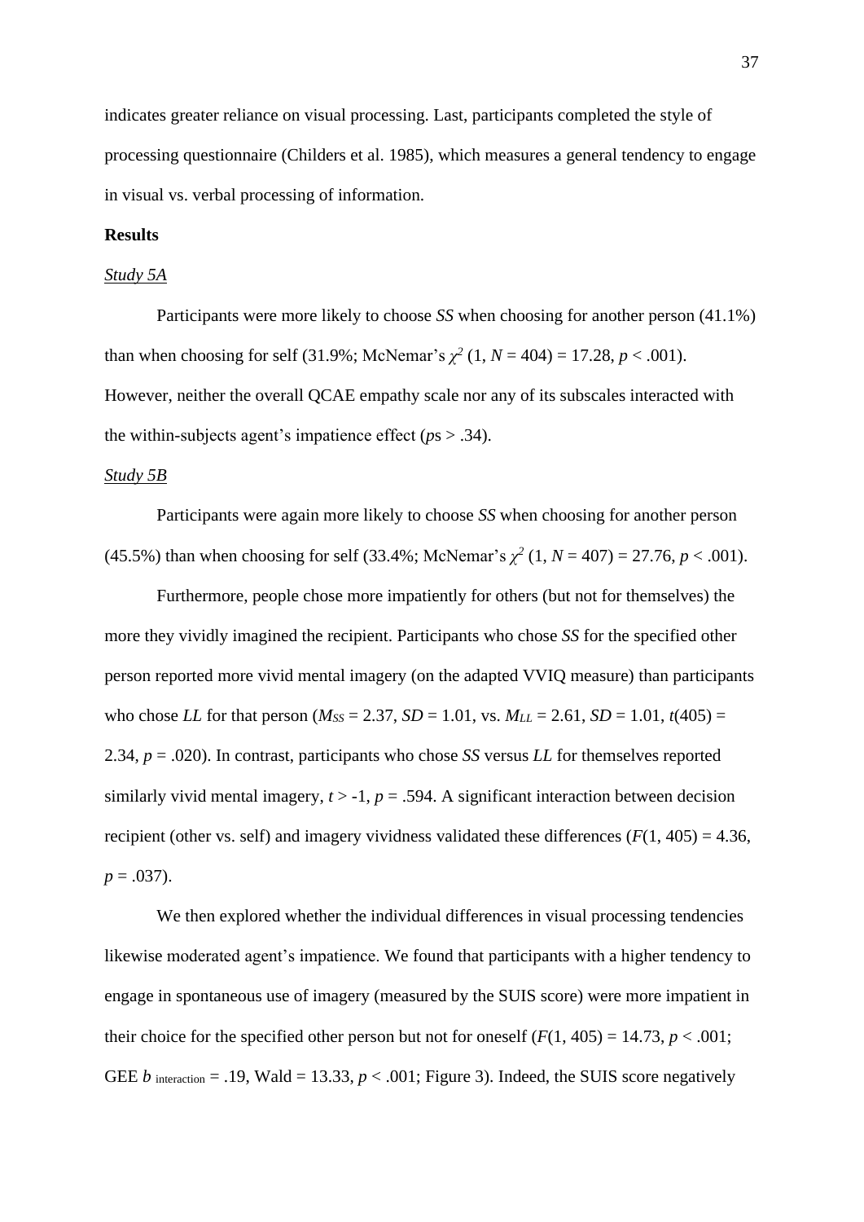indicates greater reliance on visual processing. Last, participants completed the style of processing questionnaire (Childers et al. 1985), which measures a general tendency to engage in visual vs. verbal processing of information.

**Results**

*Study 5A*

Participants were more likely to choose *SS* when choosing for another person (41.1%) than when choosing for self (31.9%; McNemar's $\chi^2$ (1, $N$ = 404) = 17.28, $p$ < .001). However, neither the overall QCAE empathy scale nor any of its subscales interacted with the within-subjects agent's impatience effect ($p$s > .34).

*Study 5B*

Participants were again more likely to choose *SS* when choosing for another person (45.5%) than when choosing for self (33.4%; McNemar's $\chi^2$ (1, $N$ = 407) = 27.76, $p$ < .001).

Furthermore, people chose more impatiently for others (but not for themselves) the more they vividly imagined the recipient. Participants who chose *SS* for the specified other person reported more vivid mental imagery (on the adapted VVIQ measure) than participants who chose *LL* for that person ($M_{SS}$ = 2.37, $SD$ = 1.01, vs. $M_{LL}$ = 2.61, $SD$ = 1.01, $t$(405) = 2.34, $p$ = .020). In contrast, participants who chose *SS* versus *LL* for themselves reported similarly vivid mental imagery, $t$ > -1, $p$ = .594. A significant interaction between decision recipient (other vs. self) and imagery vividness validated these differences ($F$(1, 405) = 4.36, $p$ = .037).

We then explored whether the individual differences in visual processing tendencies likewise moderated agent's impatience. We found that participants with a higher tendency to engage in spontaneous use of imagery (measured by the SUIS score) were more impatient in their choice for the specified other person but not for oneself ($F$(1, 405) = 14.73, $p$ < .001; GEE $b_{\text{interaction}}$ = .19, Wald = 13.33, $p$ < .001; Figure 3). Indeed, the SUIS score negatively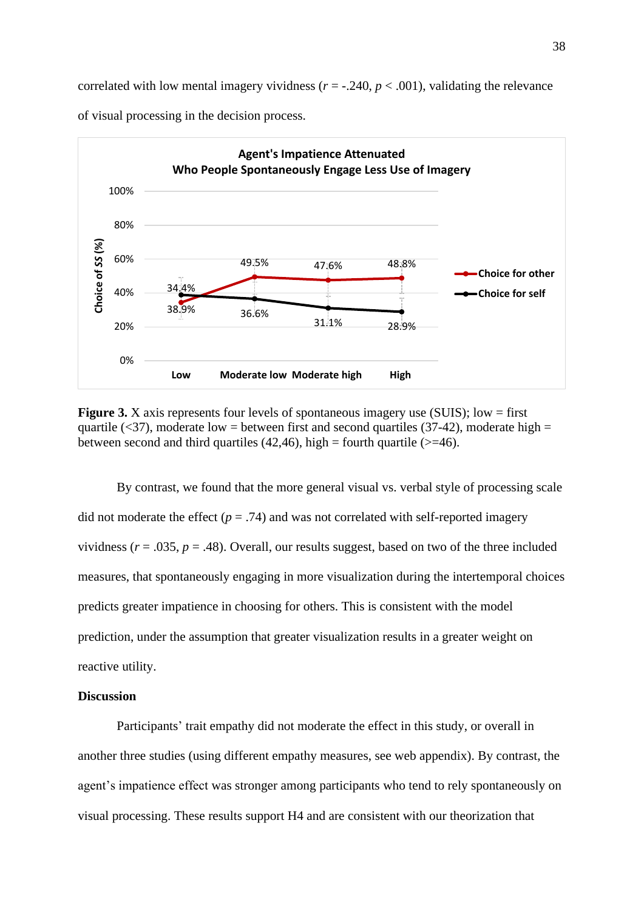correlated with low mental imagery vividness ($r$ = -.240, $p$ < .001), validating the relevance of visual processing in the decision process.

**Agent's Impatience Attenuated Who People Spontaneously Engage Less Use of Imagery**

| | Low | Moderate low | Moderate high | High |
|---|---|---|---|---|
| Choice for other | 34.4% | 49.5% | 47.6% | 48.8% |
| Choice for self | 38.9% | 36.6% | 31.1% | 28.9% |

**Figure 3.** X axis represents four levels of spontaneous imagery use (SUIS); low = first quartile (<37), moderate low = between first and second quartiles (37-42), moderate high = between second and third quartiles (42,46), high = fourth quartile (>=46).

By contrast, we found that the more general visual vs. verbal style of processing scale did not moderate the effect ($p$ = .74) and was not correlated with self-reported imagery vividness ($r$ = .035, $p$ = .48). Overall, our results suggest, based on two of the three included measures, that spontaneously engaging in more visualization during the intertemporal choices predicts greater impatience in choosing for others. This is consistent with the model prediction, under the assumption that greater visualization results in a greater weight on reactive utility.

**Discussion**

Participants' trait empathy did not moderate the effect in this study, or overall in another three studies (using different empathy measures, see web appendix). By contrast, the agent's impatience effect was stronger among participants who tend to rely spontaneously on visual processing. These results support H4 and are consistent with our theorization that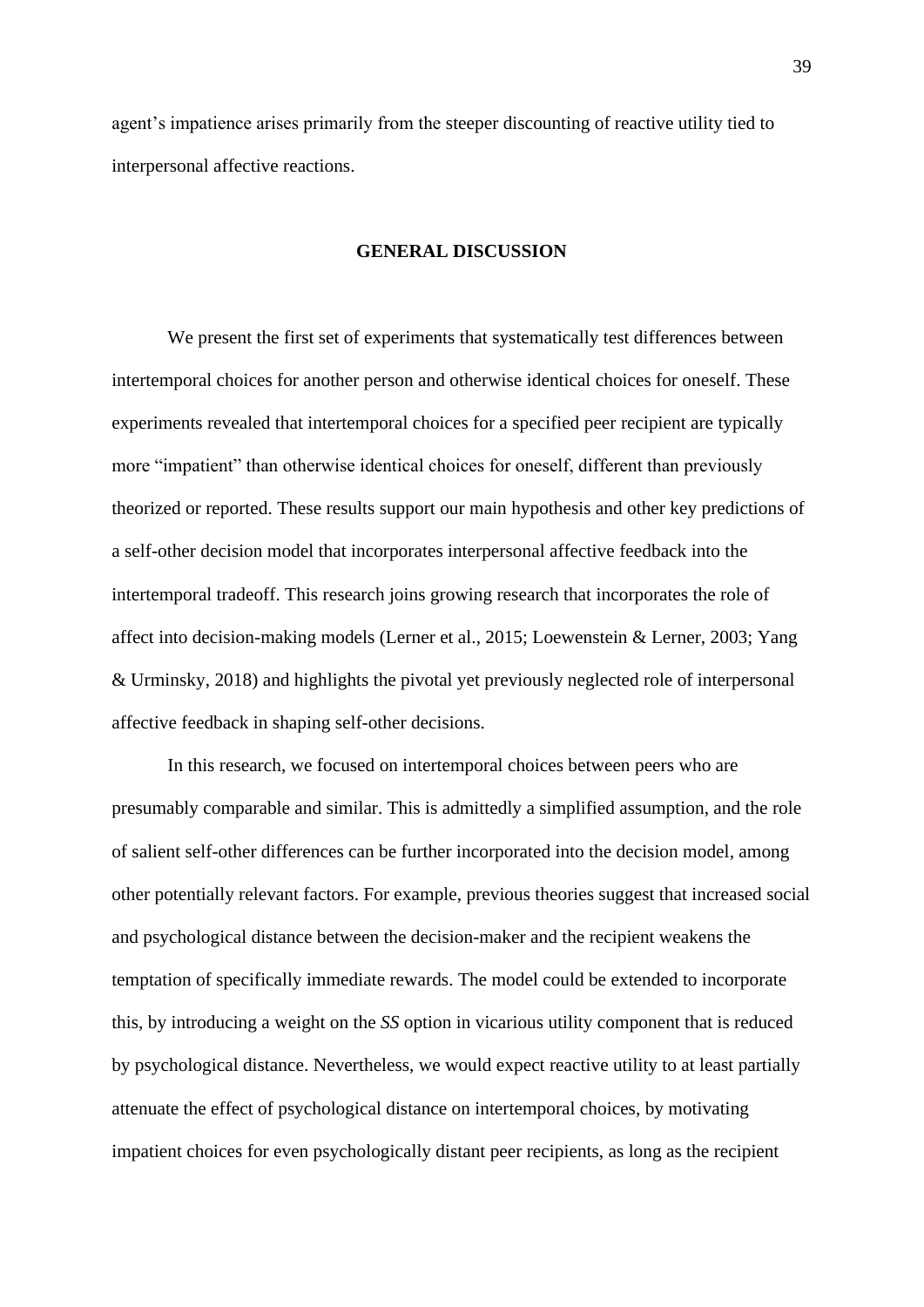agent's impatience arises primarily from the steeper discounting of reactive utility tied to interpersonal affective reactions.

## GENERAL DISCUSSION

We present the first set of experiments that systematically test differences between intertemporal choices for another person and otherwise identical choices for oneself. These experiments revealed that intertemporal choices for a specified peer recipient are typically more "impatient" than otherwise identical choices for oneself, different than previously theorized or reported. These results support our main hypothesis and other key predictions of a self-other decision model that incorporates interpersonal affective feedback into the intertemporal tradeoff. This research joins growing research that incorporates the role of affect into decision-making models (Lerner et al., 2015; Loewenstein & Lerner, 2003; Yang & Urminsky, 2018) and highlights the pivotal yet previously neglected role of interpersonal affective feedback in shaping self-other decisions.

In this research, we focused on intertemporal choices between peers who are presumably comparable and similar. This is admittedly a simplified assumption, and the role of salient self-other differences can be further incorporated into the decision model, among other potentially relevant factors. For example, previous theories suggest that increased social and psychological distance between the decision-maker and the recipient weakens the temptation of specifically immediate rewards. The model could be extended to incorporate this, by introducing a weight on the *SS* option in vicarious utility component that is reduced by psychological distance. Nevertheless, we would expect reactive utility to at least partially attenuate the effect of psychological distance on intertemporal choices, by motivating impatient choices for even psychologically distant peer recipients, as long as the recipient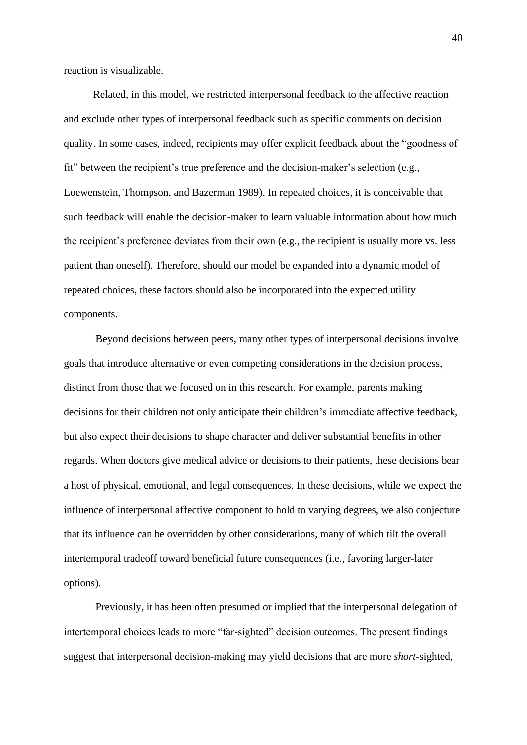reaction is visualizable.

Related, in this model, we restricted interpersonal feedback to the affective reaction and exclude other types of interpersonal feedback such as specific comments on decision quality. In some cases, indeed, recipients may offer explicit feedback about the "goodness of fit" between the recipient's true preference and the decision-maker's selection (e.g., Loewenstein, Thompson, and Bazerman 1989). In repeated choices, it is conceivable that such feedback will enable the decision-maker to learn valuable information about how much the recipient's preference deviates from their own (e.g., the recipient is usually more vs. less patient than oneself). Therefore, should our model be expanded into a dynamic model of repeated choices, these factors should also be incorporated into the expected utility components.

Beyond decisions between peers, many other types of interpersonal decisions involve goals that introduce alternative or even competing considerations in the decision process, distinct from those that we focused on in this research. For example, parents making decisions for their children not only anticipate their children's immediate affective feedback, but also expect their decisions to shape character and deliver substantial benefits in other regards. When doctors give medical advice or decisions to their patients, these decisions bear a host of physical, emotional, and legal consequences. In these decisions, while we expect the influence of interpersonal affective component to hold to varying degrees, we also conjecture that its influence can be overridden by other considerations, many of which tilt the overall intertemporal tradeoff toward beneficial future consequences (i.e., favoring larger-later options).

Previously, it has been often presumed or implied that the interpersonal delegation of intertemporal choices leads to more "far-sighted" decision outcomes. The present findings suggest that interpersonal decision-making may yield decisions that are more *short*-sighted,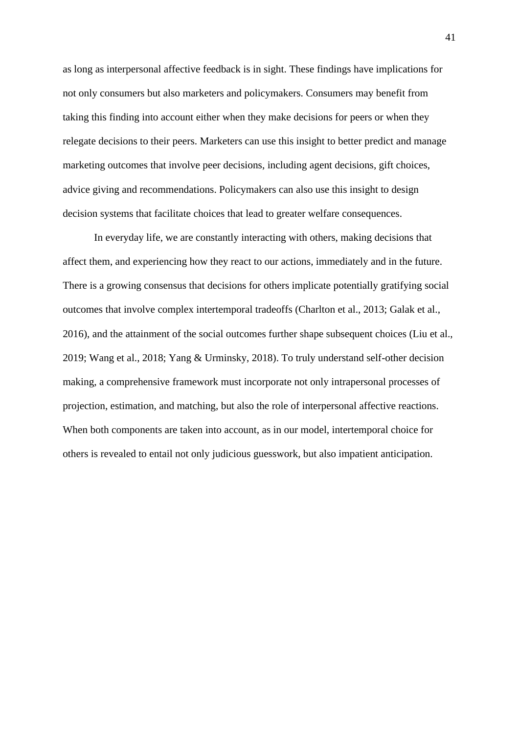as long as interpersonal affective feedback is in sight. These findings have implications for not only consumers but also marketers and policymakers. Consumers may benefit from taking this finding into account either when they make decisions for peers or when they relegate decisions to their peers. Marketers can use this insight to better predict and manage marketing outcomes that involve peer decisions, including agent decisions, gift choices, advice giving and recommendations. Policymakers can also use this insight to design decision systems that facilitate choices that lead to greater welfare consequences.

In everyday life, we are constantly interacting with others, making decisions that affect them, and experiencing how they react to our actions, immediately and in the future. There is a growing consensus that decisions for others implicate potentially gratifying social outcomes that involve complex intertemporal tradeoffs (Charlton et al., 2013; Galak et al., 2016), and the attainment of the social outcomes further shape subsequent choices (Liu et al., 2019; Wang et al., 2018; Yang & Urminsky, 2018). To truly understand self-other decision making, a comprehensive framework must incorporate not only intrapersonal processes of projection, estimation, and matching, but also the role of interpersonal affective reactions. When both components are taken into account, as in our model, intertemporal choice for others is revealed to entail not only judicious guesswork, but also impatient anticipation.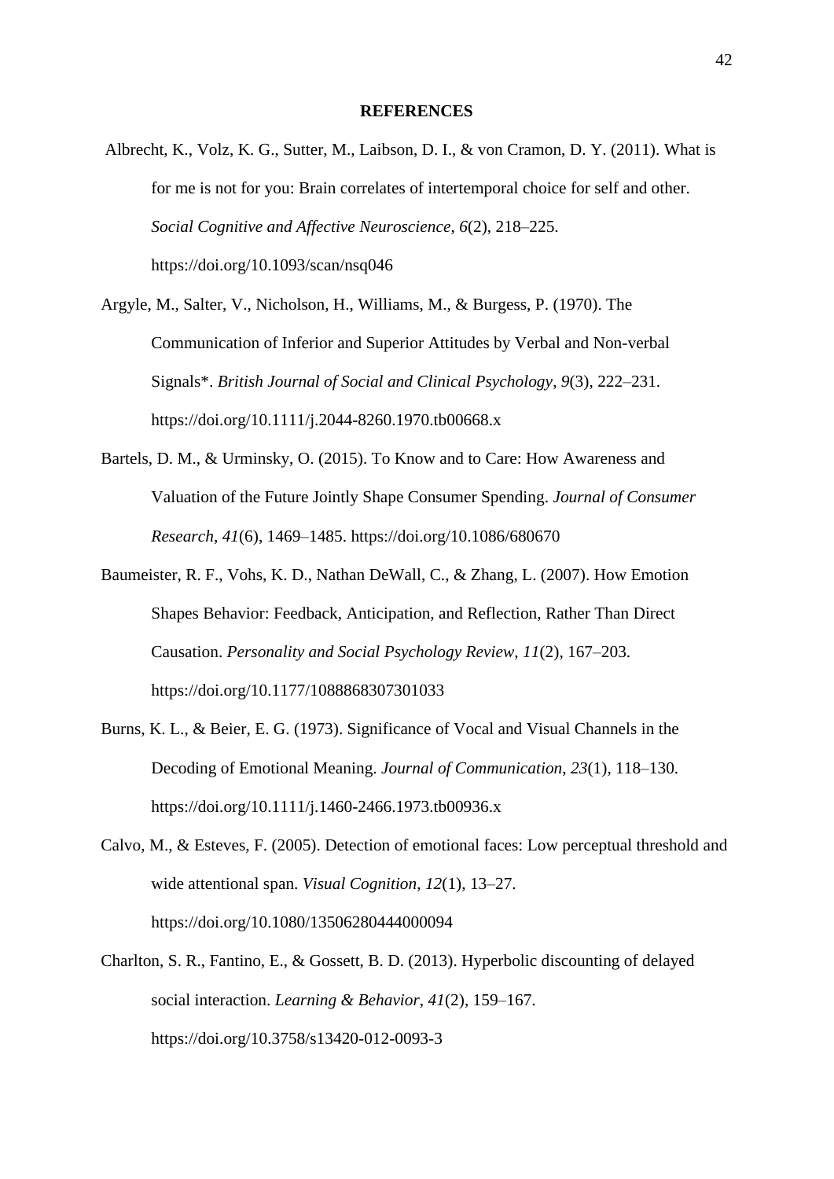**REFERENCES**

Albrecht, K., Volz, K. G., Sutter, M., Laibson, D. I., & von Cramon, D. Y. (2011). What is for me is not for you: Brain correlates of intertemporal choice for self and other. *Social Cognitive and Affective Neuroscience*, *6*(2), 218–225. https://doi.org/10.1093/scan/nsq046

Argyle, M., Salter, V., Nicholson, H., Williams, M., & Burgess, P. (1970). The Communication of Inferior and Superior Attitudes by Verbal and Non-verbal Signals*. *British Journal of Social and Clinical Psychology*, *9*(3), 222–231. https://doi.org/10.1111/j.2044-8260.1970.tb00668.x

Bartels, D. M., & Urminsky, O. (2015). To Know and to Care: How Awareness and Valuation of the Future Jointly Shape Consumer Spending. *Journal of Consumer Research*, *41*(6), 1469–1485. https://doi.org/10.1086/680670

Baumeister, R. F., Vohs, K. D., Nathan DeWall, C., & Zhang, L. (2007). How Emotion Shapes Behavior: Feedback, Anticipation, and Reflection, Rather Than Direct Causation. *Personality and Social Psychology Review*, *11*(2), 167–203. https://doi.org/10.1177/1088868307301033

Burns, K. L., & Beier, E. G. (1973). Significance of Vocal and Visual Channels in the Decoding of Emotional Meaning. *Journal of Communication*, *23*(1), 118–130. https://doi.org/10.1111/j.1460-2466.1973.tb00936.x

Calvo, M., & Esteves, F. (2005). Detection of emotional faces: Low perceptual threshold and wide attentional span. *Visual Cognition*, *12*(1), 13–27. https://doi.org/10.1080/13506280444000094

Charlton, S. R., Fantino, E., & Gossett, B. D. (2013). Hyperbolic discounting of delayed social interaction. *Learning & Behavior*, *41*(2), 159–167. https://doi.org/10.3758/s13420-012-0093-3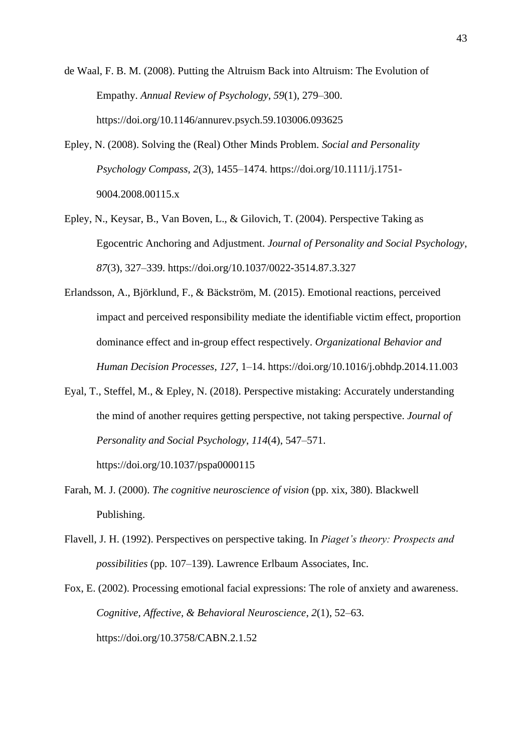de Waal, F. B. M. (2008). Putting the Altruism Back into Altruism: The Evolution of Empathy. *Annual Review of Psychology*, *59*(1), 279–300. https://doi.org/10.1146/annurev.psych.59.103006.093625

Epley, N. (2008). Solving the (Real) Other Minds Problem. *Social and Personality Psychology Compass*, *2*(3), 1455–1474. https://doi.org/10.1111/j.1751-9004.2008.00115.x

Epley, N., Keysar, B., Van Boven, L., & Gilovich, T. (2004). Perspective Taking as Egocentric Anchoring and Adjustment. *Journal of Personality and Social Psychology*, *87*(3), 327–339. https://doi.org/10.1037/0022-3514.87.3.327

Erlandsson, A., Björklund, F., & Bäckström, M. (2015). Emotional reactions, perceived impact and perceived responsibility mediate the identifiable victim effect, proportion dominance effect and in-group effect respectively. *Organizational Behavior and Human Decision Processes*, *127*, 1–14. https://doi.org/10.1016/j.obhdp.2014.11.003

Eyal, T., Steffel, M., & Epley, N. (2018). Perspective mistaking: Accurately understanding the mind of another requires getting perspective, not taking perspective. *Journal of Personality and Social Psychology*, *114*(4), 547–571. https://doi.org/10.1037/pspa0000115

Farah, M. J. (2000). *The cognitive neuroscience of vision* (pp. xix, 380). Blackwell Publishing.

Flavell, J. H. (1992). Perspectives on perspective taking. In *Piaget's theory: Prospects and possibilities* (pp. 107–139). Lawrence Erlbaum Associates, Inc.

Fox, E. (2002). Processing emotional facial expressions: The role of anxiety and awareness. *Cognitive, Affective, & Behavioral Neuroscience*, *2*(1), 52–63. https://doi.org/10.3758/CABN.2.1.52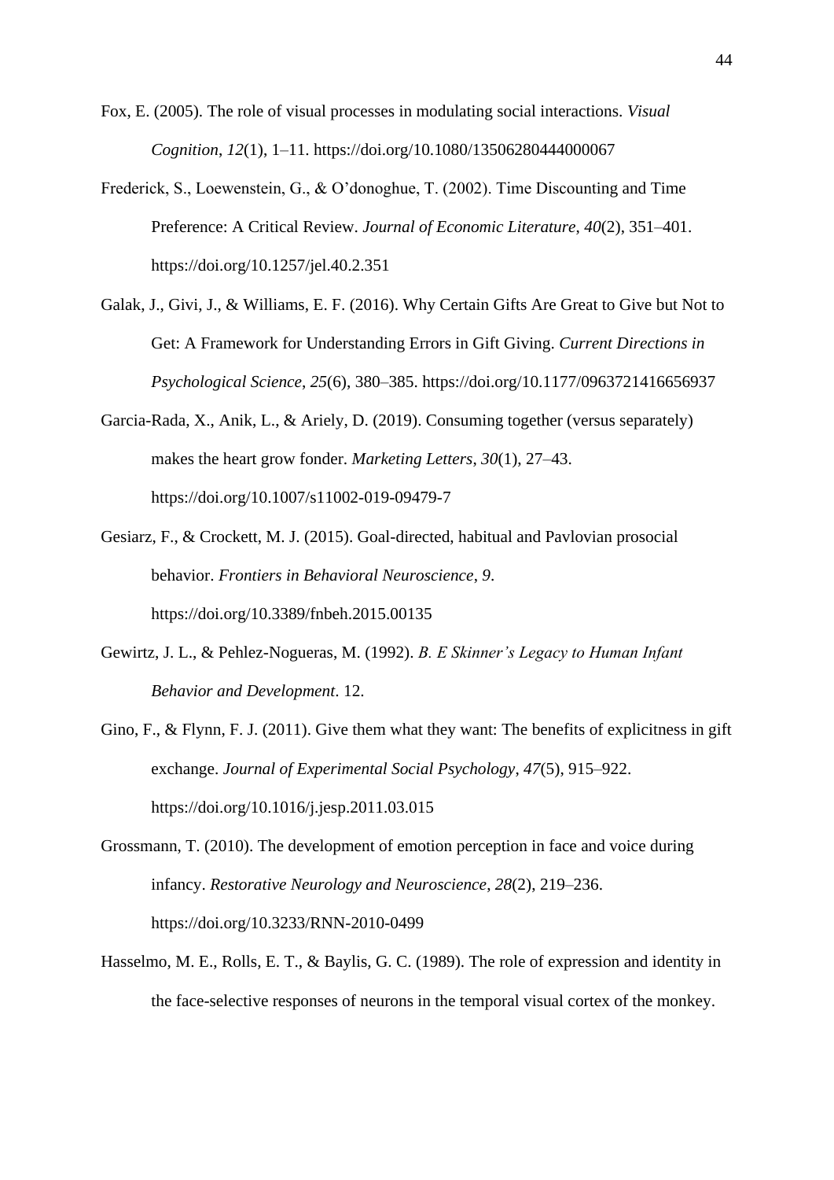Fox, E. (2005). The role of visual processes in modulating social interactions. *Visual Cognition*, *12*(1), 1–11. https://doi.org/10.1080/13506280444000067

Frederick, S., Loewenstein, G., & O'donoghue, T. (2002). Time Discounting and Time Preference: A Critical Review. *Journal of Economic Literature*, *40*(2), 351–401. https://doi.org/10.1257/jel.40.2.351

Galak, J., Givi, J., & Williams, E. F. (2016). Why Certain Gifts Are Great to Give but Not to Get: A Framework for Understanding Errors in Gift Giving. *Current Directions in Psychological Science*, *25*(6), 380–385. https://doi.org/10.1177/0963721416656937

Garcia-Rada, X., Anik, L., & Ariely, D. (2019). Consuming together (versus separately) makes the heart grow fonder. *Marketing Letters*, *30*(1), 27–43. https://doi.org/10.1007/s11002-019-09479-7

Gesiarz, F., & Crockett, M. J. (2015). Goal-directed, habitual and Pavlovian prosocial behavior. *Frontiers in Behavioral Neuroscience*, *9*. https://doi.org/10.3389/fnbeh.2015.00135

Gewirtz, J. L., & Pehlez-Nogueras, M. (1992). *B. E Skinner's Legacy to Human Infant Behavior and Development*. 12.

Gino, F., & Flynn, F. J. (2011). Give them what they want: The benefits of explicitness in gift exchange. *Journal of Experimental Social Psychology*, *47*(5), 915–922. https://doi.org/10.1016/j.jesp.2011.03.015

Grossmann, T. (2010). The development of emotion perception in face and voice during infancy. *Restorative Neurology and Neuroscience*, *28*(2), 219–236. https://doi.org/10.3233/RNN-2010-0499

Hasselmo, M. E., Rolls, E. T., & Baylis, G. C. (1989). The role of expression and identity in the face-selective responses of neurons in the temporal visual cortex of the monkey.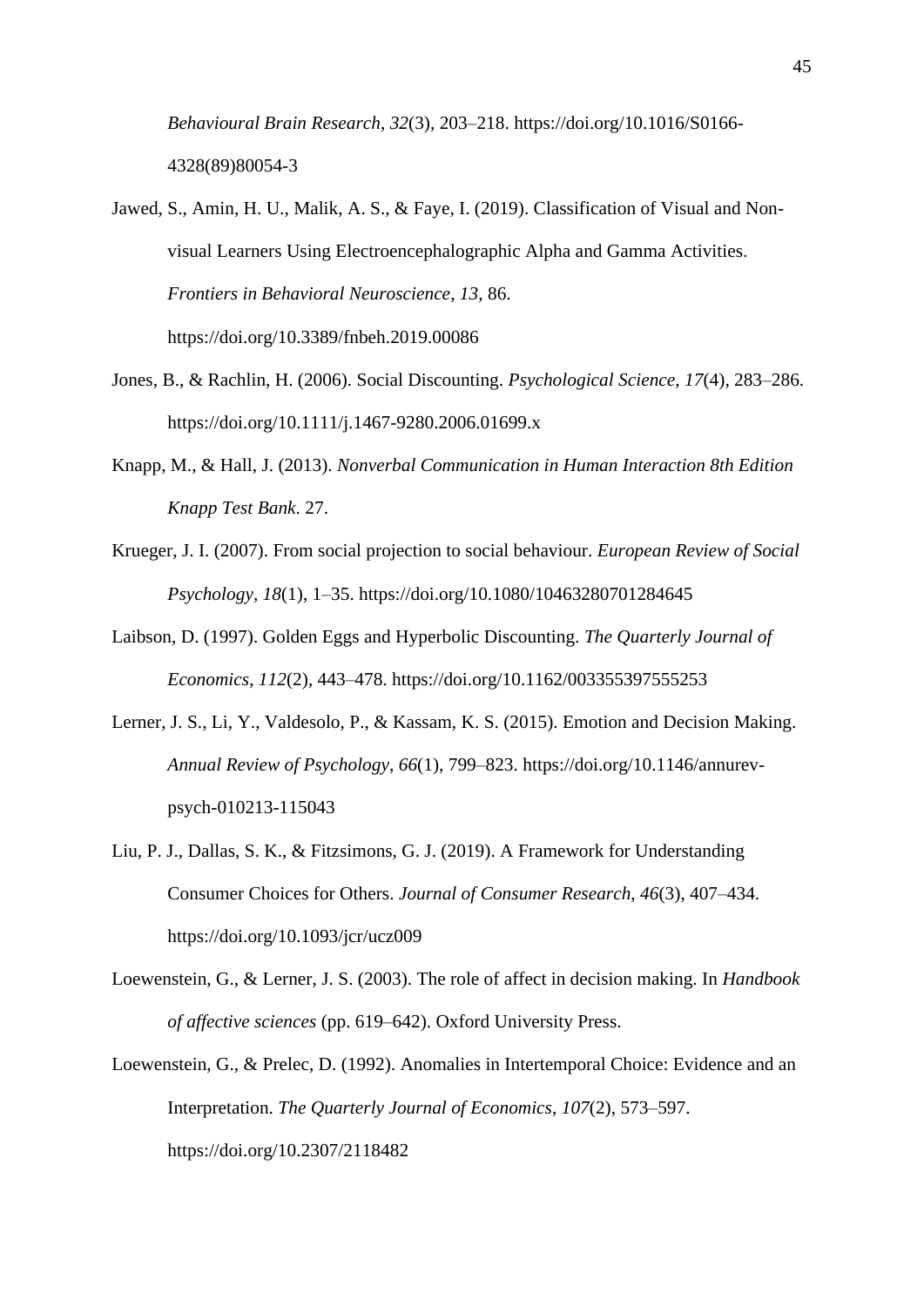*Behavioural Brain Research*, *32*(3), 203–218. https://doi.org/10.1016/S0166-4328(89)80054-3

Jawed, S., Amin, H. U., Malik, A. S., & Faye, I. (2019). Classification of Visual and Non-visual Learners Using Electroencephalographic Alpha and Gamma Activities. *Frontiers in Behavioral Neuroscience*, *13*, 86. https://doi.org/10.3389/fnbeh.2019.00086

Jones, B., & Rachlin, H. (2006). Social Discounting. *Psychological Science*, *17*(4), 283–286. https://doi.org/10.1111/j.1467-9280.2006.01699.x

Knapp, M., & Hall, J. (2013). *Nonverbal Communication in Human Interaction 8th Edition Knapp Test Bank*. 27.

Krueger, J. I. (2007). From social projection to social behaviour. *European Review of Social Psychology*, *18*(1), 1–35. https://doi.org/10.1080/10463280701284645

Laibson, D. (1997). Golden Eggs and Hyperbolic Discounting. *The Quarterly Journal of Economics*, *112*(2), 443–478. https://doi.org/10.1162/003355397555253

Lerner, J. S., Li, Y., Valdesolo, P., & Kassam, K. S. (2015). Emotion and Decision Making. *Annual Review of Psychology*, *66*(1), 799–823. https://doi.org/10.1146/annurev-psych-010213-115043

Liu, P. J., Dallas, S. K., & Fitzsimons, G. J. (2019). A Framework for Understanding Consumer Choices for Others. *Journal of Consumer Research*, *46*(3), 407–434. https://doi.org/10.1093/jcr/ucz009

Loewenstein, G., & Lerner, J. S. (2003). The role of affect in decision making. In *Handbook of affective sciences* (pp. 619–642). Oxford University Press.

Loewenstein, G., & Prelec, D. (1992). Anomalies in Intertemporal Choice: Evidence and an Interpretation. *The Quarterly Journal of Economics*, *107*(2), 573–597. https://doi.org/10.2307/2118482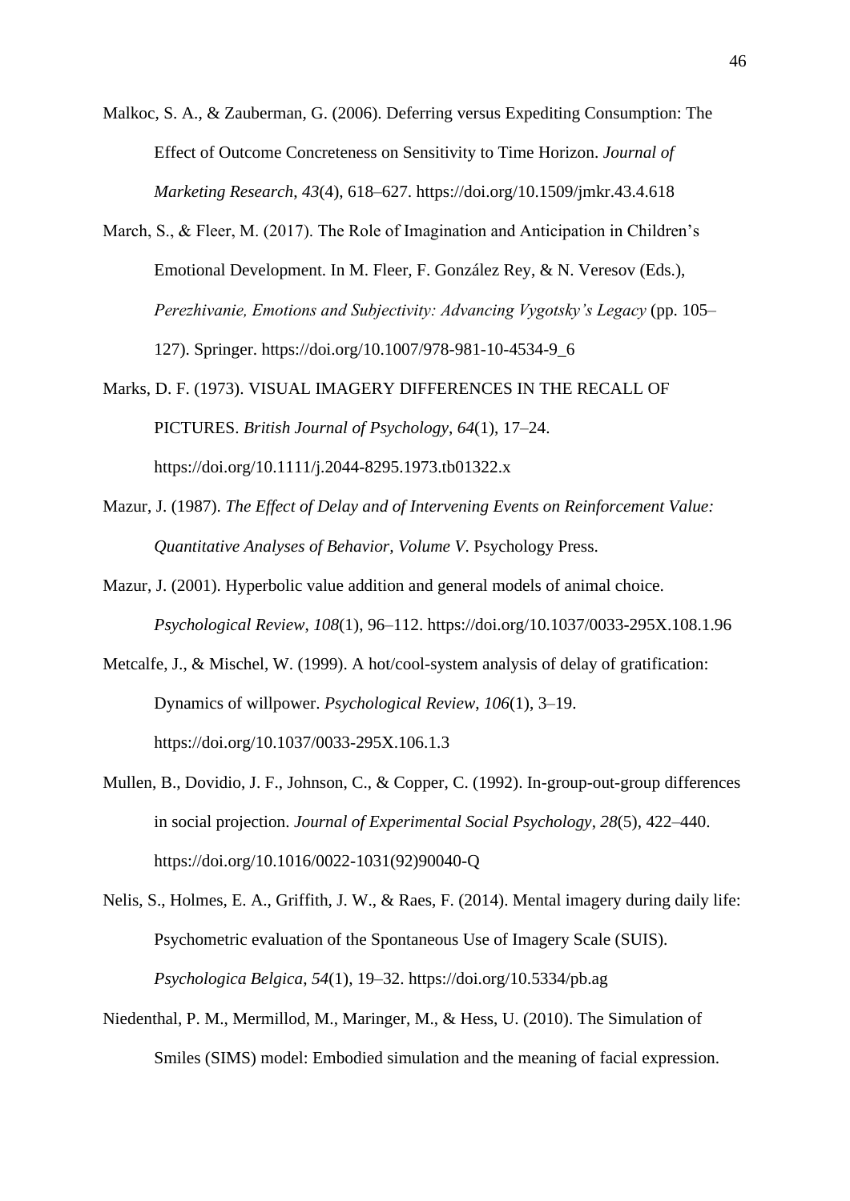Malkoc, S. A., & Zauberman, G. (2006). Deferring versus Expediting Consumption: The Effect of Outcome Concreteness on Sensitivity to Time Horizon. *Journal of Marketing Research*, *43*(4), 618–627. https://doi.org/10.1509/jmkr.43.4.618

March, S., & Fleer, M. (2017). The Role of Imagination and Anticipation in Children's Emotional Development. In M. Fleer, F. González Rey, & N. Veresov (Eds.), *Perezhivanie, Emotions and Subjectivity: Advancing Vygotsky's Legacy* (pp. 105–127). Springer. https://doi.org/10.1007/978-981-10-4534-9_6

Marks, D. F. (1973). VISUAL IMAGERY DIFFERENCES IN THE RECALL OF PICTURES. *British Journal of Psychology*, *64*(1), 17–24. https://doi.org/10.1111/j.2044-8295.1973.tb01322.x

Mazur, J. (1987). *The Effect of Delay and of Intervening Events on Reinforcement Value: Quantitative Analyses of Behavior, Volume V*. Psychology Press.

Mazur, J. (2001). Hyperbolic value addition and general models of animal choice. *Psychological Review*, *108*(1), 96–112. https://doi.org/10.1037/0033-295X.108.1.96

Metcalfe, J., & Mischel, W. (1999). A hot/cool-system analysis of delay of gratification: Dynamics of willpower. *Psychological Review*, *106*(1), 3–19. https://doi.org/10.1037/0033-295X.106.1.3

Mullen, B., Dovidio, J. F., Johnson, C., & Copper, C. (1992). In-group-out-group differences in social projection. *Journal of Experimental Social Psychology*, *28*(5), 422–440. https://doi.org/10.1016/0022-1031(92)90040-Q

Nelis, S., Holmes, E. A., Griffith, J. W., & Raes, F. (2014). Mental imagery during daily life: Psychometric evaluation of the Spontaneous Use of Imagery Scale (SUIS). *Psychologica Belgica*, *54*(1), 19–32. https://doi.org/10.5334/pb.ag

Niedenthal, P. M., Mermillod, M., Maringer, M., & Hess, U. (2010). The Simulation of Smiles (SIMS) model: Embodied simulation and the meaning of facial expression.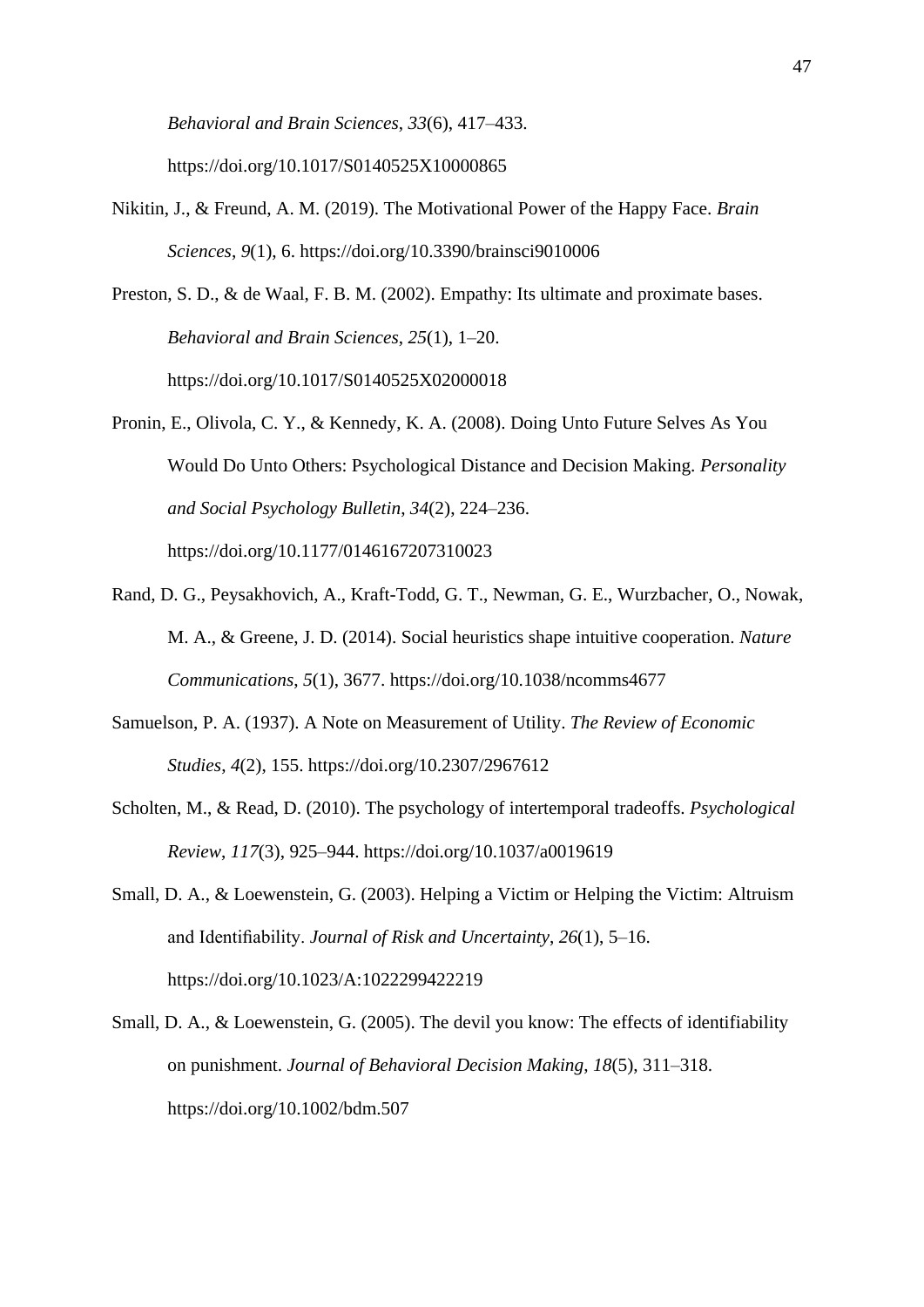*Behavioral and Brain Sciences*, *33*(6), 417–433. https://doi.org/10.1017/S0140525X10000865

Nikitin, J., & Freund, A. M. (2019). The Motivational Power of the Happy Face. *Brain Sciences*, *9*(1), 6. https://doi.org/10.3390/brainsci9010006

Preston, S. D., & de Waal, F. B. M. (2002). Empathy: Its ultimate and proximate bases. *Behavioral and Brain Sciences*, *25*(1), 1–20. https://doi.org/10.1017/S0140525X02000018

Pronin, E., Olivola, C. Y., & Kennedy, K. A. (2008). Doing Unto Future Selves As You Would Do Unto Others: Psychological Distance and Decision Making. *Personality and Social Psychology Bulletin*, *34*(2), 224–236. https://doi.org/10.1177/0146167207310023

Rand, D. G., Peysakhovich, A., Kraft-Todd, G. T., Newman, G. E., Wurzbacher, O., Nowak, M. A., & Greene, J. D. (2014). Social heuristics shape intuitive cooperation. *Nature Communications*, *5*(1), 3677. https://doi.org/10.1038/ncomms4677

Samuelson, P. A. (1937). A Note on Measurement of Utility. *The Review of Economic Studies*, *4*(2), 155. https://doi.org/10.2307/2967612

Scholten, M., & Read, D. (2010). The psychology of intertemporal tradeoffs. *Psychological Review*, *117*(3), 925–944. https://doi.org/10.1037/a0019619

Small, D. A., & Loewenstein, G. (2003). Helping a Victim or Helping the Victim: Altruism and Identifiability. *Journal of Risk and Uncertainty*, *26*(1), 5–16. https://doi.org/10.1023/A:1022299422219

Small, D. A., & Loewenstein, G. (2005). The devil you know: The effects of identifiability on punishment. *Journal of Behavioral Decision Making*, *18*(5), 311–318. https://doi.org/10.1002/bdm.507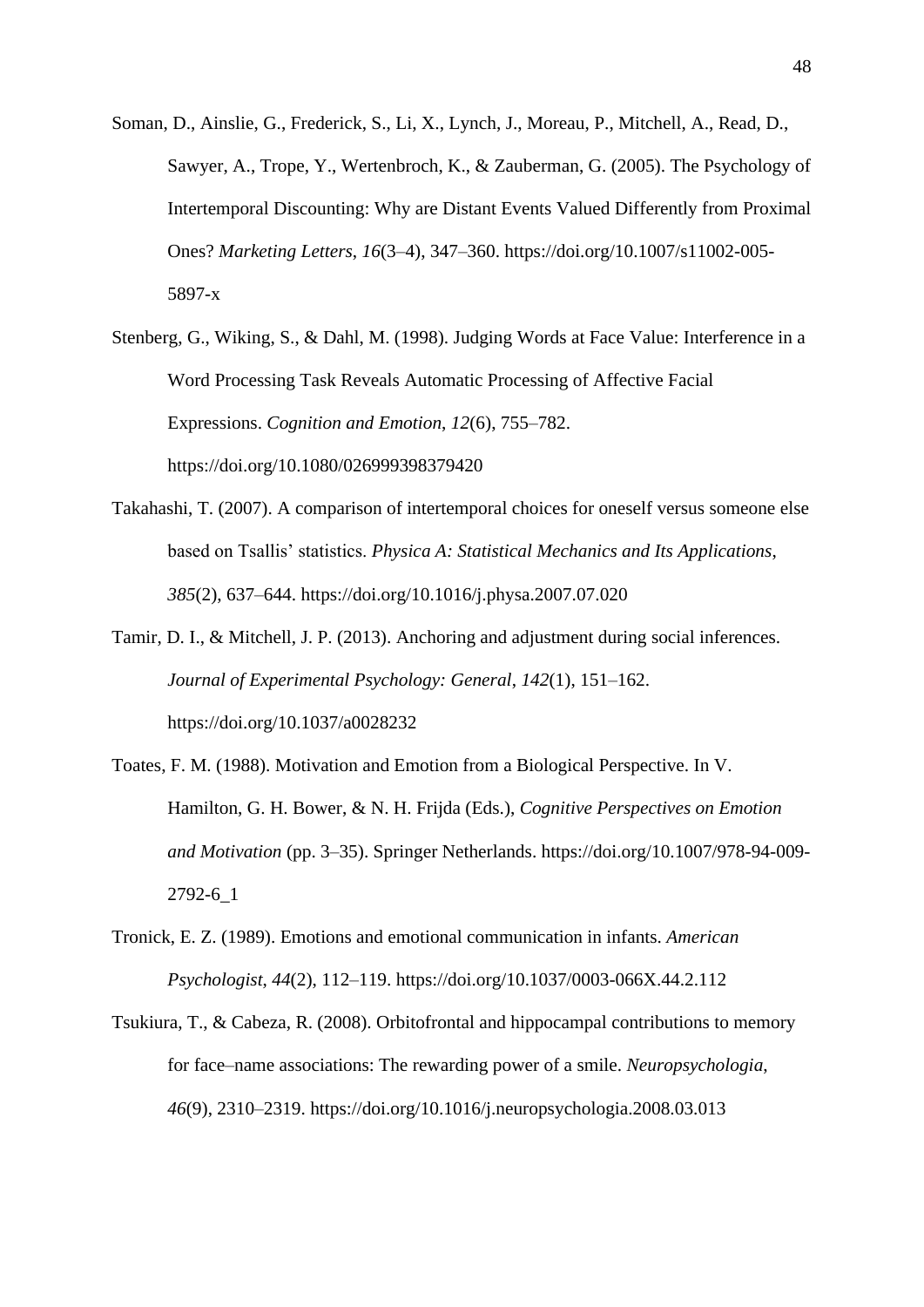Soman, D., Ainslie, G., Frederick, S., Li, X., Lynch, J., Moreau, P., Mitchell, A., Read, D., Sawyer, A., Trope, Y., Wertenbroch, K., & Zauberman, G. (2005). The Psychology of Intertemporal Discounting: Why are Distant Events Valued Differently from Proximal Ones? *Marketing Letters*, *16*(3–4), 347–360. https://doi.org/10.1007/s11002-005-5897-x

Stenberg, G., Wiking, S., & Dahl, M. (1998). Judging Words at Face Value: Interference in a Word Processing Task Reveals Automatic Processing of Affective Facial Expressions. *Cognition and Emotion*, *12*(6), 755–782. https://doi.org/10.1080/026999398379420

Takahashi, T. (2007). A comparison of intertemporal choices for oneself versus someone else based on Tsallis' statistics. *Physica A: Statistical Mechanics and Its Applications*, *385*(2), 637–644. https://doi.org/10.1016/j.physa.2007.07.020

Tamir, D. I., & Mitchell, J. P. (2013). Anchoring and adjustment during social inferences. *Journal of Experimental Psychology: General*, *142*(1), 151–162. https://doi.org/10.1037/a0028232

Toates, F. M. (1988). Motivation and Emotion from a Biological Perspective. In V. Hamilton, G. H. Bower, & N. H. Frijda (Eds.), *Cognitive Perspectives on Emotion and Motivation* (pp. 3–35). Springer Netherlands. https://doi.org/10.1007/978-94-009-2792-6_1

Tronick, E. Z. (1989). Emotions and emotional communication in infants. *American Psychologist*, *44*(2), 112–119. https://doi.org/10.1037/0003-066X.44.2.112

Tsukiura, T., & Cabeza, R. (2008). Orbitofrontal and hippocampal contributions to memory for face–name associations: The rewarding power of a smile. *Neuropsychologia*, *46*(9), 2310–2319. https://doi.org/10.1016/j.neuropsychologia.2008.03.013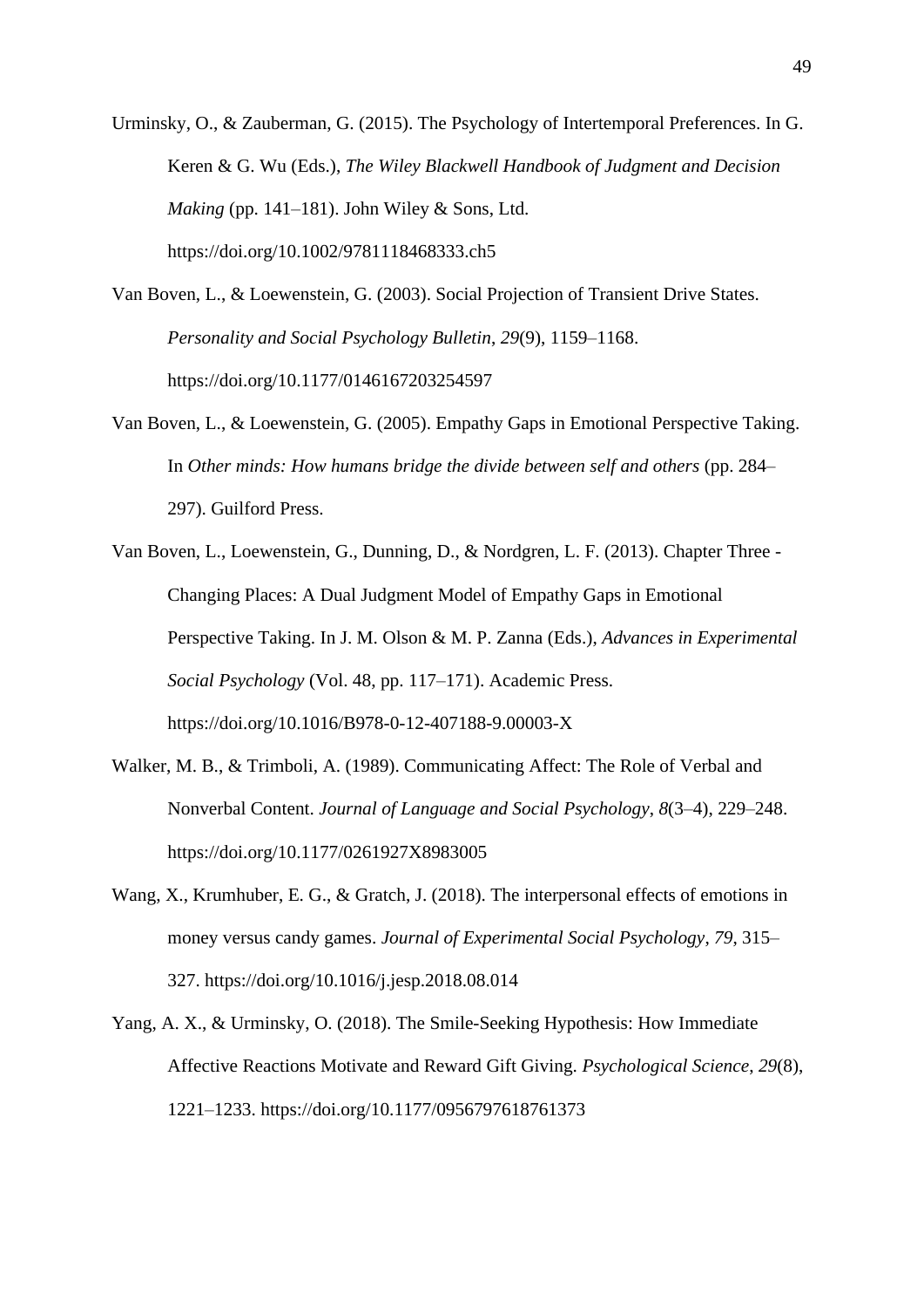Urminsky, O., & Zauberman, G. (2015). The Psychology of Intertemporal Preferences. In G. Keren & G. Wu (Eds.), *The Wiley Blackwell Handbook of Judgment and Decision Making* (pp. 141–181). John Wiley & Sons, Ltd. https://doi.org/10.1002/9781118468333.ch5

Van Boven, L., & Loewenstein, G. (2003). Social Projection of Transient Drive States. *Personality and Social Psychology Bulletin*, *29*(9), 1159–1168. https://doi.org/10.1177/0146167203254597

Van Boven, L., & Loewenstein, G. (2005). Empathy Gaps in Emotional Perspective Taking. In *Other minds: How humans bridge the divide between self and others* (pp. 284–297). Guilford Press.

Van Boven, L., Loewenstein, G., Dunning, D., & Nordgren, L. F. (2013). Chapter Three - Changing Places: A Dual Judgment Model of Empathy Gaps in Emotional Perspective Taking. In J. M. Olson & M. P. Zanna (Eds.), *Advances in Experimental Social Psychology* (Vol. 48, pp. 117–171). Academic Press. https://doi.org/10.1016/B978-0-12-407188-9.00003-X

Walker, M. B., & Trimboli, A. (1989). Communicating Affect: The Role of Verbal and Nonverbal Content. *Journal of Language and Social Psychology*, *8*(3–4), 229–248. https://doi.org/10.1177/0261927X8983005

Wang, X., Krumhuber, E. G., & Gratch, J. (2018). The interpersonal effects of emotions in money versus candy games. *Journal of Experimental Social Psychology*, *79*, 315–327. https://doi.org/10.1016/j.jesp.2018.08.014

Yang, A. X., & Urminsky, O. (2018). The Smile-Seeking Hypothesis: How Immediate Affective Reactions Motivate and Reward Gift Giving. *Psychological Science*, *29*(8), 1221–1233. https://doi.org/10.1177/0956797618761373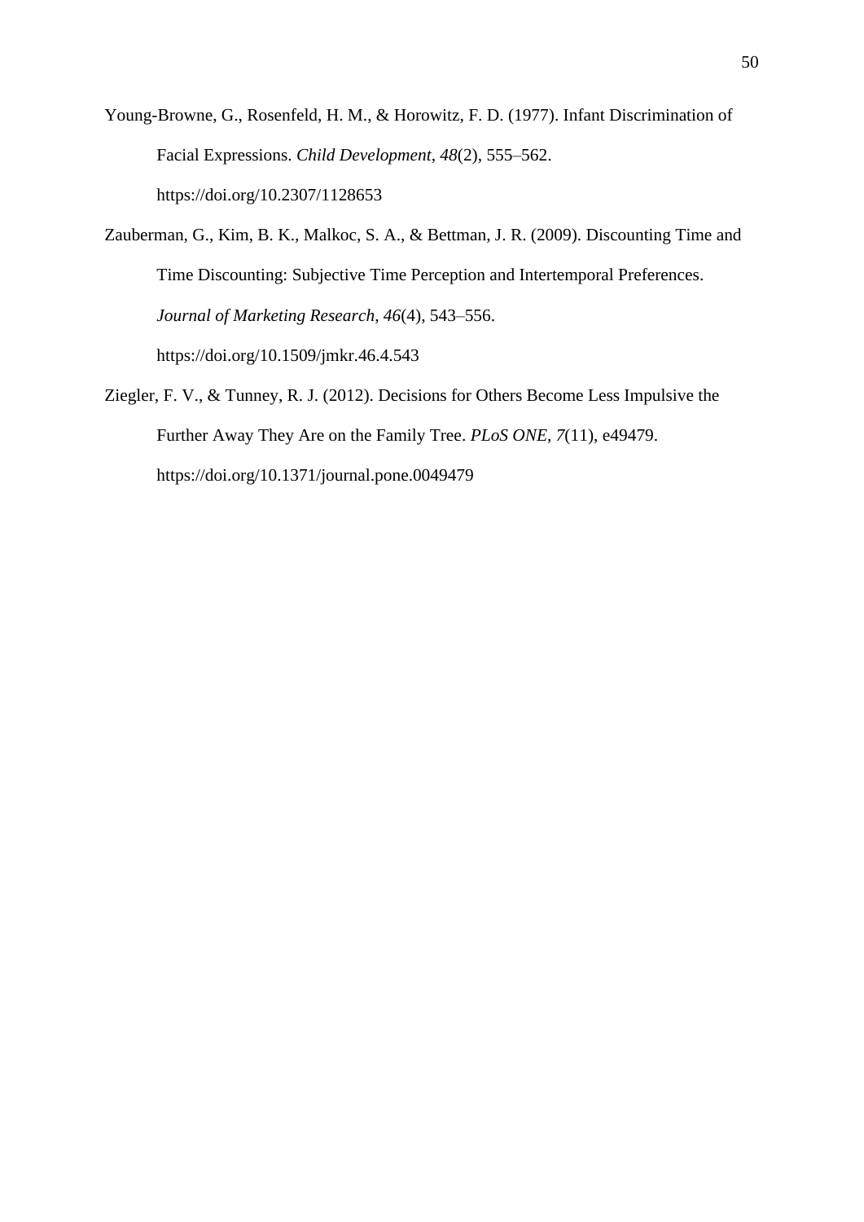Young-Browne, G., Rosenfeld, H. M., & Horowitz, F. D. (1977). Infant Discrimination of Facial Expressions. *Child Development*, *48*(2), 555–562. https://doi.org/10.2307/1128653

Zauberman, G., Kim, B. K., Malkoc, S. A., & Bettman, J. R. (2009). Discounting Time and Time Discounting: Subjective Time Perception and Intertemporal Preferences. *Journal of Marketing Research*, *46*(4), 543–556. https://doi.org/10.1509/jmkr.46.4.543

Ziegler, F. V., & Tunney, R. J. (2012). Decisions for Others Become Less Impulsive the Further Away They Are on the Family Tree. *PLoS ONE*, *7*(11), e49479. https://doi.org/10.1371/journal.pone.0049479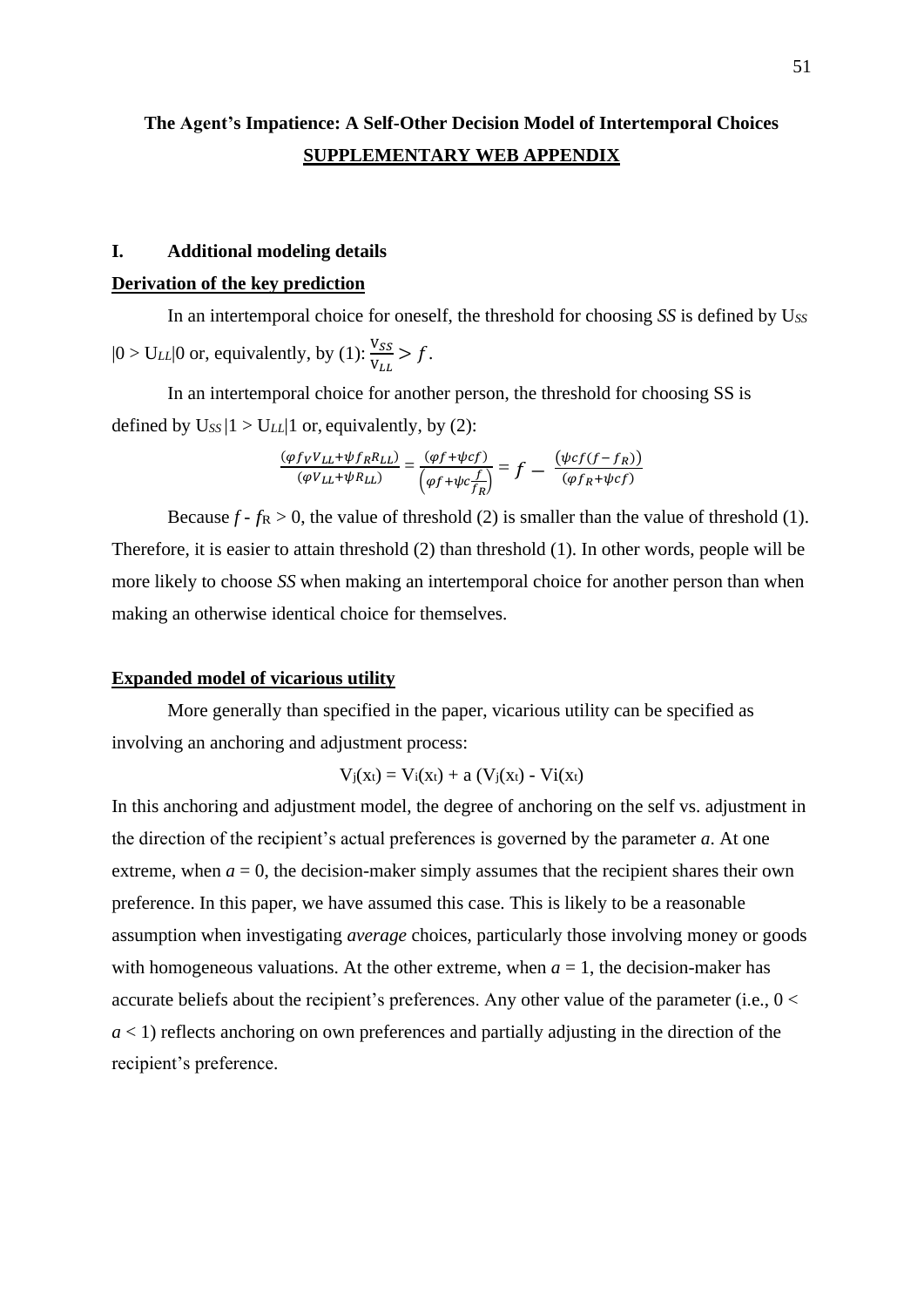**The Agent's Impatience: A Self-Other Decision Model of Intertemporal Choices**

**SUPPLEMENTARY WEB APPENDIX**

## I. Additional modeling details

**Derivation of the key prediction**

In an intertemporal choice for oneself, the threshold for choosing *SS* is defined by $U_{SS}|0 > U_{LL}|0$ or, equivalently, by (1): $\frac{V_{SS}}{V_{LL}} > f$.

In an intertemporal choice for another person, the threshold for choosing SS is defined by $U_{SS}|1 > U_{LL}|1$ or, equivalently, by (2):

$$\frac{(\varphi f_V V_{LL} + \psi f_R R_{LL})}{(\varphi V_{LL} + \psi R_{LL})} = \frac{(\varphi f + \psi c f)}{\left(\varphi f + \psi c \frac{f}{f_R}\right)} = f - \frac{(\psi c f (f - f_R))}{(\varphi f_R + \psi c f)}$$

Because $f - f_R > 0$, the value of threshold (2) is smaller than the value of threshold (1). Therefore, it is easier to attain threshold (2) than threshold (1). In other words, people will be more likely to choose *SS* when making an intertemporal choice for another person than when making an otherwise identical choice for themselves.

**Expanded model of vicarious utility**

More generally than specified in the paper, vicarious utility can be specified as involving an anchoring and adjustment process:

$$V_j(x_t) = V_i(x_t) + a\,(V_j(x_t) - V_i(x_t))$$

In this anchoring and adjustment model, the degree of anchoring on the self vs. adjustment in the direction of the recipient's actual preferences is governed by the parameter *a*. At one extreme, when $a = 0$, the decision-maker simply assumes that the recipient shares their own preference. In this paper, we have assumed this case. This is likely to be a reasonable assumption when investigating *average* choices, particularly those involving money or goods with homogeneous valuations. At the other extreme, when $a = 1$, the decision-maker has accurate beliefs about the recipient's preferences. Any other value of the parameter (i.e., $0 < a < 1$) reflects anchoring on own preferences and partially adjusting in the direction of the recipient's preference.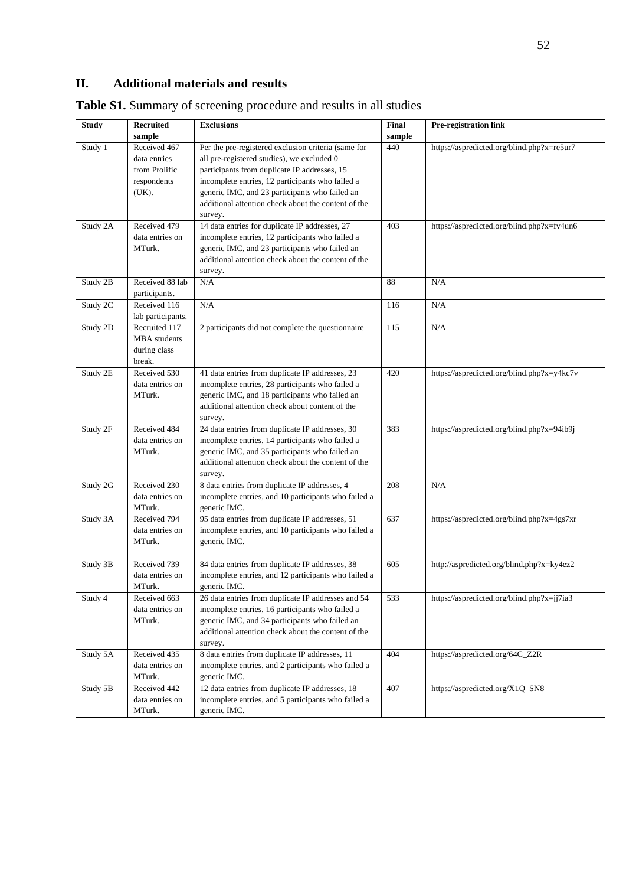## II. Additional materials and results

**Table S1.** Summary of screening procedure and results in all studies

| Study | Recruited sample | Exclusions | Final sample | Pre-registration link |
|---|---|---|---|---|
| Study 1 | Received 467 data entries from Prolific respondents (UK). | Per the pre-registered exclusion criteria (same for all pre-registered studies), we excluded 0 participants from duplicate IP addresses, 15 incomplete entries, 12 participants who failed a generic IMC, and 23 participants who failed an additional attention check about the content of the survey. | 440 | https://aspredicted.org/blind.php?x=re5ur7 |
| Study 2A | Received 479 data entries on MTurk. | 14 data entries for duplicate IP addresses, 27 incomplete entries, 12 participants who failed a generic IMC, and 23 participants who failed an additional attention check about the content of the survey. | 403 | https://aspredicted.org/blind.php?x=fv4un6 |
| Study 2B | Received 88 lab participants. | N/A | 88 | N/A |
| Study 2C | Received 116 lab participants. | N/A | 116 | N/A |
| Study 2D | Recruited 117 MBA students during class break. | 2 participants did not complete the questionnaire | 115 | N/A |
| Study 2E | Received 530 data entries on MTurk. | 41 data entries from duplicate IP addresses, 23 incomplete entries, 28 participants who failed a generic IMC, and 18 participants who failed an additional attention check about content of the survey. | 420 | https://aspredicted.org/blind.php?x=y4kc7v |
| Study 2F | Received 484 data entries on MTurk. | 24 data entries from duplicate IP addresses, 30 incomplete entries, 14 participants who failed a generic IMC, and 35 participants who failed an additional attention check about the content of the survey. | 383 | https://aspredicted.org/blind.php?x=94ib9j |
| Study 2G | Received 230 data entries on MTurk. | 8 data entries from duplicate IP addresses, 4 incomplete entries, and 10 participants who failed a generic IMC. | 208 | N/A |
| Study 3A | Received 794 data entries on MTurk. | 95 data entries from duplicate IP addresses, 51 incomplete entries, and 10 participants who failed a generic IMC. | 637 | https://aspredicted.org/blind.php?x=4gs7xr |
| Study 3B | Received 739 data entries on MTurk. | 84 data entries from duplicate IP addresses, 38 incomplete entries, and 12 participants who failed a generic IMC. | 605 | http://aspredicted.org/blind.php?x=ky4ez2 |
| Study 4 | Received 663 data entries on MTurk. | 26 data entries from duplicate IP addresses and 54 incomplete entries, 16 participants who failed a generic IMC, and 34 participants who failed an additional attention check about the content of the survey. | 533 | https://aspredicted.org/blind.php?x=jj7ia3 |
| Study 5A | Received 435 data entries on MTurk. | 8 data entries from duplicate IP addresses, 11 incomplete entries, and 2 participants who failed a generic IMC. | 404 | https://aspredicted.org/64C_Z2R |
| Study 5B | Received 442 data entries on MTurk. | 12 data entries from duplicate IP addresses, 18 incomplete entries, and 5 participants who failed a generic IMC. | 407 | https://aspredicted.org/X1Q_SN8 |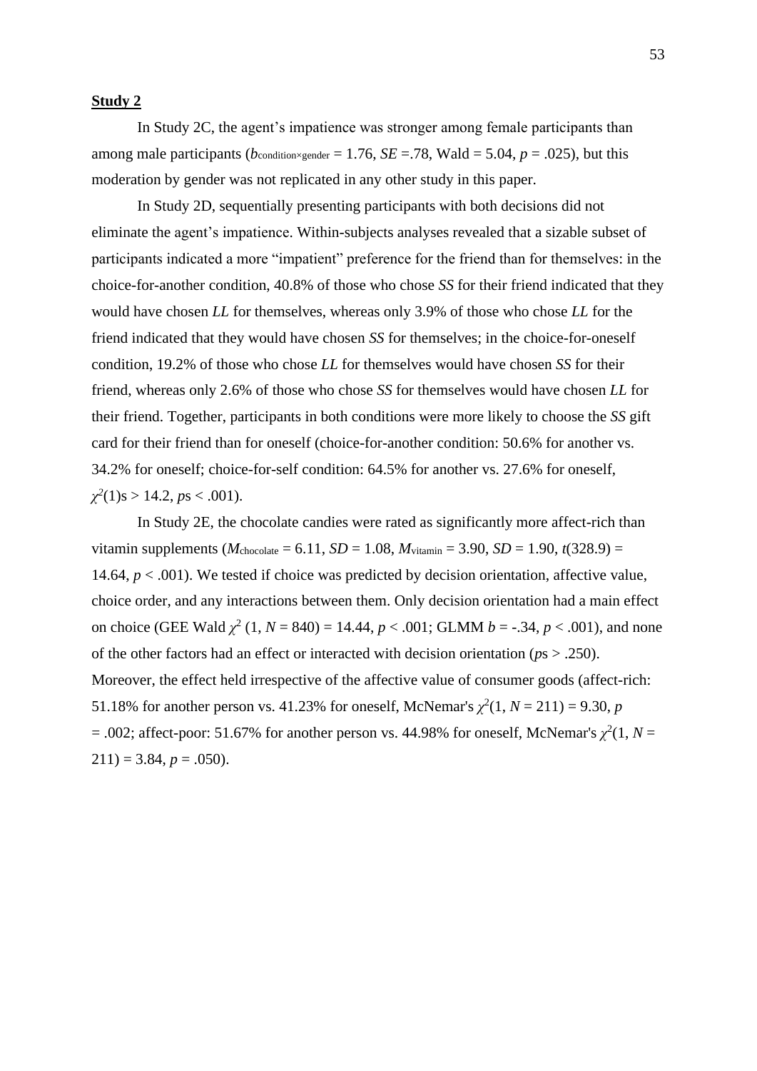**Study 2**

In Study 2C, the agent's impatience was stronger among female participants than among male participants ($b_{condition×gender}$ = 1.76, *SE* =.78, Wald = 5.04, *p* = .025), but this moderation by gender was not replicated in any other study in this paper.

In Study 2D, sequentially presenting participants with both decisions did not eliminate the agent's impatience. Within-subjects analyses revealed that a sizable subset of participants indicated a more "impatient" preference for the friend than for themselves: in the choice-for-another condition, 40.8% of those who chose *SS* for their friend indicated that they would have chosen *LL* for themselves, whereas only 3.9% of those who chose *LL* for the friend indicated that they would have chosen *SS* for themselves; in the choice-for-oneself condition, 19.2% of those who chose *LL* for themselves would have chosen *SS* for their friend, whereas only 2.6% of those who chose *SS* for themselves would have chosen *LL* for their friend. Together, participants in both conditions were more likely to choose the *SS* gift card for their friend than for oneself (choice-for-another condition: 50.6% for another vs. 34.2% for oneself; choice-for-self condition: 64.5% for another vs. 27.6% for oneself, $\chi^2(1)$s > 14.2, *p*s < .001).

In Study 2E, the chocolate candies were rated as significantly more affect-rich than vitamin supplements ($M_{chocolate}$ = 6.11, *SD* = 1.08, $M_{vitamin}$ = 3.90, *SD* = 1.90, *t*(328.9) = 14.64, *p* < .001). We tested if choice was predicted by decision orientation, affective value, choice order, and any interactions between them. Only decision orientation had a main effect on choice (GEE Wald $\chi^2$ (1, *N* = 840) = 14.44, *p* < .001; GLMM *b* = -.34, *p* < .001), and none of the other factors had an effect or interacted with decision orientation (*p*s > .250). Moreover, the effect held irrespective of the affective value of consumer goods (affect-rich: 51.18% for another person vs. 41.23% for oneself, McNemar's $\chi^2$(1, *N* = 211) = 9.30, *p* = .002; affect-poor: 51.67% for another person vs. 44.98% for oneself, McNemar's $\chi^2$(1, *N* = 211) = 3.84, *p* = .050).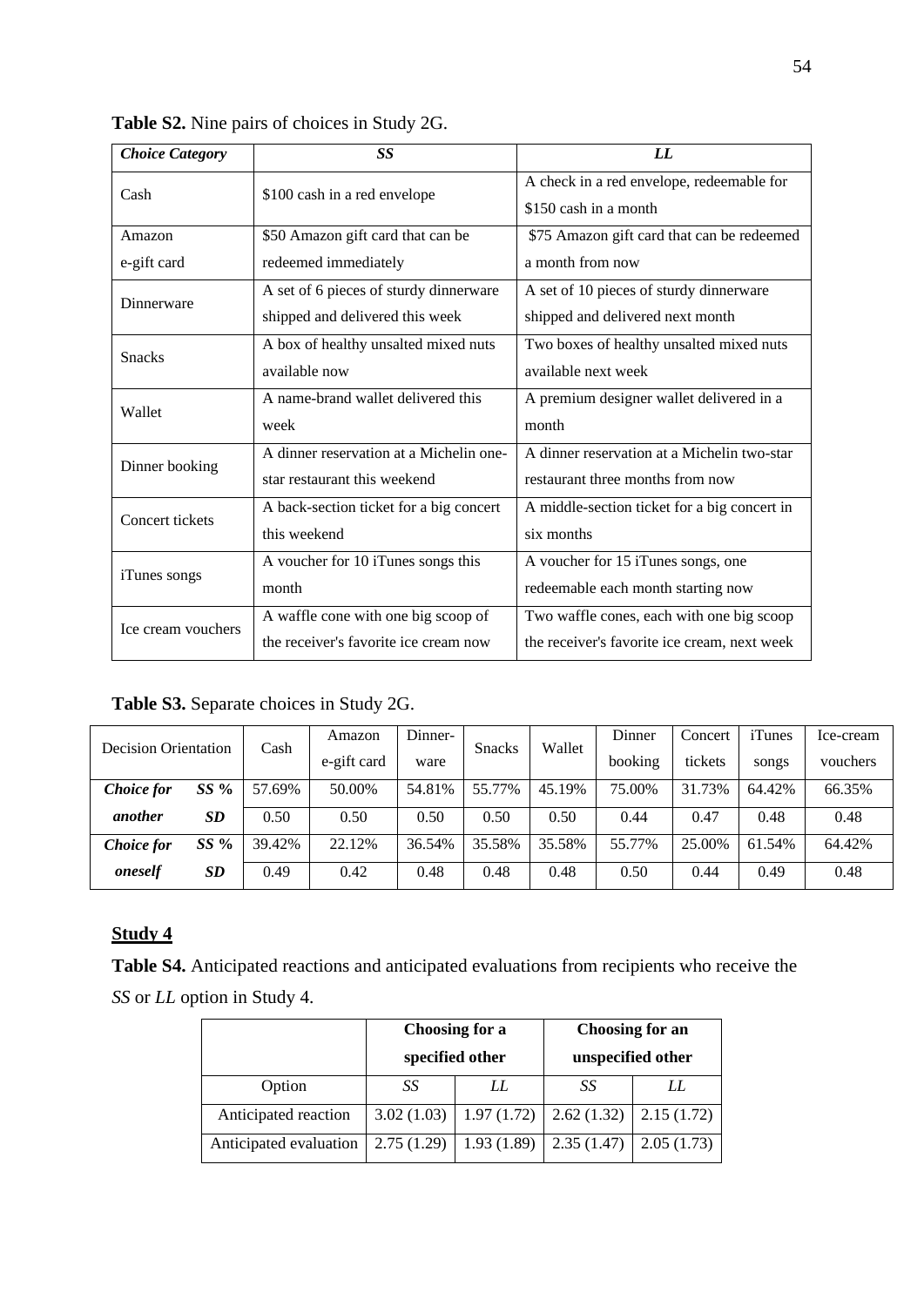**Table S2.** Nine pairs of choices in Study 2G.

| *Choice Category* | *SS* | *LL* |
|---|---|---|
| Cash | $100 cash in a red envelope | A check in a red envelope, redeemable for $150 cash in a month |
| Amazon e-gift card | $50 Amazon gift card that can be redeemed immediately | $75 Amazon gift card that can be redeemed a month from now |
| Dinnerware | A set of 6 pieces of sturdy dinnerware shipped and delivered this week | A set of 10 pieces of sturdy dinnerware shipped and delivered next month |
| Snacks | A box of healthy unsalted mixed nuts available now | Two boxes of healthy unsalted mixed nuts available next week |
| Wallet | A name-brand wallet delivered this week | A premium designer wallet delivered in a month |
| Dinner booking | A dinner reservation at a Michelin one-star restaurant this weekend | A dinner reservation at a Michelin two-star restaurant three months from now |
| Concert tickets | A back-section ticket for a big concert this weekend | A middle-section ticket for a big concert in six months |
| iTunes songs | A voucher for 10 iTunes songs this month | A voucher for 15 iTunes songs, one redeemable each month starting now |
| Ice cream vouchers | A waffle cone with one big scoop of the receiver's favorite ice cream now | Two waffle cones, each with one big scoop the receiver's favorite ice cream, next week |

**Table S3.** Separate choices in Study 2G.

| Decision Orientation | | Cash | Amazon e-gift card | Dinner-ware | Snacks | Wallet | Dinner booking | Concert tickets | iTunes songs | Ice-cream vouchers |
|---|---|---|---|---|---|---|---|---|---|---|
| ***Choice for another*** | ***SS %*** | 57.69% | 50.00% | 54.81% | 55.77% | 45.19% | 75.00% | 31.73% | 64.42% | 66.35% |
| | ***SD*** | 0.50 | 0.50 | 0.50 | 0.50 | 0.50 | 0.44 | 0.47 | 0.48 | 0.48 |
| ***Choice for oneself*** | ***SS %*** | 39.42% | 22.12% | 36.54% | 35.58% | 35.58% | 55.77% | 25.00% | 61.54% | 64.42% |
| | ***SD*** | 0.49 | 0.42 | 0.48 | 0.48 | 0.48 | 0.50 | 0.44 | 0.49 | 0.48 |

## Study 4

**Table S4.** Anticipated reactions and anticipated evaluations from recipients who receive the *SS* or *LL* option in Study 4.

| | **Choosing for a specified other** | | **Choosing for an unspecified other** | |
|---|---|---|---|---|
| Option | *SS* | *LL* | *SS* | *LL* |
| Anticipated reaction | 3.02 (1.03) | 1.97 (1.72) | 2.62 (1.32) | 2.15 (1.72) |
| Anticipated evaluation | 2.75 (1.29) | 1.93 (1.89) | 2.35 (1.47) | 2.05 (1.73) |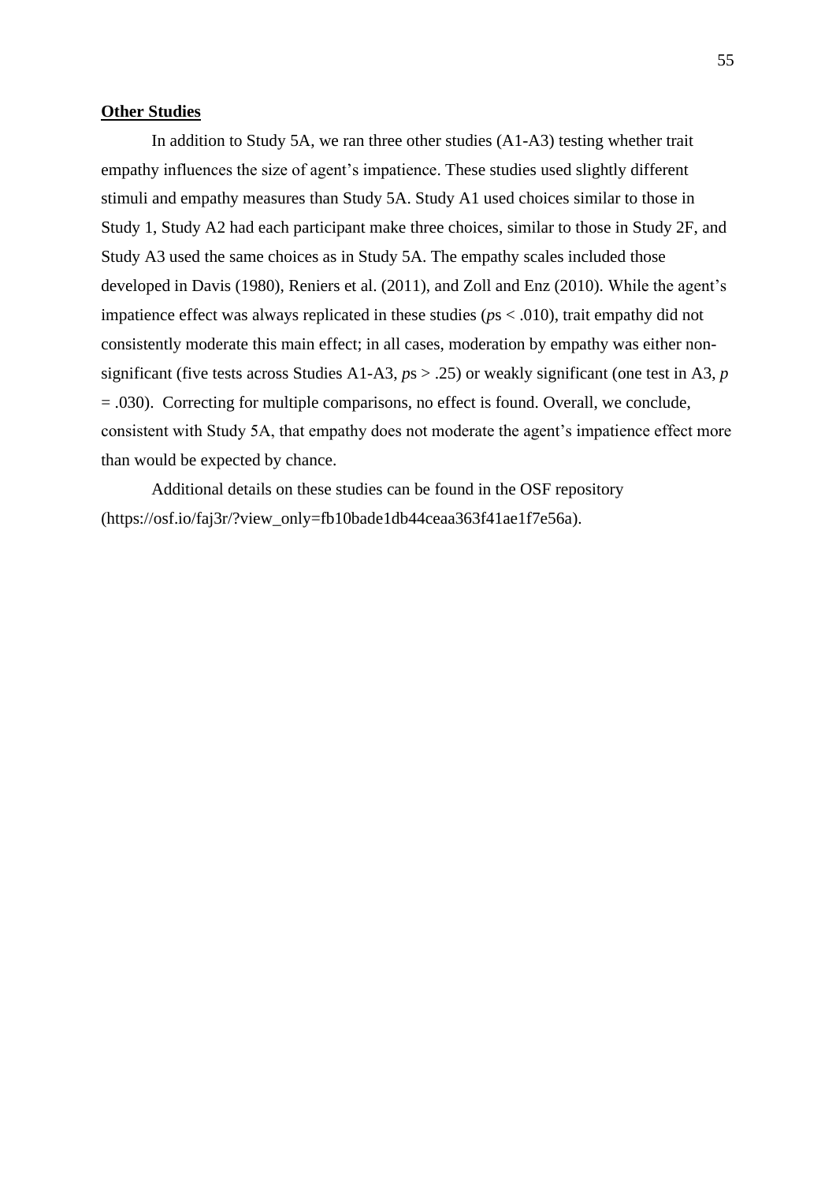**Other Studies**

In addition to Study 5A, we ran three other studies (A1-A3) testing whether trait empathy influences the size of agent's impatience. These studies used slightly different stimuli and empathy measures than Study 5A. Study A1 used choices similar to those in Study 1, Study A2 had each participant make three choices, similar to those in Study 2F, and Study A3 used the same choices as in Study 5A. The empathy scales included those developed in Davis (1980), Reniers et al. (2011), and Zoll and Enz (2010). While the agent's impatience effect was always replicated in these studies ($p$s $< .010$), trait empathy did not consistently moderate this main effect; in all cases, moderation by empathy was either non-significant (five tests across Studies A1-A3, $p$s $> .25$) or weakly significant (one test in A3, $p = .030$). Correcting for multiple comparisons, no effect is found. Overall, we conclude, consistent with Study 5A, that empathy does not moderate the agent's impatience effect more than would be expected by chance.

Additional details on these studies can be found in the OSF repository (https://osf.io/faj3r/?view_only=fb10bade1db44ceaa363f41ae1f7e56a).